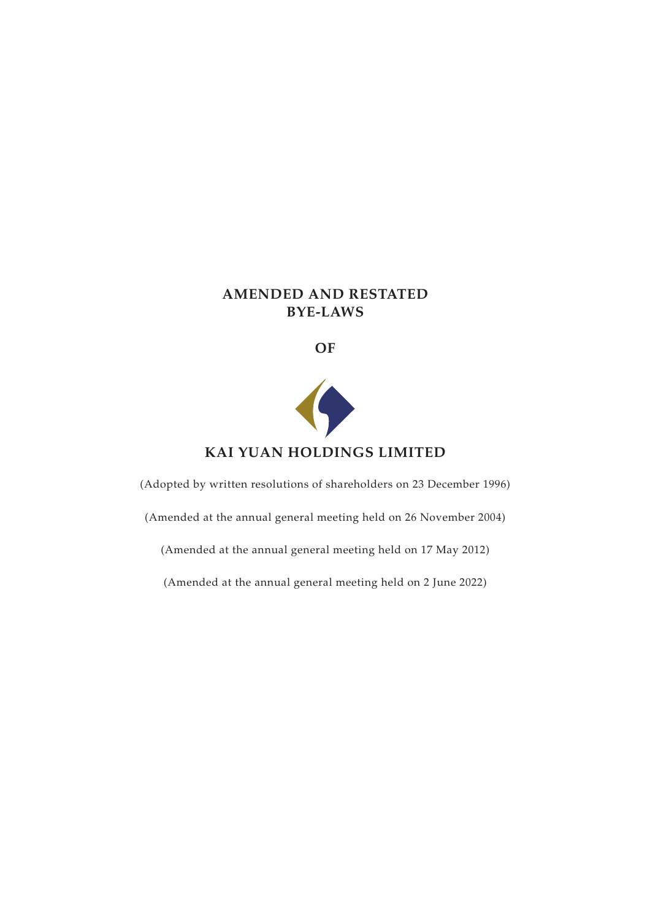# AMENDED AND RESTATED BYE-LAWS

## OF

## KAI YUAN HOLDINGS LIMITED

(Adopted by written resolutions of shareholders on 23 December 1996)

(Amended at the annual general meeting held on 26 November 2004)

(Amended at the annual general meeting held on 17 May 2012)

(Amended at the annual general meeting held on 2 June 2022)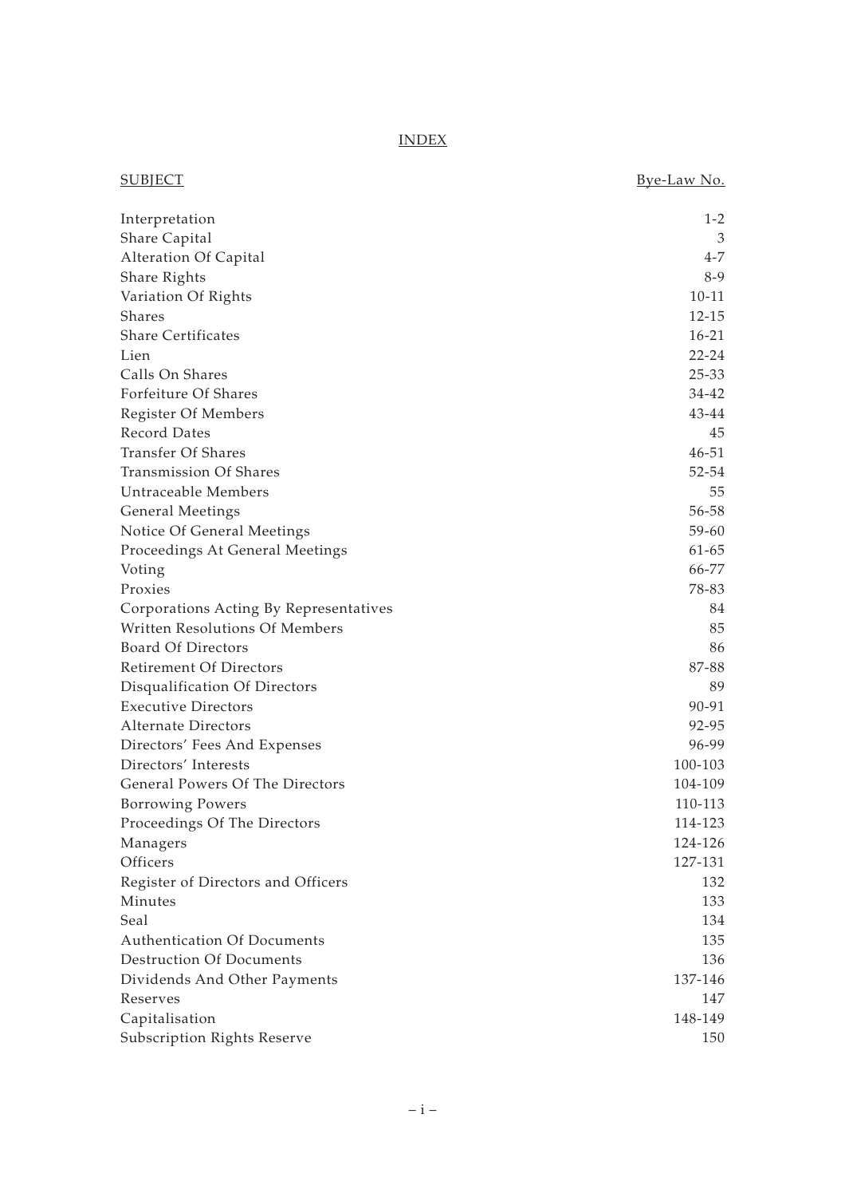# INDEX

| SUBJECT | Bye-Law No. |
|---|---|
| Interpretation | 1-2 |
| Share Capital | 3 |
| Alteration Of Capital | 4-7 |
| Share Rights | 8-9 |
| Variation Of Rights | 10-11 |
| Shares | 12-15 |
| Share Certificates | 16-21 |
| Lien | 22-24 |
| Calls On Shares | 25-33 |
| Forfeiture Of Shares | 34-42 |
| Register Of Members | 43-44 |
| Record Dates | 45 |
| Transfer Of Shares | 46-51 |
| Transmission Of Shares | 52-54 |
| Untraceable Members | 55 |
| General Meetings | 56-58 |
| Notice Of General Meetings | 59-60 |
| Proceedings At General Meetings | 61-65 |
| Voting | 66-77 |
| Proxies | 78-83 |
| Corporations Acting By Representatives | 84 |
| Written Resolutions Of Members | 85 |
| Board Of Directors | 86 |
| Retirement Of Directors | 87-88 |
| Disqualification Of Directors | 89 |
| Executive Directors | 90-91 |
| Alternate Directors | 92-95 |
| Directors' Fees And Expenses | 96-99 |
| Directors' Interests | 100-103 |
| General Powers Of The Directors | 104-109 |
| Borrowing Powers | 110-113 |
| Proceedings Of The Directors | 114-123 |
| Managers | 124-126 |
| Officers | 127-131 |
| Register of Directors and Officers | 132 |
| Minutes | 133 |
| Seal | 134 |
| Authentication Of Documents | 135 |
| Destruction Of Documents | 136 |
| Dividends And Other Payments | 137-146 |
| Reserves | 147 |
| Capitalisation | 148-149 |
| Subscription Rights Reserve | 150 |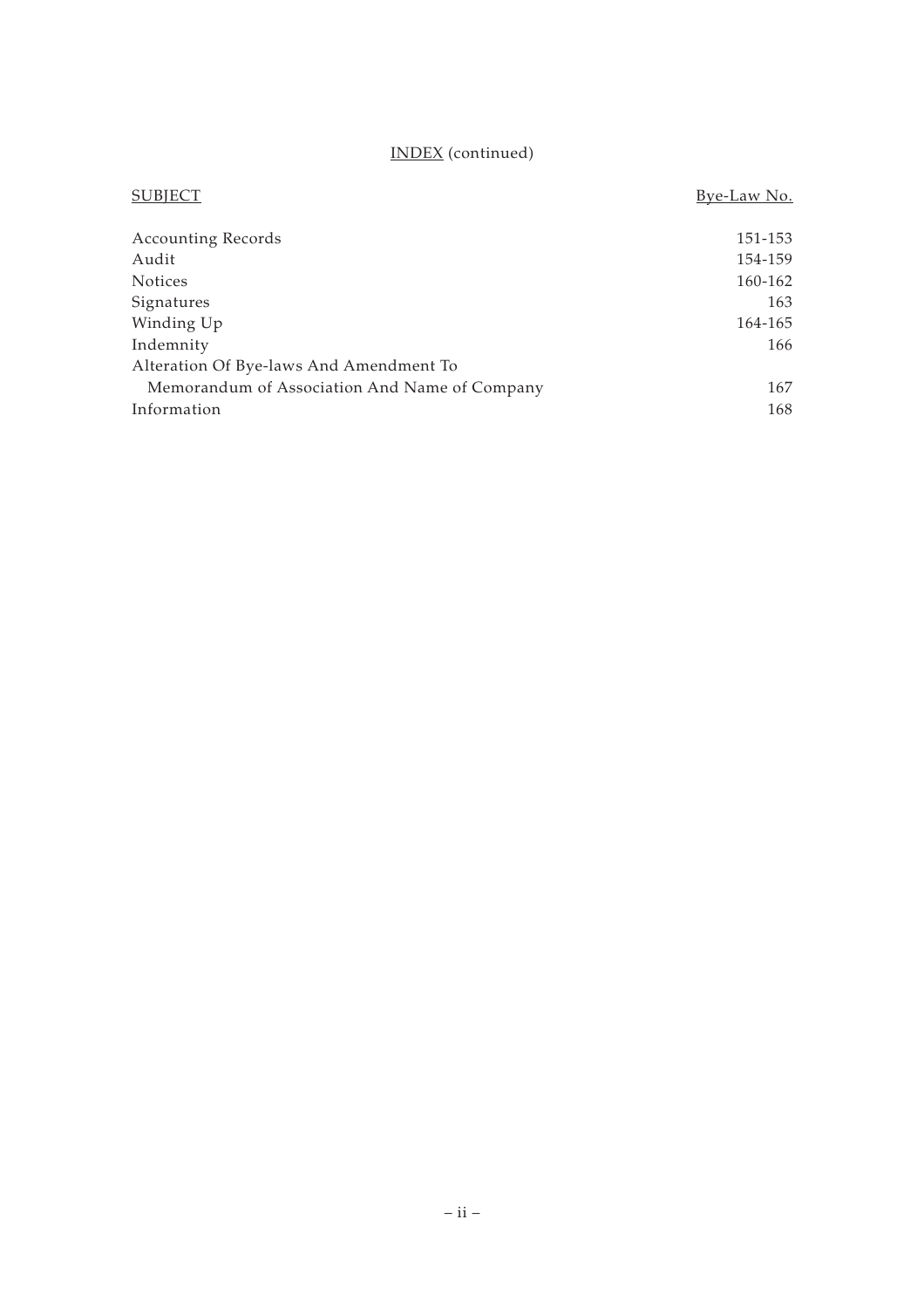## INDEX (continued)

| SUBJECT | Bye-Law No. |
|---|---|
| Accounting Records | 151-153 |
| Audit | 154-159 |
| Notices | 160-162 |
| Signatures | 163 |
| Winding Up | 164-165 |
| Indemnity | 166 |
| Alteration Of Bye-laws And Amendment To Memorandum of Association And Name of Company | 167 |
| Information | 168 |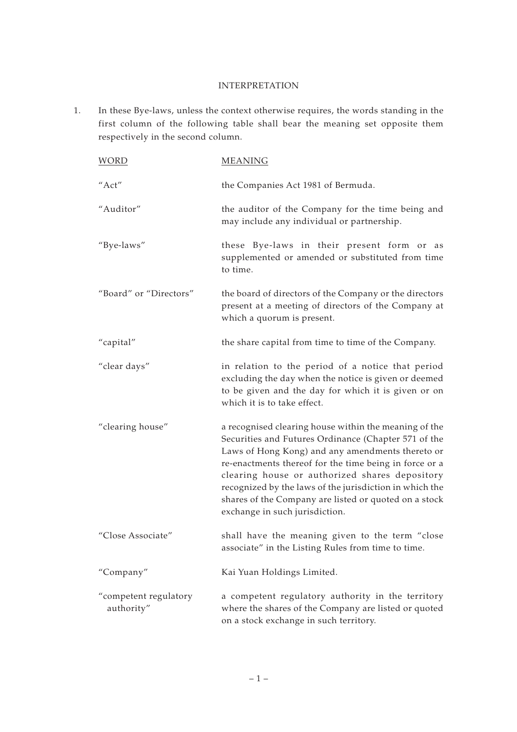## INTERPRETATION

1. In these Bye-laws, unless the context otherwise requires, the words standing in the first column of the following table shall bear the meaning set opposite them respectively in the second column.

| WORD | MEANING |
|---|---|
| "Act" | the Companies Act 1981 of Bermuda. |
| "Auditor" | the auditor of the Company for the time being and may include any individual or partnership. |
| "Bye-laws" | these Bye-laws in their present form or as supplemented or amended or substituted from time to time. |
| "Board" or "Directors" | the board of directors of the Company or the directors present at a meeting of directors of the Company at which a quorum is present. |
| "capital" | the share capital from time to time of the Company. |
| "clear days" | in relation to the period of a notice that period excluding the day when the notice is given or deemed to be given and the day for which it is given or on which it is to take effect. |
| "clearing house" | a recognised clearing house within the meaning of the Securities and Futures Ordinance (Chapter 571 of the Laws of Hong Kong) and any amendments thereto or re-enactments thereof for the time being in force or a clearing house or authorized shares depository recognized by the laws of the jurisdiction in which the shares of the Company are listed or quoted on a stock exchange in such jurisdiction. |
| "Close Associate" | shall have the meaning given to the term "close associate" in the Listing Rules from time to time. |
| "Company" | Kai Yuan Holdings Limited. |
| "competent regulatory authority" | a competent regulatory authority in the territory where the shares of the Company are listed or quoted on a stock exchange in such territory. |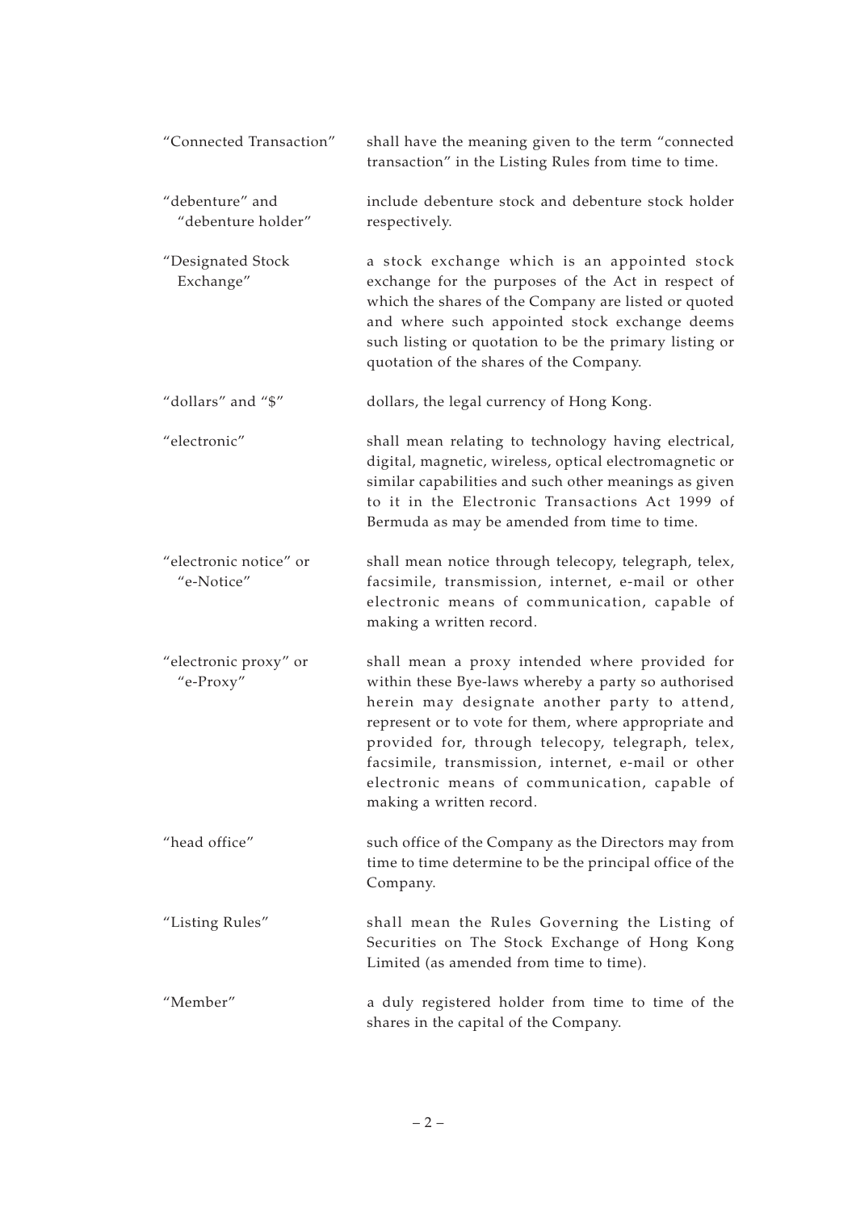| | |
|---|---|
| "Connected Transaction" | shall have the meaning given to the term "connected transaction" in the Listing Rules from time to time. |
| "debenture" and "debenture holder" | include debenture stock and debenture stock holder respectively. |
| "Designated Stock Exchange" | a stock exchange which is an appointed stock exchange for the purposes of the Act in respect of which the shares of the Company are listed or quoted and where such appointed stock exchange deems such listing or quotation to be the primary listing or quotation of the shares of the Company. |
| "dollars" and "$" | dollars, the legal currency of Hong Kong. |
| "electronic" | shall mean relating to technology having electrical, digital, magnetic, wireless, optical electromagnetic or similar capabilities and such other meanings as given to it in the Electronic Transactions Act 1999 of Bermuda as may be amended from time to time. |
| "electronic notice" or "e-Notice" | shall mean notice through telecopy, telegraph, telex, facsimile, transmission, internet, e-mail or other electronic means of communication, capable of making a written record. |
| "electronic proxy" or "e-Proxy" | shall mean a proxy intended where provided for within these Bye-laws whereby a party so authorised herein may designate another party to attend, represent or to vote for them, where appropriate and provided for, through telecopy, telegraph, telex, facsimile, transmission, internet, e-mail or other electronic means of communication, capable of making a written record. |
| "head office" | such office of the Company as the Directors may from time to time determine to be the principal office of the Company. |
| "Listing Rules" | shall mean the Rules Governing the Listing of Securities on The Stock Exchange of Hong Kong Limited (as amended from time to time). |
| "Member" | a duly registered holder from time to time of the shares in the capital of the Company. |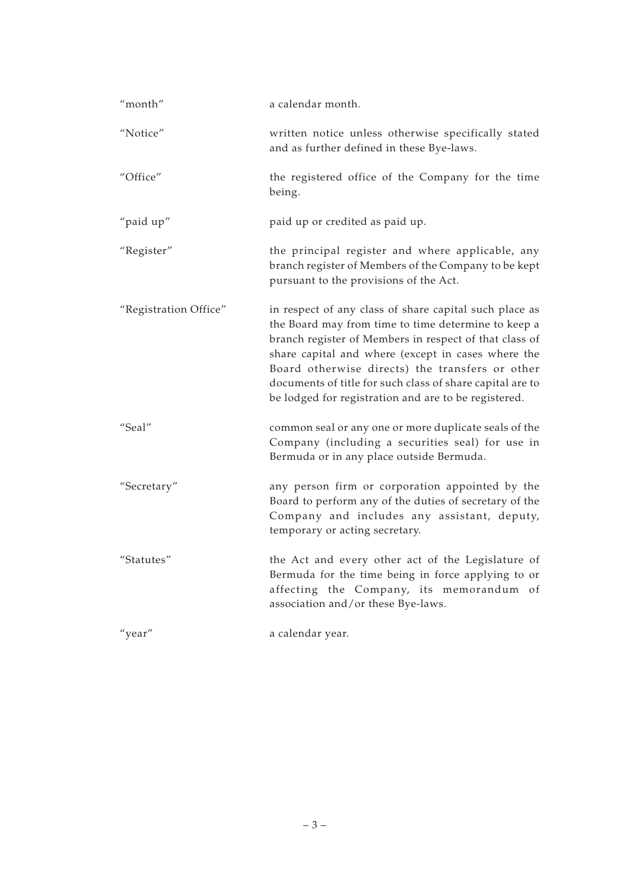| | |
|---|---|
| "month" | a calendar month. |
| "Notice" | written notice unless otherwise specifically stated and as further defined in these Bye-laws. |
| "Office" | the registered office of the Company for the time being. |
| "paid up" | paid up or credited as paid up. |
| "Register" | the principal register and where applicable, any branch register of Members of the Company to be kept pursuant to the provisions of the Act. |
| "Registration Office" | in respect of any class of share capital such place as the Board may from time to time determine to keep a branch register of Members in respect of that class of share capital and where (except in cases where the Board otherwise directs) the transfers or other documents of title for such class of share capital are to be lodged for registration and are to be registered. |
| "Seal" | common seal or any one or more duplicate seals of the Company (including a securities seal) for use in Bermuda or in any place outside Bermuda. |
| "Secretary" | any person firm or corporation appointed by the Board to perform any of the duties of secretary of the Company and includes any assistant, deputy, temporary or acting secretary. |
| "Statutes" | the Act and every other act of the Legislature of Bermuda for the time being in force applying to or affecting the Company, its memorandum of association and/or these Bye-laws. |
| "year" | a calendar year. |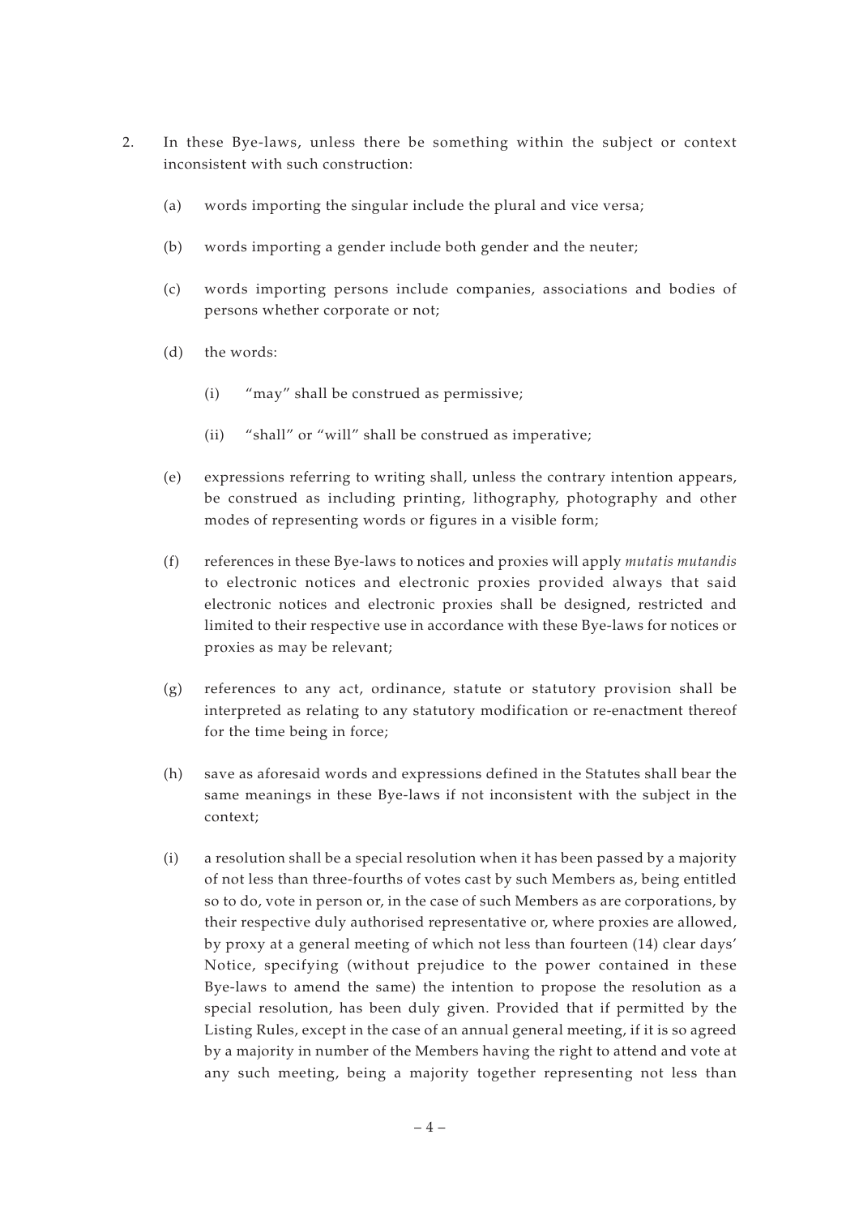2. In these Bye-laws, unless there be something within the subject or context inconsistent with such construction:

   (a) words importing the singular include the plural and vice versa;

   (b) words importing a gender include both gender and the neuter;

   (c) words importing persons include companies, associations and bodies of persons whether corporate or not;

   (d) the words:

      (i) "may" shall be construed as permissive;

      (ii) "shall" or "will" shall be construed as imperative;

   (e) expressions referring to writing shall, unless the contrary intention appears, be construed as including printing, lithography, photography and other modes of representing words or figures in a visible form;

   (f) references in these Bye-laws to notices and proxies will apply *mutatis mutandis* to electronic notices and electronic proxies provided always that said electronic notices and electronic proxies shall be designed, restricted and limited to their respective use in accordance with these Bye-laws for notices or proxies as may be relevant;

   (g) references to any act, ordinance, statute or statutory provision shall be interpreted as relating to any statutory modification or re-enactment thereof for the time being in force;

   (h) save as aforesaid words and expressions defined in the Statutes shall bear the same meanings in these Bye-laws if not inconsistent with the subject in the context;

   (i) a resolution shall be a special resolution when it has been passed by a majority of not less than three-fourths of votes cast by such Members as, being entitled so to do, vote in person or, in the case of such Members as are corporations, by their respective duly authorised representative or, where proxies are allowed, by proxy at a general meeting of which not less than fourteen (14) clear days' Notice, specifying (without prejudice to the power contained in these Bye-laws to amend the same) the intention to propose the resolution as a special resolution, has been duly given. Provided that if permitted by the Listing Rules, except in the case of an annual general meeting, if it is so agreed by a majority in number of the Members having the right to attend and vote at any such meeting, being a majority together representing not less than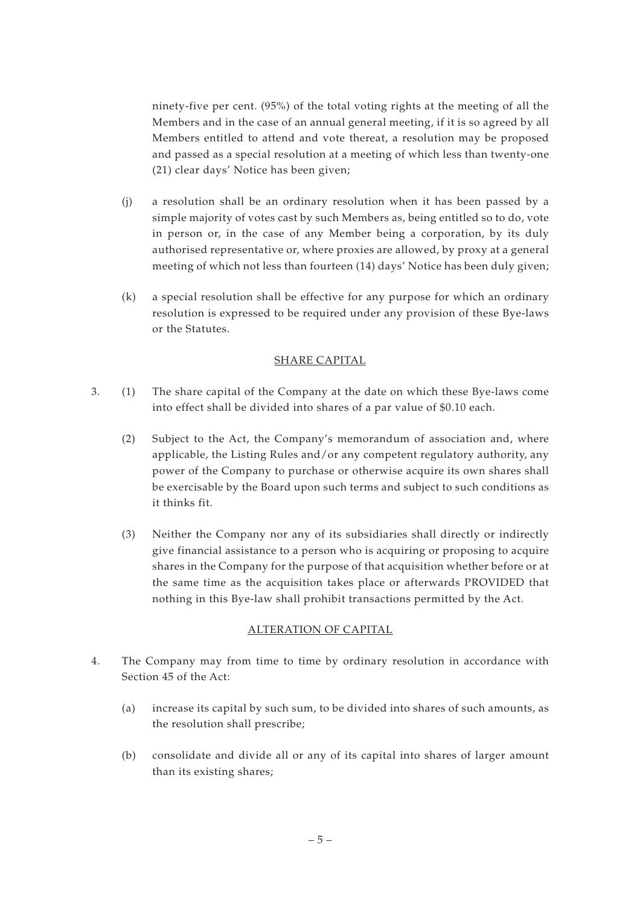ninety-five per cent. (95%) of the total voting rights at the meeting of all the Members and in the case of an annual general meeting, if it is so agreed by all Members entitled to attend and vote thereat, a resolution may be proposed and passed as a special resolution at a meeting of which less than twenty-one (21) clear days' Notice has been given;

(j) a resolution shall be an ordinary resolution when it has been passed by a simple majority of votes cast by such Members as, being entitled so to do, vote in person or, in the case of any Member being a corporation, by its duly authorised representative or, where proxies are allowed, by proxy at a general meeting of which not less than fourteen (14) days' Notice has been duly given;

(k) a special resolution shall be effective for any purpose for which an ordinary resolution is expressed to be required under any provision of these Bye-laws or the Statutes.

## SHARE CAPITAL

3. (1) The share capital of the Company at the date on which these Bye-laws come into effect shall be divided into shares of a par value of $0.10 each.

   (2) Subject to the Act, the Company's memorandum of association and, where applicable, the Listing Rules and/or any competent regulatory authority, any power of the Company to purchase or otherwise acquire its own shares shall be exercisable by the Board upon such terms and subject to such conditions as it thinks fit.

   (3) Neither the Company nor any of its subsidiaries shall directly or indirectly give financial assistance to a person who is acquiring or proposing to acquire shares in the Company for the purpose of that acquisition whether before or at the same time as the acquisition takes place or afterwards PROVIDED that nothing in this Bye-law shall prohibit transactions permitted by the Act.

## ALTERATION OF CAPITAL

4. The Company may from time to time by ordinary resolution in accordance with Section 45 of the Act:

   (a) increase its capital by such sum, to be divided into shares of such amounts, as the resolution shall prescribe;

   (b) consolidate and divide all or any of its capital into shares of larger amount than its existing shares;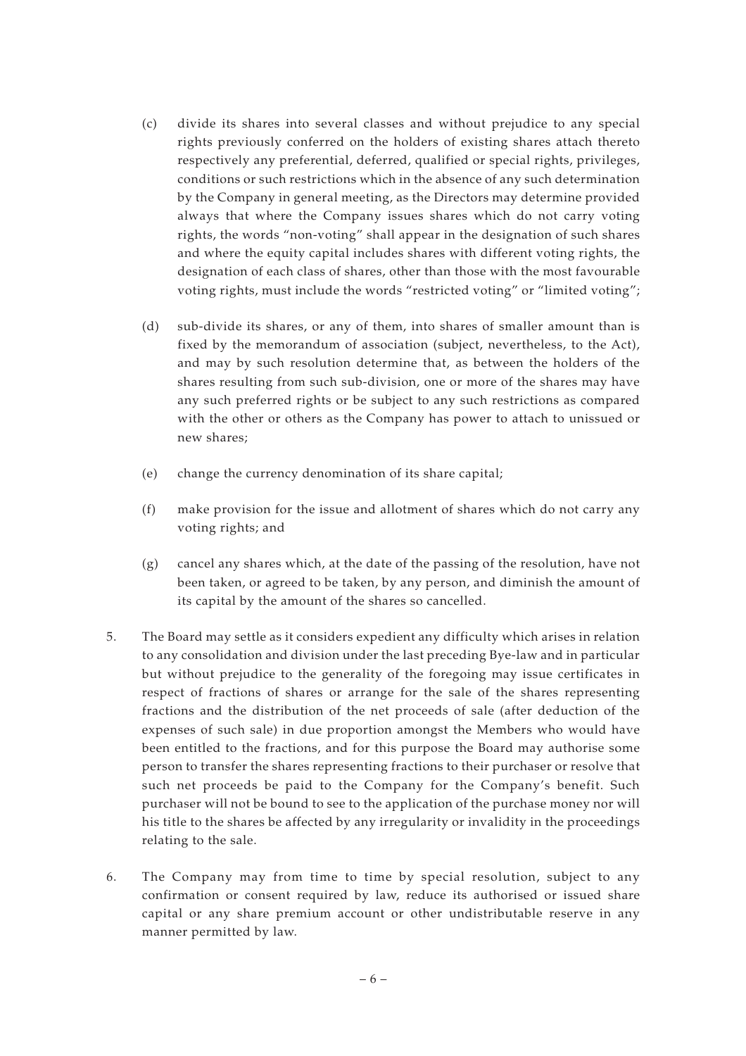(c) divide its shares into several classes and without prejudice to any special rights previously conferred on the holders of existing shares attach thereto respectively any preferential, deferred, qualified or special rights, privileges, conditions or such restrictions which in the absence of any such determination by the Company in general meeting, as the Directors may determine provided always that where the Company issues shares which do not carry voting rights, the words "non-voting" shall appear in the designation of such shares and where the equity capital includes shares with different voting rights, the designation of each class of shares, other than those with the most favourable voting rights, must include the words "restricted voting" or "limited voting";

(d) sub-divide its shares, or any of them, into shares of smaller amount than is fixed by the memorandum of association (subject, nevertheless, to the Act), and may by such resolution determine that, as between the holders of the shares resulting from such sub-division, one or more of the shares may have any such preferred rights or be subject to any such restrictions as compared with the other or others as the Company has power to attach to unissued or new shares;

(e) change the currency denomination of its share capital;

(f) make provision for the issue and allotment of shares which do not carry any voting rights; and

(g) cancel any shares which, at the date of the passing of the resolution, have not been taken, or agreed to be taken, by any person, and diminish the amount of its capital by the amount of the shares so cancelled.

5. The Board may settle as it considers expedient any difficulty which arises in relation to any consolidation and division under the last preceding Bye-law and in particular but without prejudice to the generality of the foregoing may issue certificates in respect of fractions of shares or arrange for the sale of the shares representing fractions and the distribution of the net proceeds of sale (after deduction of the expenses of such sale) in due proportion amongst the Members who would have been entitled to the fractions, and for this purpose the Board may authorise some person to transfer the shares representing fractions to their purchaser or resolve that such net proceeds be paid to the Company for the Company's benefit. Such purchaser will not be bound to see to the application of the purchase money nor will his title to the shares be affected by any irregularity or invalidity in the proceedings relating to the sale.

6. The Company may from time to time by special resolution, subject to any confirmation or consent required by law, reduce its authorised or issued share capital or any share premium account or other undistributable reserve in any manner permitted by law.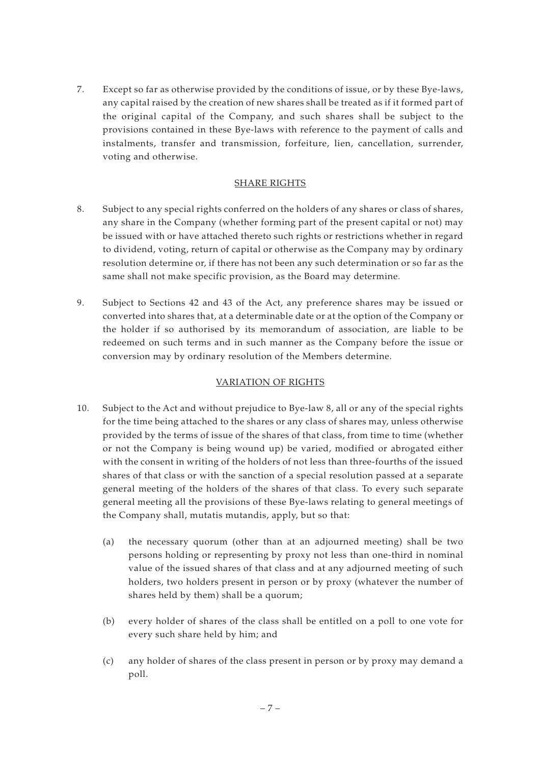7. Except so far as otherwise provided by the conditions of issue, or by these Bye-laws, any capital raised by the creation of new shares shall be treated as if it formed part of the original capital of the Company, and such shares shall be subject to the provisions contained in these Bye-laws with reference to the payment of calls and instalments, transfer and transmission, forfeiture, lien, cancellation, surrender, voting and otherwise.

## SHARE RIGHTS

8. Subject to any special rights conferred on the holders of any shares or class of shares, any share in the Company (whether forming part of the present capital or not) may be issued with or have attached thereto such rights or restrictions whether in regard to dividend, voting, return of capital or otherwise as the Company may by ordinary resolution determine or, if there has not been any such determination or so far as the same shall not make specific provision, as the Board may determine.

9. Subject to Sections 42 and 43 of the Act, any preference shares may be issued or converted into shares that, at a determinable date or at the option of the Company or the holder if so authorised by its memorandum of association, are liable to be redeemed on such terms and in such manner as the Company before the issue or conversion may by ordinary resolution of the Members determine.

## VARIATION OF RIGHTS

10. Subject to the Act and without prejudice to Bye-law 8, all or any of the special rights for the time being attached to the shares or any class of shares may, unless otherwise provided by the terms of issue of the shares of that class, from time to time (whether or not the Company is being wound up) be varied, modified or abrogated either with the consent in writing of the holders of not less than three-fourths of the issued shares of that class or with the sanction of a special resolution passed at a separate general meeting of the holders of the shares of that class. To every such separate general meeting all the provisions of these Bye-laws relating to general meetings of the Company shall, mutatis mutandis, apply, but so that:

    (a) the necessary quorum (other than at an adjourned meeting) shall be two persons holding or representing by proxy not less than one-third in nominal value of the issued shares of that class and at any adjourned meeting of such holders, two holders present in person or by proxy (whatever the number of shares held by them) shall be a quorum;

    (b) every holder of shares of the class shall be entitled on a poll to one vote for every such share held by him; and

    (c) any holder of shares of the class present in person or by proxy may demand a poll.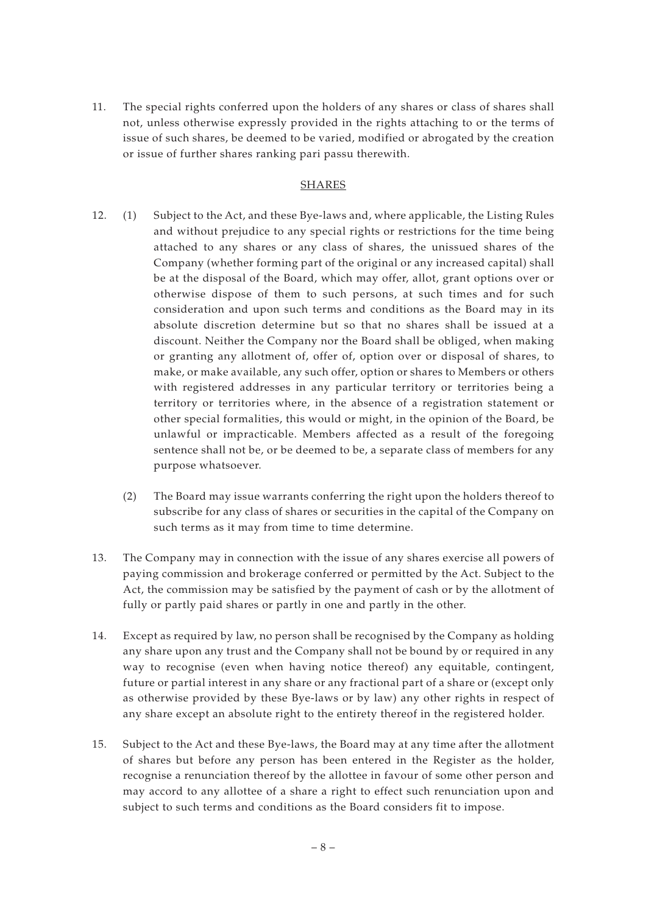11. The special rights conferred upon the holders of any shares or class of shares shall not, unless otherwise expressly provided in the rights attaching to or the terms of issue of such shares, be deemed to be varied, modified or abrogated by the creation or issue of further shares ranking pari passu therewith.

## SHARES

12. (1) Subject to the Act, and these Bye-laws and, where applicable, the Listing Rules and without prejudice to any special rights or restrictions for the time being attached to any shares or any class of shares, the unissued shares of the Company (whether forming part of the original or any increased capital) shall be at the disposal of the Board, which may offer, allot, grant options over or otherwise dispose of them to such persons, at such times and for such consideration and upon such terms and conditions as the Board may in its absolute discretion determine but so that no shares shall be issued at a discount. Neither the Company nor the Board shall be obliged, when making or granting any allotment of, offer of, option over or disposal of shares, to make, or make available, any such offer, option or shares to Members or others with registered addresses in any particular territory or territories being a territory or territories where, in the absence of a registration statement or other special formalities, this would or might, in the opinion of the Board, be unlawful or impracticable. Members affected as a result of the foregoing sentence shall not be, or be deemed to be, a separate class of members for any purpose whatsoever.

    (2) The Board may issue warrants conferring the right upon the holders thereof to subscribe for any class of shares or securities in the capital of the Company on such terms as it may from time to time determine.

13. The Company may in connection with the issue of any shares exercise all powers of paying commission and brokerage conferred or permitted by the Act. Subject to the Act, the commission may be satisfied by the payment of cash or by the allotment of fully or partly paid shares or partly in one and partly in the other.

14. Except as required by law, no person shall be recognised by the Company as holding any share upon any trust and the Company shall not be bound by or required in any way to recognise (even when having notice thereof) any equitable, contingent, future or partial interest in any share or any fractional part of a share or (except only as otherwise provided by these Bye-laws or by law) any other rights in respect of any share except an absolute right to the entirety thereof in the registered holder.

15. Subject to the Act and these Bye-laws, the Board may at any time after the allotment of shares but before any person has been entered in the Register as the holder, recognise a renunciation thereof by the allottee in favour of some other person and may accord to any allottee of a share a right to effect such renunciation upon and subject to such terms and conditions as the Board considers fit to impose.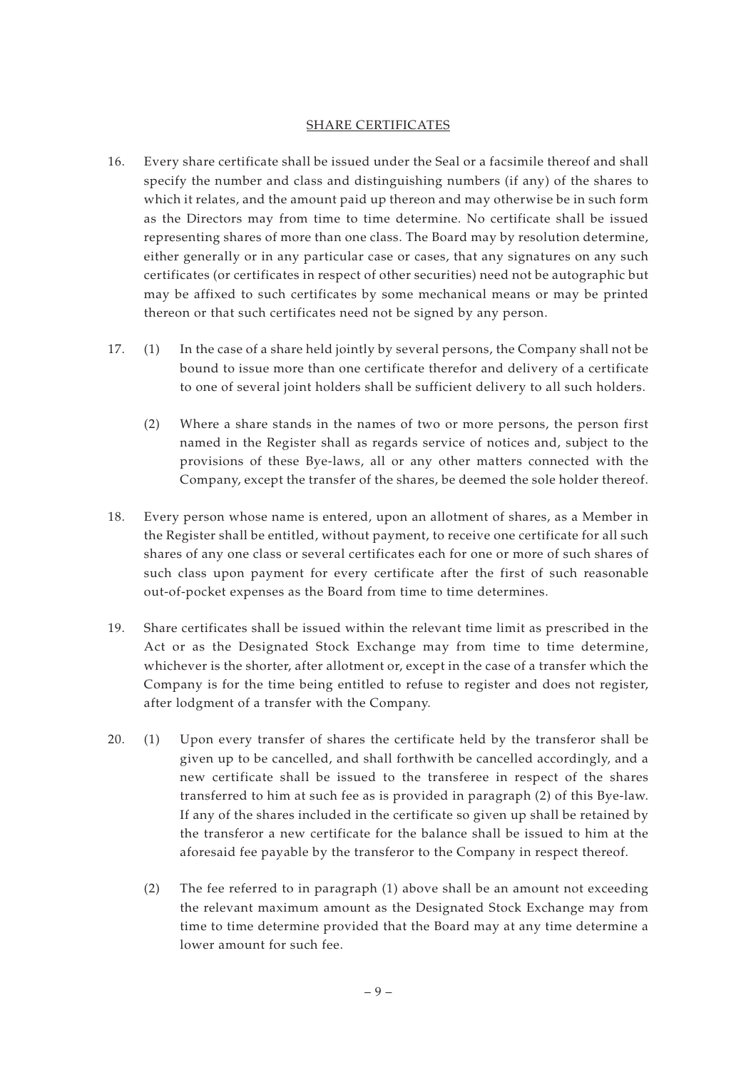## SHARE CERTIFICATES

16. Every share certificate shall be issued under the Seal or a facsimile thereof and shall specify the number and class and distinguishing numbers (if any) of the shares to which it relates, and the amount paid up thereon and may otherwise be in such form as the Directors may from time to time determine. No certificate shall be issued representing shares of more than one class. The Board may by resolution determine, either generally or in any particular case or cases, that any signatures on any such certificates (or certificates in respect of other securities) need not be autographic but may be affixed to such certificates by some mechanical means or may be printed thereon or that such certificates need not be signed by any person.

17. (1) In the case of a share held jointly by several persons, the Company shall not be bound to issue more than one certificate therefor and delivery of a certificate to one of several joint holders shall be sufficient delivery to all such holders.

    (2) Where a share stands in the names of two or more persons, the person first named in the Register shall as regards service of notices and, subject to the provisions of these Bye-laws, all or any other matters connected with the Company, except the transfer of the shares, be deemed the sole holder thereof.

18. Every person whose name is entered, upon an allotment of shares, as a Member in the Register shall be entitled, without payment, to receive one certificate for all such shares of any one class or several certificates each for one or more of such shares of such class upon payment for every certificate after the first of such reasonable out-of-pocket expenses as the Board from time to time determines.

19. Share certificates shall be issued within the relevant time limit as prescribed in the Act or as the Designated Stock Exchange may from time to time determine, whichever is the shorter, after allotment or, except in the case of a transfer which the Company is for the time being entitled to refuse to register and does not register, after lodgment of a transfer with the Company.

20. (1) Upon every transfer of shares the certificate held by the transferor shall be given up to be cancelled, and shall forthwith be cancelled accordingly, and a new certificate shall be issued to the transferee in respect of the shares transferred to him at such fee as is provided in paragraph (2) of this Bye-law. If any of the shares included in the certificate so given up shall be retained by the transferor a new certificate for the balance shall be issued to him at the aforesaid fee payable by the transferor to the Company in respect thereof.

    (2) The fee referred to in paragraph (1) above shall be an amount not exceeding the relevant maximum amount as the Designated Stock Exchange may from time to time determine provided that the Board may at any time determine a lower amount for such fee.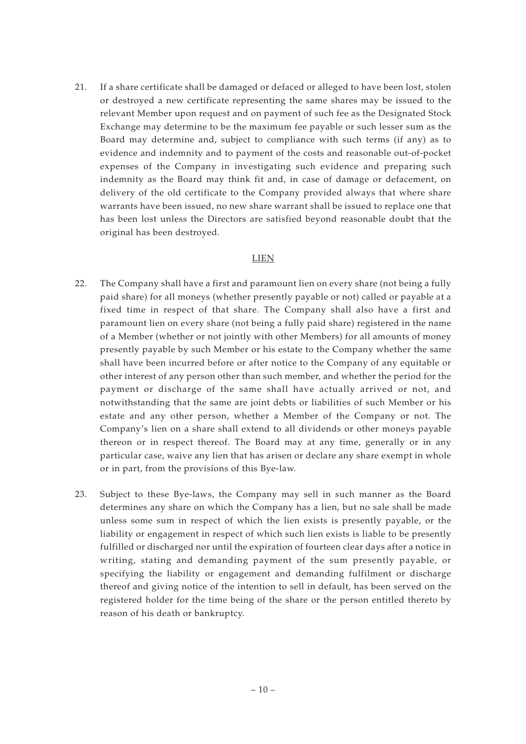21. If a share certificate shall be damaged or defaced or alleged to have been lost, stolen or destroyed a new certificate representing the same shares may be issued to the relevant Member upon request and on payment of such fee as the Designated Stock Exchange may determine to be the maximum fee payable or such lesser sum as the Board may determine and, subject to compliance with such terms (if any) as to evidence and indemnity and to payment of the costs and reasonable out-of-pocket expenses of the Company in investigating such evidence and preparing such indemnity as the Board may think fit and, in case of damage or defacement, on delivery of the old certificate to the Company provided always that where share warrants have been issued, no new share warrant shall be issued to replace one that has been lost unless the Directors are satisfied beyond reasonable doubt that the original has been destroyed.

## LIEN

22. The Company shall have a first and paramount lien on every share (not being a fully paid share) for all moneys (whether presently payable or not) called or payable at a fixed time in respect of that share. The Company shall also have a first and paramount lien on every share (not being a fully paid share) registered in the name of a Member (whether or not jointly with other Members) for all amounts of money presently payable by such Member or his estate to the Company whether the same shall have been incurred before or after notice to the Company of any equitable or other interest of any person other than such member, and whether the period for the payment or discharge of the same shall have actually arrived or not, and notwithstanding that the same are joint debts or liabilities of such Member or his estate and any other person, whether a Member of the Company or not. The Company's lien on a share shall extend to all dividends or other moneys payable thereon or in respect thereof. The Board may at any time, generally or in any particular case, waive any lien that has arisen or declare any share exempt in whole or in part, from the provisions of this Bye-law.

23. Subject to these Bye-laws, the Company may sell in such manner as the Board determines any share on which the Company has a lien, but no sale shall be made unless some sum in respect of which the lien exists is presently payable, or the liability or engagement in respect of which such lien exists is liable to be presently fulfilled or discharged nor until the expiration of fourteen clear days after a notice in writing, stating and demanding payment of the sum presently payable, or specifying the liability or engagement and demanding fulfilment or discharge thereof and giving notice of the intention to sell in default, has been served on the registered holder for the time being of the share or the person entitled thereto by reason of his death or bankruptcy.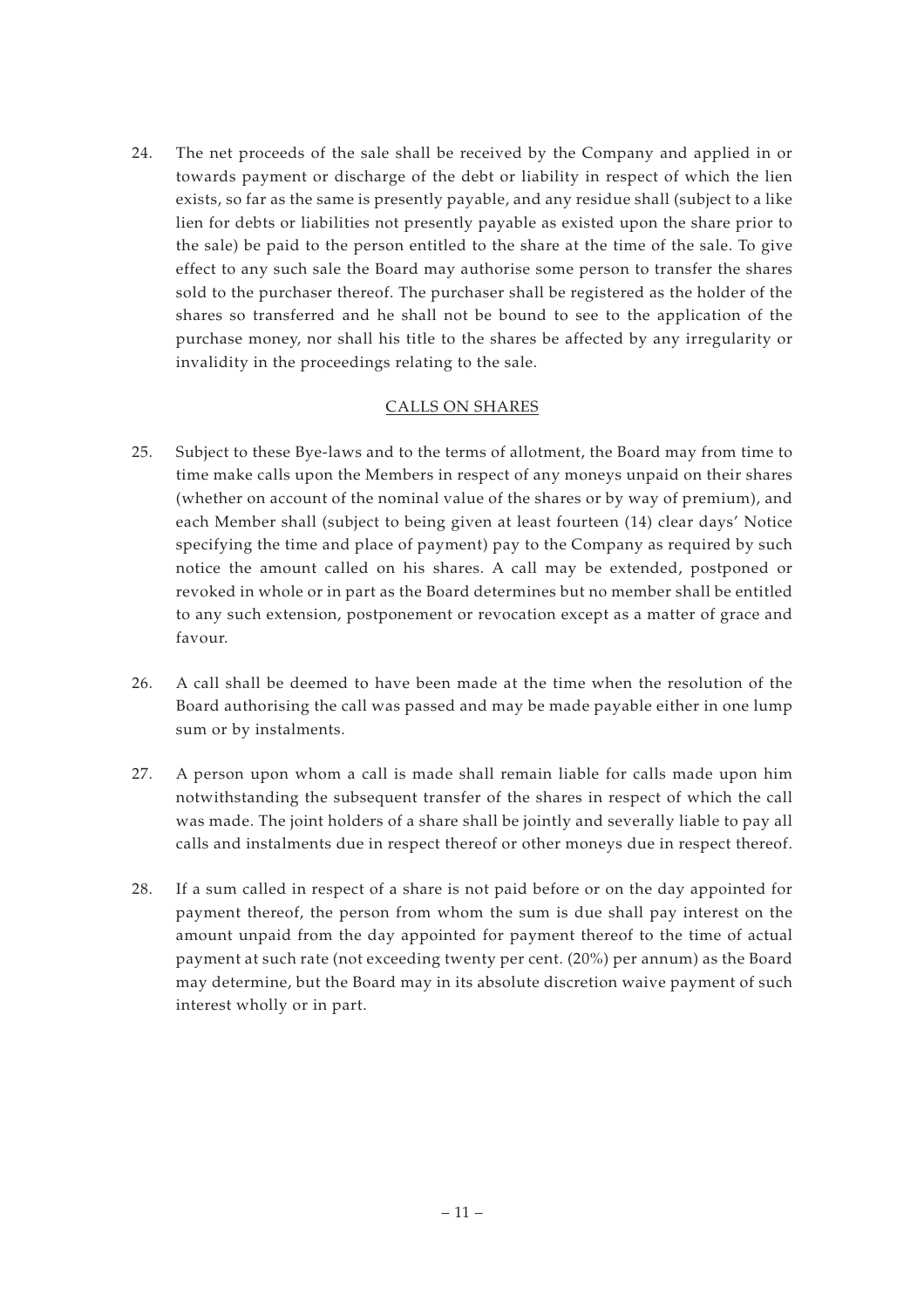24. The net proceeds of the sale shall be received by the Company and applied in or towards payment or discharge of the debt or liability in respect of which the lien exists, so far as the same is presently payable, and any residue shall (subject to a like lien for debts or liabilities not presently payable as existed upon the share prior to the sale) be paid to the person entitled to the share at the time of the sale. To give effect to any such sale the Board may authorise some person to transfer the shares sold to the purchaser thereof. The purchaser shall be registered as the holder of the shares so transferred and he shall not be bound to see to the application of the purchase money, nor shall his title to the shares be affected by any irregularity or invalidity in the proceedings relating to the sale.

## CALLS ON SHARES

25. Subject to these Bye-laws and to the terms of allotment, the Board may from time to time make calls upon the Members in respect of any moneys unpaid on their shares (whether on account of the nominal value of the shares or by way of premium), and each Member shall (subject to being given at least fourteen (14) clear days' Notice specifying the time and place of payment) pay to the Company as required by such notice the amount called on his shares. A call may be extended, postponed or revoked in whole or in part as the Board determines but no member shall be entitled to any such extension, postponement or revocation except as a matter of grace and favour.

26. A call shall be deemed to have been made at the time when the resolution of the Board authorising the call was passed and may be made payable either in one lump sum or by instalments.

27. A person upon whom a call is made shall remain liable for calls made upon him notwithstanding the subsequent transfer of the shares in respect of which the call was made. The joint holders of a share shall be jointly and severally liable to pay all calls and instalments due in respect thereof or other moneys due in respect thereof.

28. If a sum called in respect of a share is not paid before or on the day appointed for payment thereof, the person from whom the sum is due shall pay interest on the amount unpaid from the day appointed for payment thereof to the time of actual payment at such rate (not exceeding twenty per cent. (20%) per annum) as the Board may determine, but the Board may in its absolute discretion waive payment of such interest wholly or in part.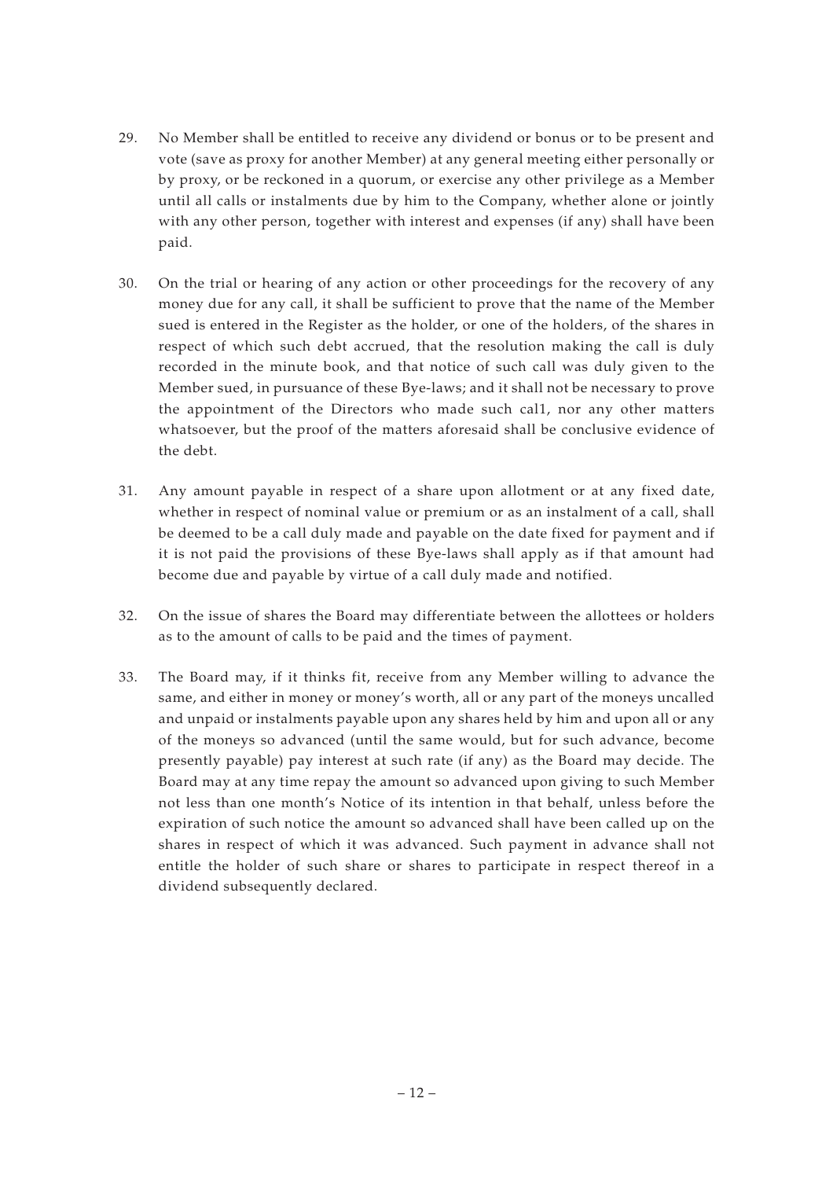29. No Member shall be entitled to receive any dividend or bonus or to be present and vote (save as proxy for another Member) at any general meeting either personally or by proxy, or be reckoned in a quorum, or exercise any other privilege as a Member until all calls or instalments due by him to the Company, whether alone or jointly with any other person, together with interest and expenses (if any) shall have been paid.

30. On the trial or hearing of any action or other proceedings for the recovery of any money due for any call, it shall be sufficient to prove that the name of the Member sued is entered in the Register as the holder, or one of the holders, of the shares in respect of which such debt accrued, that the resolution making the call is duly recorded in the minute book, and that notice of such call was duly given to the Member sued, in pursuance of these Bye-laws; and it shall not be necessary to prove the appointment of the Directors who made such cal1, nor any other matters whatsoever, but the proof of the matters aforesaid shall be conclusive evidence of the debt.

31. Any amount payable in respect of a share upon allotment or at any fixed date, whether in respect of nominal value or premium or as an instalment of a call, shall be deemed to be a call duly made and payable on the date fixed for payment and if it is not paid the provisions of these Bye-laws shall apply as if that amount had become due and payable by virtue of a call duly made and notified.

32. On the issue of shares the Board may differentiate between the allottees or holders as to the amount of calls to be paid and the times of payment.

33. The Board may, if it thinks fit, receive from any Member willing to advance the same, and either in money or money's worth, all or any part of the moneys uncalled and unpaid or instalments payable upon any shares held by him and upon all or any of the moneys so advanced (until the same would, but for such advance, become presently payable) pay interest at such rate (if any) as the Board may decide. The Board may at any time repay the amount so advanced upon giving to such Member not less than one month's Notice of its intention in that behalf, unless before the expiration of such notice the amount so advanced shall have been called up on the shares in respect of which it was advanced. Such payment in advance shall not entitle the holder of such share or shares to participate in respect thereof in a dividend subsequently declared.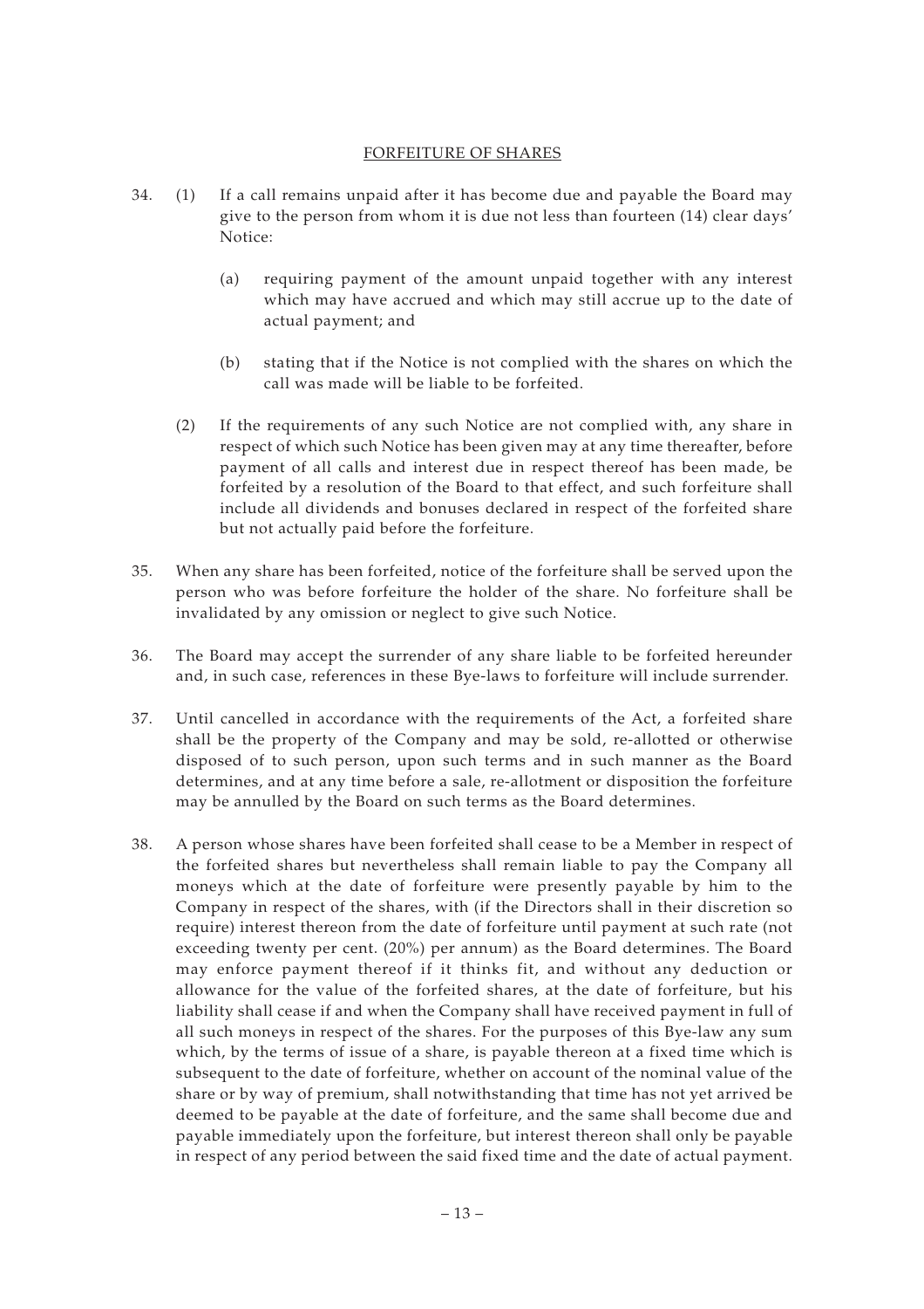## FORFEITURE OF SHARES

34. (1) If a call remains unpaid after it has become due and payable the Board may give to the person from whom it is due not less than fourteen (14) clear days' Notice:

    (a) requiring payment of the amount unpaid together with any interest which may have accrued and which may still accrue up to the date of actual payment; and

    (b) stating that if the Notice is not complied with the shares on which the call was made will be liable to be forfeited.

    (2) If the requirements of any such Notice are not complied with, any share in respect of which such Notice has been given may at any time thereafter, before payment of all calls and interest due in respect thereof has been made, be forfeited by a resolution of the Board to that effect, and such forfeiture shall include all dividends and bonuses declared in respect of the forfeited share but not actually paid before the forfeiture.

35. When any share has been forfeited, notice of the forfeiture shall be served upon the person who was before forfeiture the holder of the share. No forfeiture shall be invalidated by any omission or neglect to give such Notice.

36. The Board may accept the surrender of any share liable to be forfeited hereunder and, in such case, references in these Bye-laws to forfeiture will include surrender.

37. Until cancelled in accordance with the requirements of the Act, a forfeited share shall be the property of the Company and may be sold, re-allotted or otherwise disposed of to such person, upon such terms and in such manner as the Board determines, and at any time before a sale, re-allotment or disposition the forfeiture may be annulled by the Board on such terms as the Board determines.

38. A person whose shares have been forfeited shall cease to be a Member in respect of the forfeited shares but nevertheless shall remain liable to pay the Company all moneys which at the date of forfeiture were presently payable by him to the Company in respect of the shares, with (if the Directors shall in their discretion so require) interest thereon from the date of forfeiture until payment at such rate (not exceeding twenty per cent. (20%) per annum) as the Board determines. The Board may enforce payment thereof if it thinks fit, and without any deduction or allowance for the value of the forfeited shares, at the date of forfeiture, but his liability shall cease if and when the Company shall have received payment in full of all such moneys in respect of the shares. For the purposes of this Bye-law any sum which, by the terms of issue of a share, is payable thereon at a fixed time which is subsequent to the date of forfeiture, whether on account of the nominal value of the share or by way of premium, shall notwithstanding that time has not yet arrived be deemed to be payable at the date of forfeiture, and the same shall become due and payable immediately upon the forfeiture, but interest thereon shall only be payable in respect of any period between the said fixed time and the date of actual payment.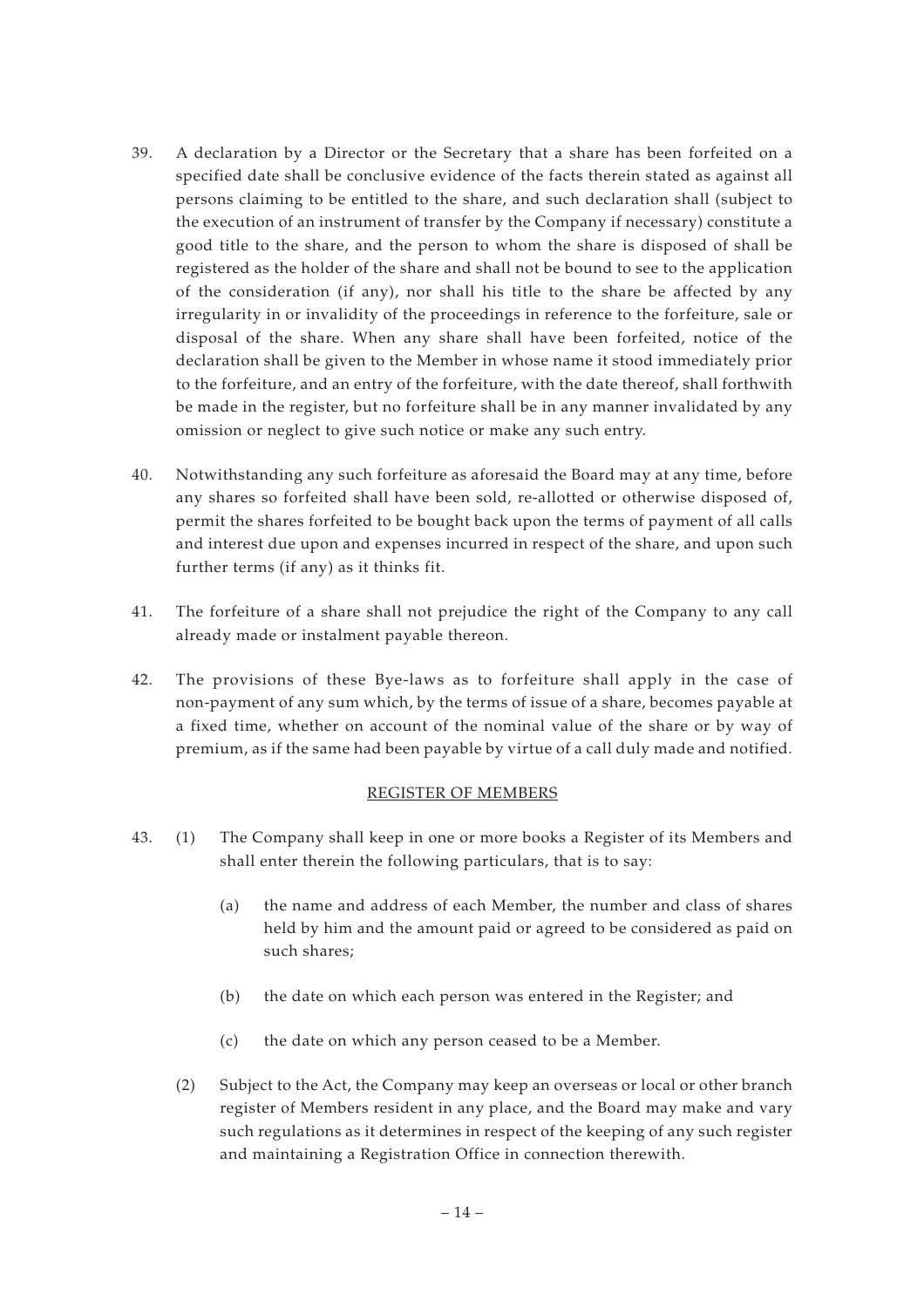39. A declaration by a Director or the Secretary that a share has been forfeited on a specified date shall be conclusive evidence of the facts therein stated as against all persons claiming to be entitled to the share, and such declaration shall (subject to the execution of an instrument of transfer by the Company if necessary) constitute a good title to the share, and the person to whom the share is disposed of shall be registered as the holder of the share and shall not be bound to see to the application of the consideration (if any), nor shall his title to the share be affected by any irregularity in or invalidity of the proceedings in reference to the forfeiture, sale or disposal of the share. When any share shall have been forfeited, notice of the declaration shall be given to the Member in whose name it stood immediately prior to the forfeiture, and an entry of the forfeiture, with the date thereof, shall forthwith be made in the register, but no forfeiture shall be in any manner invalidated by any omission or neglect to give such notice or make any such entry.

40. Notwithstanding any such forfeiture as aforesaid the Board may at any time, before any shares so forfeited shall have been sold, re-allotted or otherwise disposed of, permit the shares forfeited to be bought back upon the terms of payment of all calls and interest due upon and expenses incurred in respect of the share, and upon such further terms (if any) as it thinks fit.

41. The forfeiture of a share shall not prejudice the right of the Company to any call already made or instalment payable thereon.

42. The provisions of these Bye-laws as to forfeiture shall apply in the case of non-payment of any sum which, by the terms of issue of a share, becomes payable at a fixed time, whether on account of the nominal value of the share or by way of premium, as if the same had been payable by virtue of a call duly made and notified.

## REGISTER OF MEMBERS

43. (1) The Company shall keep in one or more books a Register of its Members and shall enter therein the following particulars, that is to say:

    (a) the name and address of each Member, the number and class of shares held by him and the amount paid or agreed to be considered as paid on such shares;

    (b) the date on which each person was entered in the Register; and

    (c) the date on which any person ceased to be a Member.

    (2) Subject to the Act, the Company may keep an overseas or local or other branch register of Members resident in any place, and the Board may make and vary such regulations as it determines in respect of the keeping of any such register and maintaining a Registration Office in connection therewith.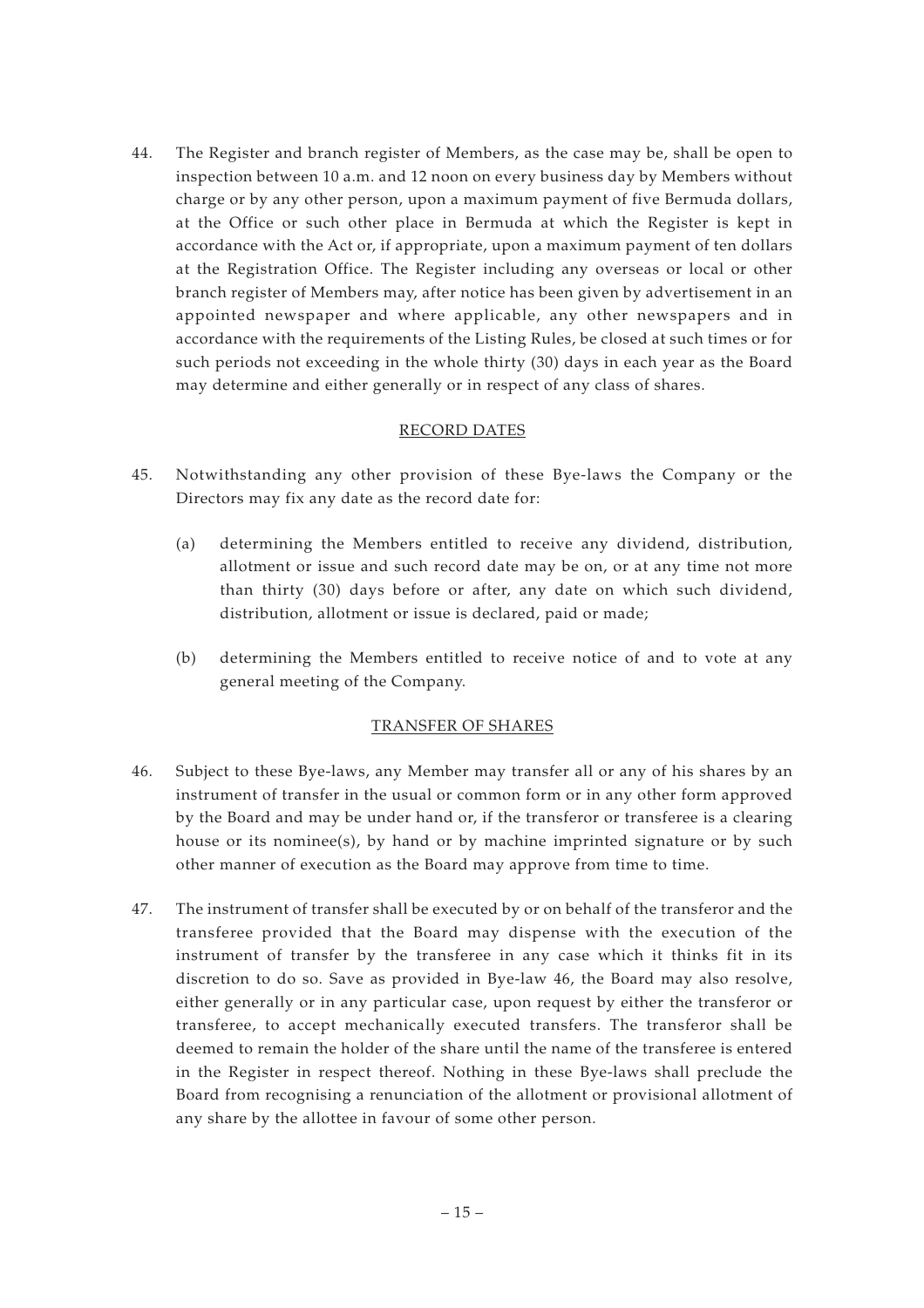44. The Register and branch register of Members, as the case may be, shall be open to inspection between 10 a.m. and 12 noon on every business day by Members without charge or by any other person, upon a maximum payment of five Bermuda dollars, at the Office or such other place in Bermuda at which the Register is kept in accordance with the Act or, if appropriate, upon a maximum payment of ten dollars at the Registration Office. The Register including any overseas or local or other branch register of Members may, after notice has been given by advertisement in an appointed newspaper and where applicable, any other newspapers and in accordance with the requirements of the Listing Rules, be closed at such times or for such periods not exceeding in the whole thirty (30) days in each year as the Board may determine and either generally or in respect of any class of shares.

## RECORD DATES

45. Notwithstanding any other provision of these Bye-laws the Company or the Directors may fix any date as the record date for:

    (a) determining the Members entitled to receive any dividend, distribution, allotment or issue and such record date may be on, or at any time not more than thirty (30) days before or after, any date on which such dividend, distribution, allotment or issue is declared, paid or made;

    (b) determining the Members entitled to receive notice of and to vote at any general meeting of the Company.

## TRANSFER OF SHARES

46. Subject to these Bye-laws, any Member may transfer all or any of his shares by an instrument of transfer in the usual or common form or in any other form approved by the Board and may be under hand or, if the transferor or transferee is a clearing house or its nominee(s), by hand or by machine imprinted signature or by such other manner of execution as the Board may approve from time to time.

47. The instrument of transfer shall be executed by or on behalf of the transferor and the transferee provided that the Board may dispense with the execution of the instrument of transfer by the transferee in any case which it thinks fit in its discretion to do so. Save as provided in Bye-law 46, the Board may also resolve, either generally or in any particular case, upon request by either the transferor or transferee, to accept mechanically executed transfers. The transferor shall be deemed to remain the holder of the share until the name of the transferee is entered in the Register in respect thereof. Nothing in these Bye-laws shall preclude the Board from recognising a renunciation of the allotment or provisional allotment of any share by the allottee in favour of some other person.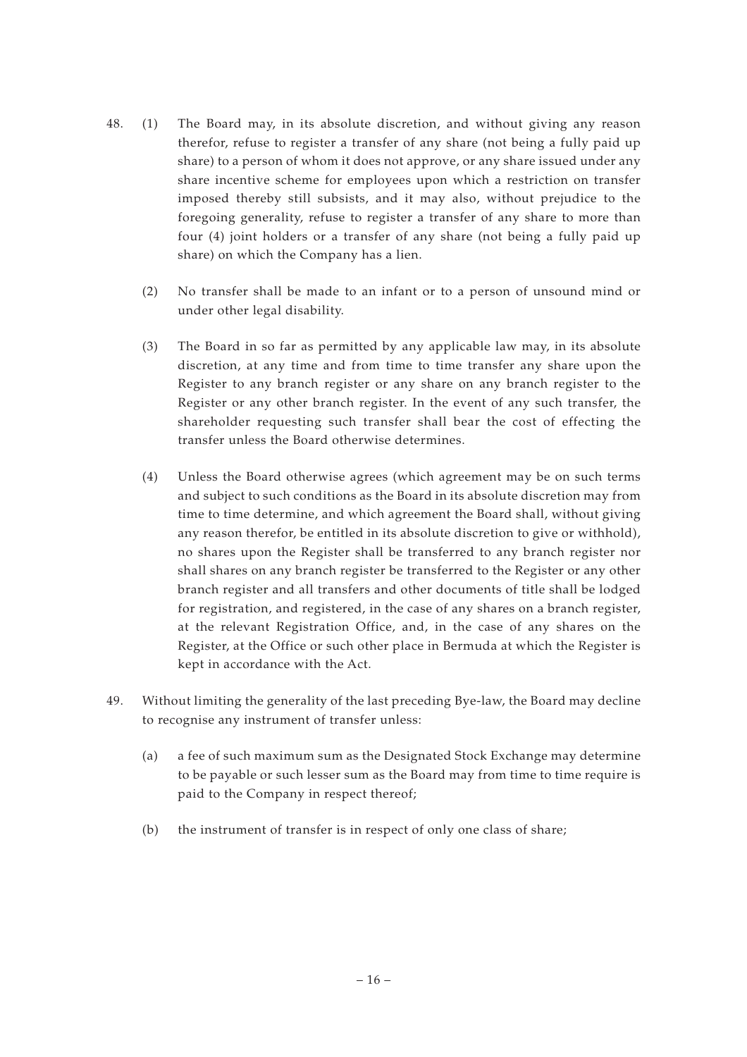48. (1) The Board may, in its absolute discretion, and without giving any reason therefor, refuse to register a transfer of any share (not being a fully paid up share) to a person of whom it does not approve, or any share issued under any share incentive scheme for employees upon which a restriction on transfer imposed thereby still subsists, and it may also, without prejudice to the foregoing generality, refuse to register a transfer of any share to more than four (4) joint holders or a transfer of any share (not being a fully paid up share) on which the Company has a lien.

    (2) No transfer shall be made to an infant or to a person of unsound mind or under other legal disability.

    (3) The Board in so far as permitted by any applicable law may, in its absolute discretion, at any time and from time to time transfer any share upon the Register to any branch register or any share on any branch register to the Register or any other branch register. In the event of any such transfer, the shareholder requesting such transfer shall bear the cost of effecting the transfer unless the Board otherwise determines.

    (4) Unless the Board otherwise agrees (which agreement may be on such terms and subject to such conditions as the Board in its absolute discretion may from time to time determine, and which agreement the Board shall, without giving any reason therefor, be entitled in its absolute discretion to give or withhold), no shares upon the Register shall be transferred to any branch register nor shall shares on any branch register be transferred to the Register or any other branch register and all transfers and other documents of title shall be lodged for registration, and registered, in the case of any shares on a branch register, at the relevant Registration Office, and, in the case of any shares on the Register, at the Office or such other place in Bermuda at which the Register is kept in accordance with the Act.

49. Without limiting the generality of the last preceding Bye-law, the Board may decline to recognise any instrument of transfer unless:

    (a) a fee of such maximum sum as the Designated Stock Exchange may determine to be payable or such lesser sum as the Board may from time to time require is paid to the Company in respect thereof;

    (b) the instrument of transfer is in respect of only one class of share;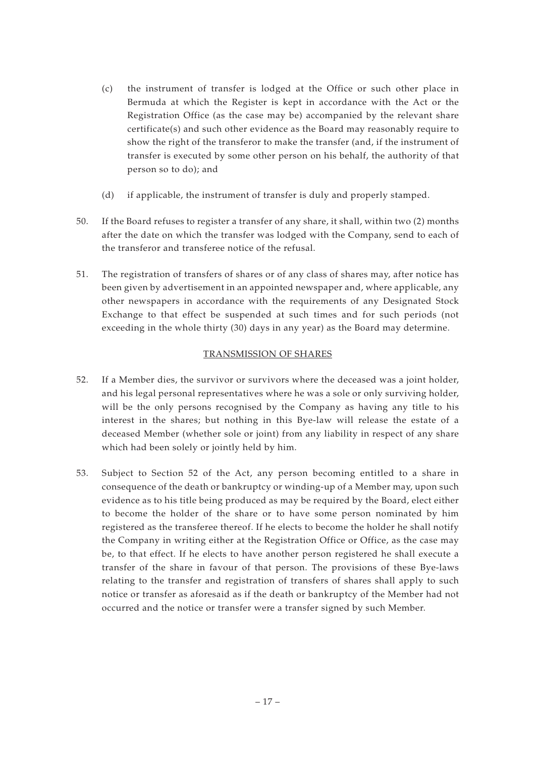(c) the instrument of transfer is lodged at the Office or such other place in Bermuda at which the Register is kept in accordance with the Act or the Registration Office (as the case may be) accompanied by the relevant share certificate(s) and such other evidence as the Board may reasonably require to show the right of the transferor to make the transfer (and, if the instrument of transfer is executed by some other person on his behalf, the authority of that person so to do); and

(d) if applicable, the instrument of transfer is duly and properly stamped.

50. If the Board refuses to register a transfer of any share, it shall, within two (2) months after the date on which the transfer was lodged with the Company, send to each of the transferor and transferee notice of the refusal.

51. The registration of transfers of shares or of any class of shares may, after notice has been given by advertisement in an appointed newspaper and, where applicable, any other newspapers in accordance with the requirements of any Designated Stock Exchange to that effect be suspended at such times and for such periods (not exceeding in the whole thirty (30) days in any year) as the Board may determine.

## TRANSMISSION OF SHARES

52. If a Member dies, the survivor or survivors where the deceased was a joint holder, and his legal personal representatives where he was a sole or only surviving holder, will be the only persons recognised by the Company as having any title to his interest in the shares; but nothing in this Bye-law will release the estate of a deceased Member (whether sole or joint) from any liability in respect of any share which had been solely or jointly held by him.

53. Subject to Section 52 of the Act, any person becoming entitled to a share in consequence of the death or bankruptcy or winding-up of a Member may, upon such evidence as to his title being produced as may be required by the Board, elect either to become the holder of the share or to have some person nominated by him registered as the transferee thereof. If he elects to become the holder he shall notify the Company in writing either at the Registration Office or Office, as the case may be, to that effect. If he elects to have another person registered he shall execute a transfer of the share in favour of that person. The provisions of these Bye-laws relating to the transfer and registration of transfers of shares shall apply to such notice or transfer as aforesaid as if the death or bankruptcy of the Member had not occurred and the notice or transfer were a transfer signed by such Member.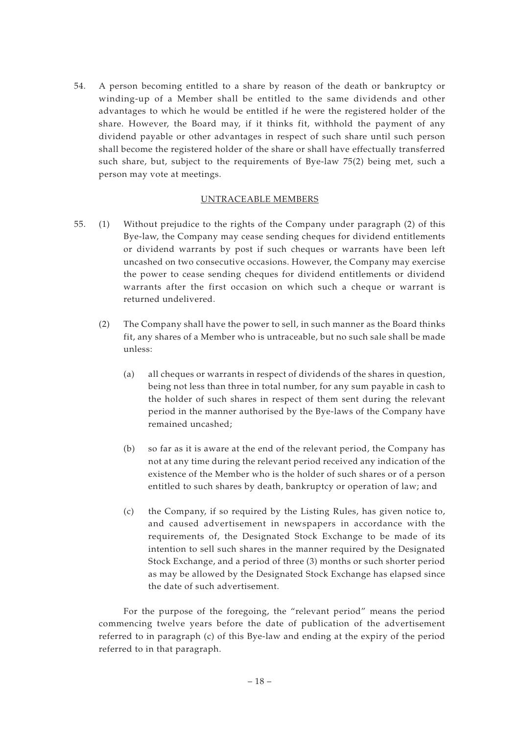54. A person becoming entitled to a share by reason of the death or bankruptcy or winding-up of a Member shall be entitled to the same dividends and other advantages to which he would be entitled if he were the registered holder of the share. However, the Board may, if it thinks fit, withhold the payment of any dividend payable or other advantages in respect of such share until such person shall become the registered holder of the share or shall have effectually transferred such share, but, subject to the requirements of Bye-law 75(2) being met, such a person may vote at meetings.

## UNTRACEABLE MEMBERS

55. (1) Without prejudice to the rights of the Company under paragraph (2) of this Bye-law, the Company may cease sending cheques for dividend entitlements or dividend warrants by post if such cheques or warrants have been left uncashed on two consecutive occasions. However, the Company may exercise the power to cease sending cheques for dividend entitlements or dividend warrants after the first occasion on which such a cheque or warrant is returned undelivered.

    (2) The Company shall have the power to sell, in such manner as the Board thinks fit, any shares of a Member who is untraceable, but no such sale shall be made unless:

    (a) all cheques or warrants in respect of dividends of the shares in question, being not less than three in total number, for any sum payable in cash to the holder of such shares in respect of them sent during the relevant period in the manner authorised by the Bye-laws of the Company have remained uncashed;

    (b) so far as it is aware at the end of the relevant period, the Company has not at any time during the relevant period received any indication of the existence of the Member who is the holder of such shares or of a person entitled to such shares by death, bankruptcy or operation of law; and

    (c) the Company, if so required by the Listing Rules, has given notice to, and caused advertisement in newspapers in accordance with the requirements of, the Designated Stock Exchange to be made of its intention to sell such shares in the manner required by the Designated Stock Exchange, and a period of three (3) months or such shorter period as may be allowed by the Designated Stock Exchange has elapsed since the date of such advertisement.

For the purpose of the foregoing, the "relevant period" means the period commencing twelve years before the date of publication of the advertisement referred to in paragraph (c) of this Bye-law and ending at the expiry of the period referred to in that paragraph.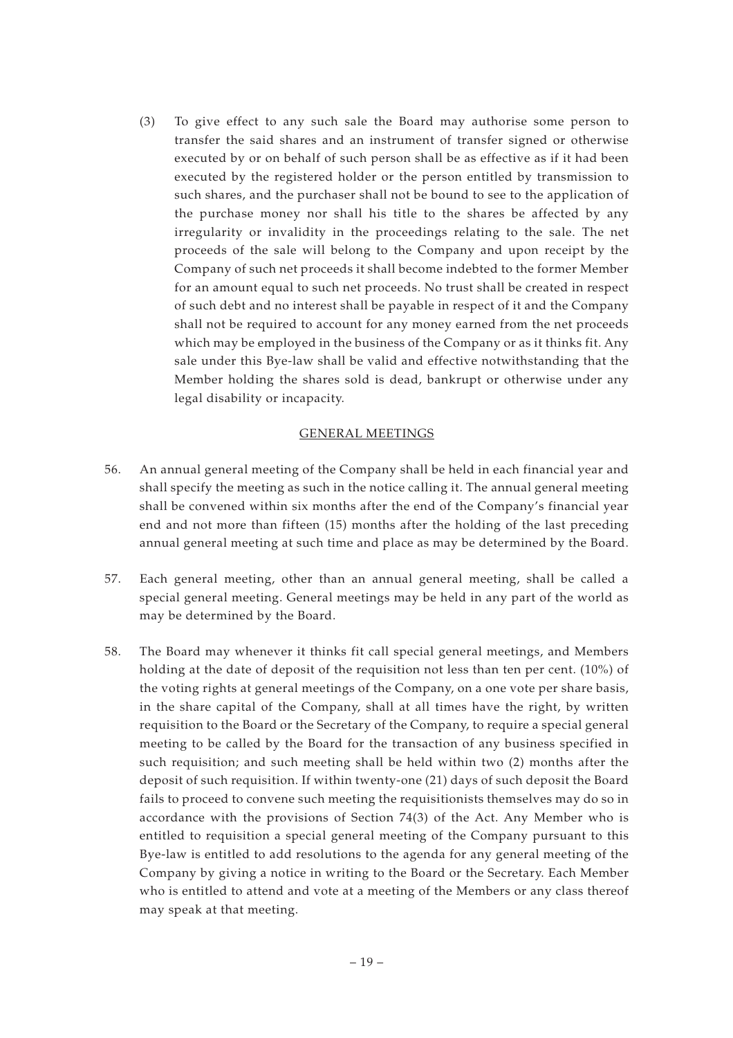(3) To give effect to any such sale the Board may authorise some person to transfer the said shares and an instrument of transfer signed or otherwise executed by or on behalf of such person shall be as effective as if it had been executed by the registered holder or the person entitled by transmission to such shares, and the purchaser shall not be bound to see to the application of the purchase money nor shall his title to the shares be affected by any irregularity or invalidity in the proceedings relating to the sale. The net proceeds of the sale will belong to the Company and upon receipt by the Company of such net proceeds it shall become indebted to the former Member for an amount equal to such net proceeds. No trust shall be created in respect of such debt and no interest shall be payable in respect of it and the Company shall not be required to account for any money earned from the net proceeds which may be employed in the business of the Company or as it thinks fit. Any sale under this Bye-law shall be valid and effective notwithstanding that the Member holding the shares sold is dead, bankrupt or otherwise under any legal disability or incapacity.

## GENERAL MEETINGS

56. An annual general meeting of the Company shall be held in each financial year and shall specify the meeting as such in the notice calling it. The annual general meeting shall be convened within six months after the end of the Company's financial year end and not more than fifteen (15) months after the holding of the last preceding annual general meeting at such time and place as may be determined by the Board.

57. Each general meeting, other than an annual general meeting, shall be called a special general meeting. General meetings may be held in any part of the world as may be determined by the Board.

58. The Board may whenever it thinks fit call special general meetings, and Members holding at the date of deposit of the requisition not less than ten per cent. (10%) of the voting rights at general meetings of the Company, on a one vote per share basis, in the share capital of the Company, shall at all times have the right, by written requisition to the Board or the Secretary of the Company, to require a special general meeting to be called by the Board for the transaction of any business specified in such requisition; and such meeting shall be held within two (2) months after the deposit of such requisition. If within twenty-one (21) days of such deposit the Board fails to proceed to convene such meeting the requisitionists themselves may do so in accordance with the provisions of Section 74(3) of the Act. Any Member who is entitled to requisition a special general meeting of the Company pursuant to this Bye-law is entitled to add resolutions to the agenda for any general meeting of the Company by giving a notice in writing to the Board or the Secretary. Each Member who is entitled to attend and vote at a meeting of the Members or any class thereof may speak at that meeting.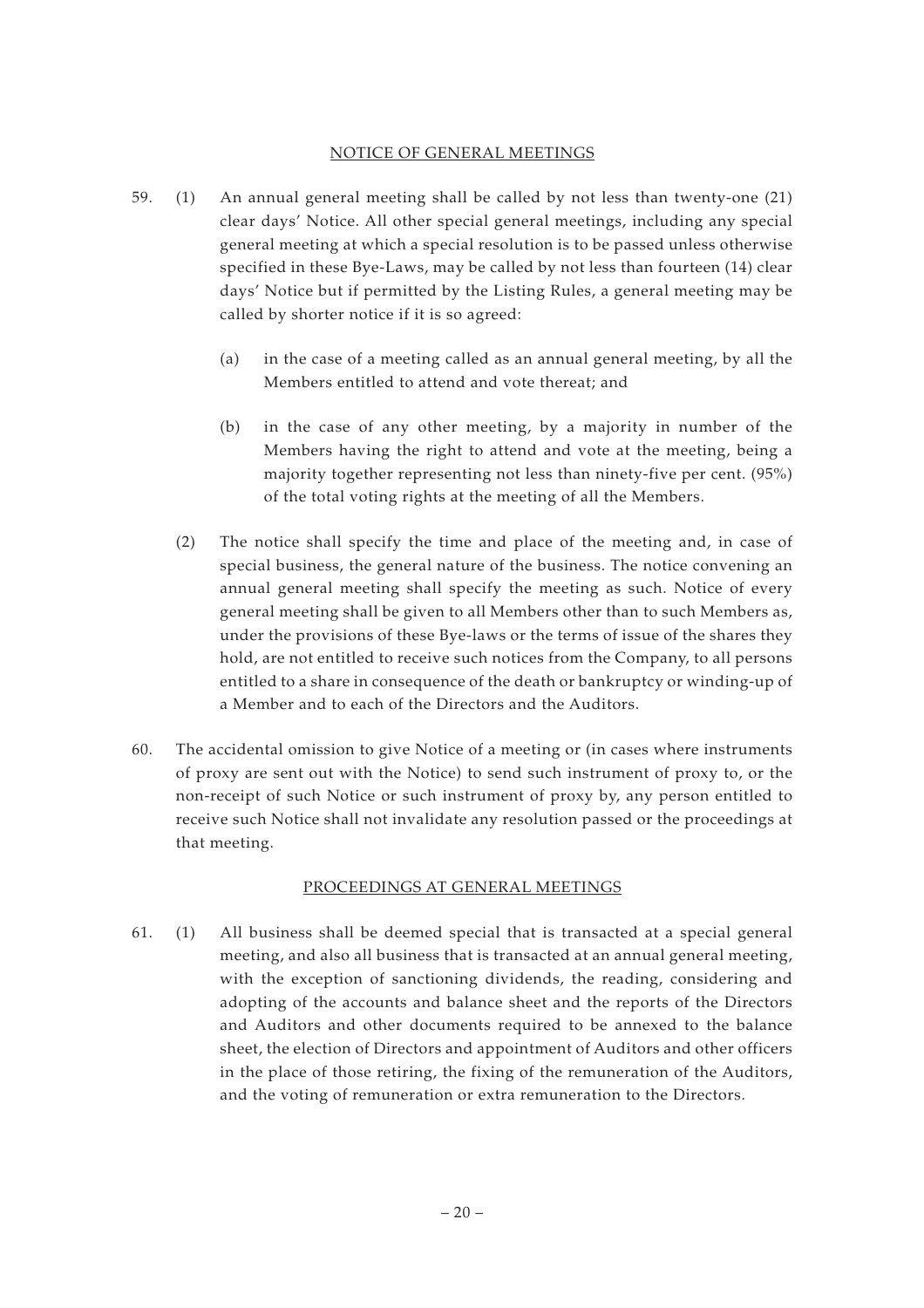## NOTICE OF GENERAL MEETINGS

59. (1) An annual general meeting shall be called by not less than twenty-one (21) clear days' Notice. All other special general meetings, including any special general meeting at which a special resolution is to be passed unless otherwise specified in these Bye-Laws, may be called by not less than fourteen (14) clear days' Notice but if permitted by the Listing Rules, a general meeting may be called by shorter notice if it is so agreed:

    (a) in the case of a meeting called as an annual general meeting, by all the Members entitled to attend and vote thereat; and

    (b) in the case of any other meeting, by a majority in number of the Members having the right to attend and vote at the meeting, being a majority together representing not less than ninety-five per cent. (95%) of the total voting rights at the meeting of all the Members.

    (2) The notice shall specify the time and place of the meeting and, in case of special business, the general nature of the business. The notice convening an annual general meeting shall specify the meeting as such. Notice of every general meeting shall be given to all Members other than to such Members as, under the provisions of these Bye-laws or the terms of issue of the shares they hold, are not entitled to receive such notices from the Company, to all persons entitled to a share in consequence of the death or bankruptcy or winding-up of a Member and to each of the Directors and the Auditors.

60. The accidental omission to give Notice of a meeting or (in cases where instruments of proxy are sent out with the Notice) to send such instrument of proxy to, or the non-receipt of such Notice or such instrument of proxy by, any person entitled to receive such Notice shall not invalidate any resolution passed or the proceedings at that meeting.

## PROCEEDINGS AT GENERAL MEETINGS

61. (1) All business shall be deemed special that is transacted at a special general meeting, and also all business that is transacted at an annual general meeting, with the exception of sanctioning dividends, the reading, considering and adopting of the accounts and balance sheet and the reports of the Directors and Auditors and other documents required to be annexed to the balance sheet, the election of Directors and appointment of Auditors and other officers in the place of those retiring, the fixing of the remuneration of the Auditors, and the voting of remuneration or extra remuneration to the Directors.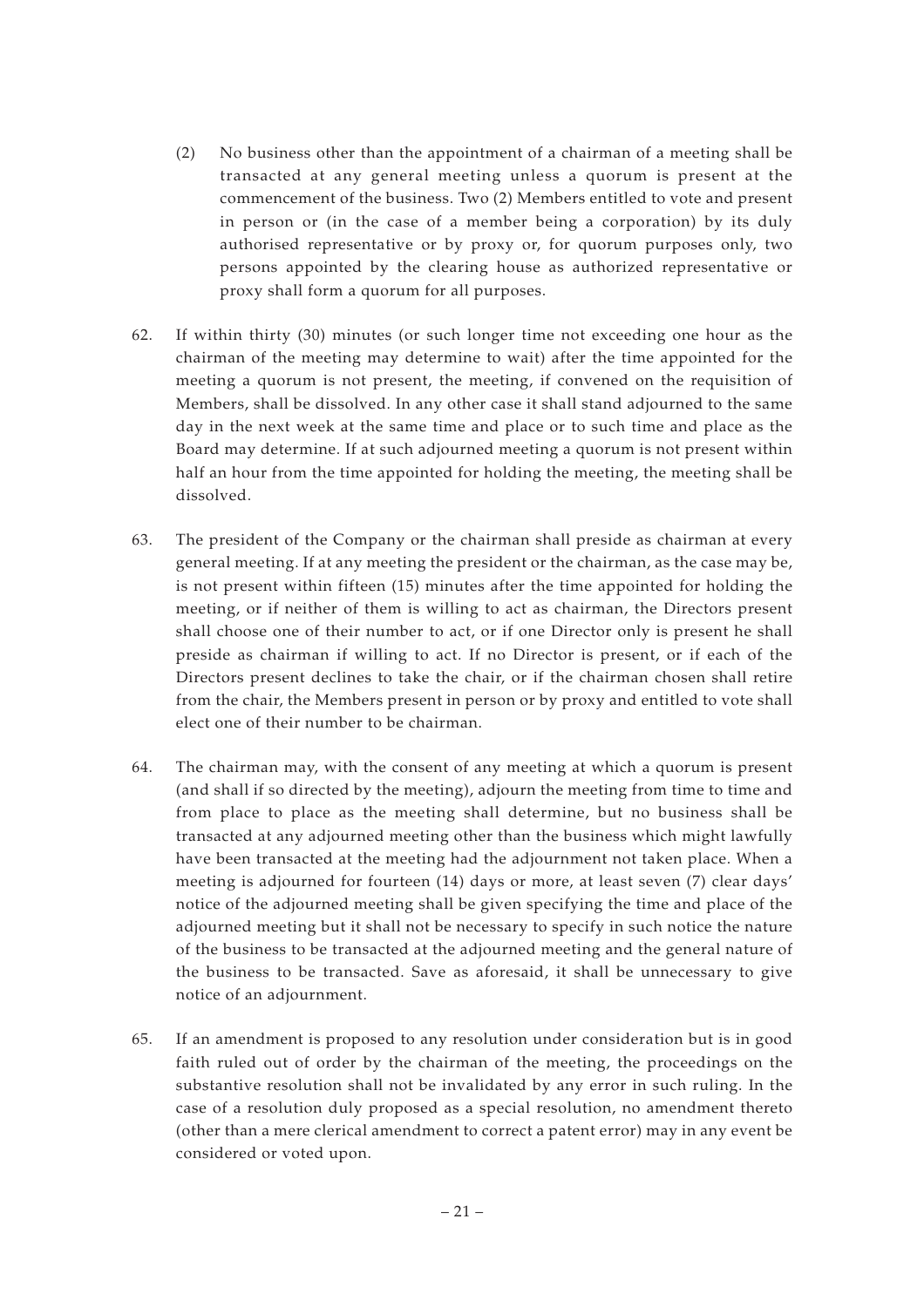(2) No business other than the appointment of a chairman of a meeting shall be transacted at any general meeting unless a quorum is present at the commencement of the business. Two (2) Members entitled to vote and present in person or (in the case of a member being a corporation) by its duly authorised representative or by proxy or, for quorum purposes only, two persons appointed by the clearing house as authorized representative or proxy shall form a quorum for all purposes.

62. If within thirty (30) minutes (or such longer time not exceeding one hour as the chairman of the meeting may determine to wait) after the time appointed for the meeting a quorum is not present, the meeting, if convened on the requisition of Members, shall be dissolved. In any other case it shall stand adjourned to the same day in the next week at the same time and place or to such time and place as the Board may determine. If at such adjourned meeting a quorum is not present within half an hour from the time appointed for holding the meeting, the meeting shall be dissolved.

63. The president of the Company or the chairman shall preside as chairman at every general meeting. If at any meeting the president or the chairman, as the case may be, is not present within fifteen (15) minutes after the time appointed for holding the meeting, or if neither of them is willing to act as chairman, the Directors present shall choose one of their number to act, or if one Director only is present he shall preside as chairman if willing to act. If no Director is present, or if each of the Directors present declines to take the chair, or if the chairman chosen shall retire from the chair, the Members present in person or by proxy and entitled to vote shall elect one of their number to be chairman.

64. The chairman may, with the consent of any meeting at which a quorum is present (and shall if so directed by the meeting), adjourn the meeting from time to time and from place to place as the meeting shall determine, but no business shall be transacted at any adjourned meeting other than the business which might lawfully have been transacted at the meeting had the adjournment not taken place. When a meeting is adjourned for fourteen (14) days or more, at least seven (7) clear days' notice of the adjourned meeting shall be given specifying the time and place of the adjourned meeting but it shall not be necessary to specify in such notice the nature of the business to be transacted at the adjourned meeting and the general nature of the business to be transacted. Save as aforesaid, it shall be unnecessary to give notice of an adjournment.

65. If an amendment is proposed to any resolution under consideration but is in good faith ruled out of order by the chairman of the meeting, the proceedings on the substantive resolution shall not be invalidated by any error in such ruling. In the case of a resolution duly proposed as a special resolution, no amendment thereto (other than a mere clerical amendment to correct a patent error) may in any event be considered or voted upon.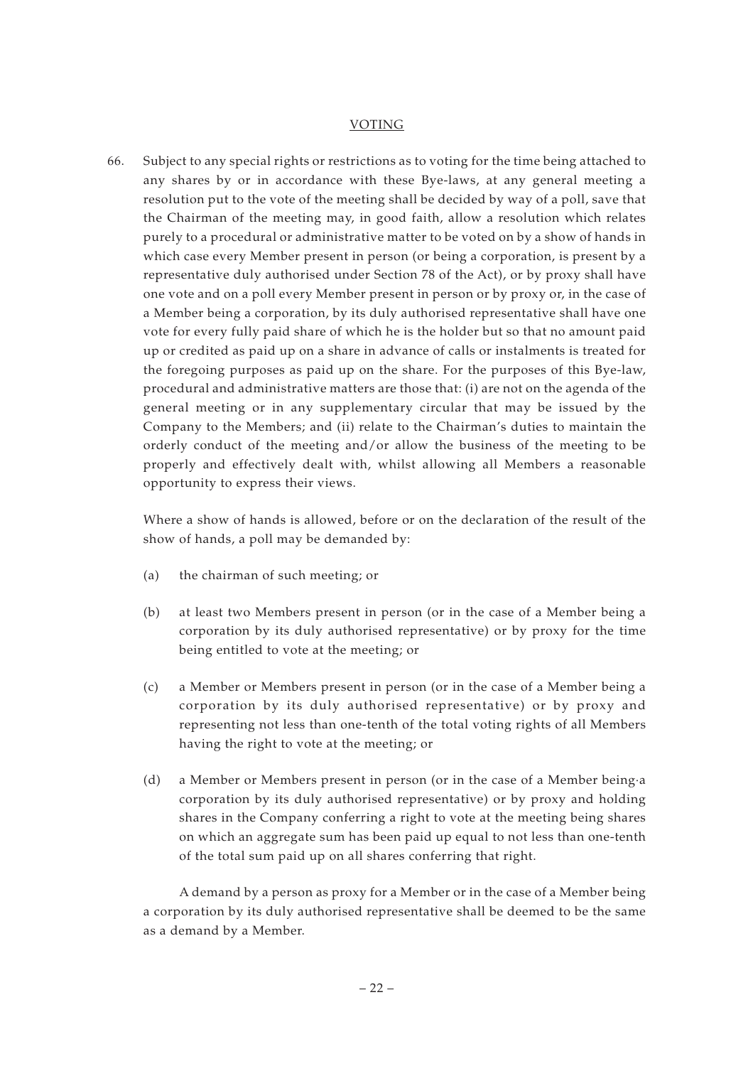## VOTING

66. Subject to any special rights or restrictions as to voting for the time being attached to any shares by or in accordance with these Bye-laws, at any general meeting a resolution put to the vote of the meeting shall be decided by way of a poll, save that the Chairman of the meeting may, in good faith, allow a resolution which relates purely to a procedural or administrative matter to be voted on by a show of hands in which case every Member present in person (or being a corporation, is present by a representative duly authorised under Section 78 of the Act), or by proxy shall have one vote and on a poll every Member present in person or by proxy or, in the case of a Member being a corporation, by its duly authorised representative shall have one vote for every fully paid share of which he is the holder but so that no amount paid up or credited as paid up on a share in advance of calls or instalments is treated for the foregoing purposes as paid up on the share. For the purposes of this Bye-law, procedural and administrative matters are those that: (i) are not on the agenda of the general meeting or in any supplementary circular that may be issued by the Company to the Members; and (ii) relate to the Chairman's duties to maintain the orderly conduct of the meeting and/or allow the business of the meeting to be properly and effectively dealt with, whilst allowing all Members a reasonable opportunity to express their views.

Where a show of hands is allowed, before or on the declaration of the result of the show of hands, a poll may be demanded by:

(a) the chairman of such meeting; or

(b) at least two Members present in person (or in the case of a Member being a corporation by its duly authorised representative) or by proxy for the time being entitled to vote at the meeting; or

(c) a Member or Members present in person (or in the case of a Member being a corporation by its duly authorised representative) or by proxy and representing not less than one-tenth of the total voting rights of all Members having the right to vote at the meeting; or

(d) a Member or Members present in person (or in the case of a Member being·a corporation by its duly authorised representative) or by proxy and holding shares in the Company conferring a right to vote at the meeting being shares on which an aggregate sum has been paid up equal to not less than one-tenth of the total sum paid up on all shares conferring that right.

A demand by a person as proxy for a Member or in the case of a Member being a corporation by its duly authorised representative shall be deemed to be the same as a demand by a Member.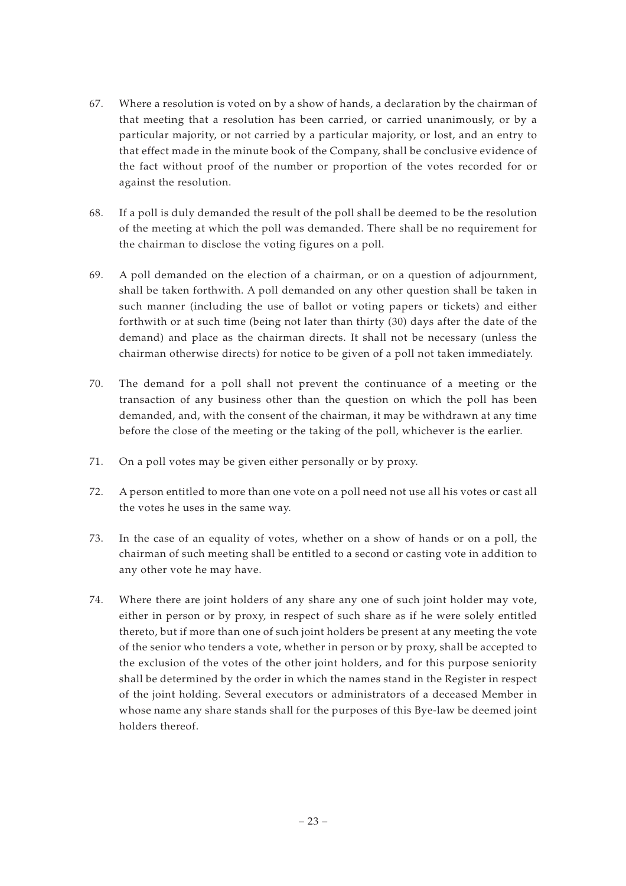67. Where a resolution is voted on by a show of hands, a declaration by the chairman of that meeting that a resolution has been carried, or carried unanimously, or by a particular majority, or not carried by a particular majority, or lost, and an entry to that effect made in the minute book of the Company, shall be conclusive evidence of the fact without proof of the number or proportion of the votes recorded for or against the resolution.

68. If a poll is duly demanded the result of the poll shall be deemed to be the resolution of the meeting at which the poll was demanded. There shall be no requirement for the chairman to disclose the voting figures on a poll.

69. A poll demanded on the election of a chairman, or on a question of adjournment, shall be taken forthwith. A poll demanded on any other question shall be taken in such manner (including the use of ballot or voting papers or tickets) and either forthwith or at such time (being not later than thirty (30) days after the date of the demand) and place as the chairman directs. It shall not be necessary (unless the chairman otherwise directs) for notice to be given of a poll not taken immediately.

70. The demand for a poll shall not prevent the continuance of a meeting or the transaction of any business other than the question on which the poll has been demanded, and, with the consent of the chairman, it may be withdrawn at any time before the close of the meeting or the taking of the poll, whichever is the earlier.

71. On a poll votes may be given either personally or by proxy.

72. A person entitled to more than one vote on a poll need not use all his votes or cast all the votes he uses in the same way.

73. In the case of an equality of votes, whether on a show of hands or on a poll, the chairman of such meeting shall be entitled to a second or casting vote in addition to any other vote he may have.

74. Where there are joint holders of any share any one of such joint holder may vote, either in person or by proxy, in respect of such share as if he were solely entitled thereto, but if more than one of such joint holders be present at any meeting the vote of the senior who tenders a vote, whether in person or by proxy, shall be accepted to the exclusion of the votes of the other joint holders, and for this purpose seniority shall be determined by the order in which the names stand in the Register in respect of the joint holding. Several executors or administrators of a deceased Member in whose name any share stands shall for the purposes of this Bye-law be deemed joint holders thereof.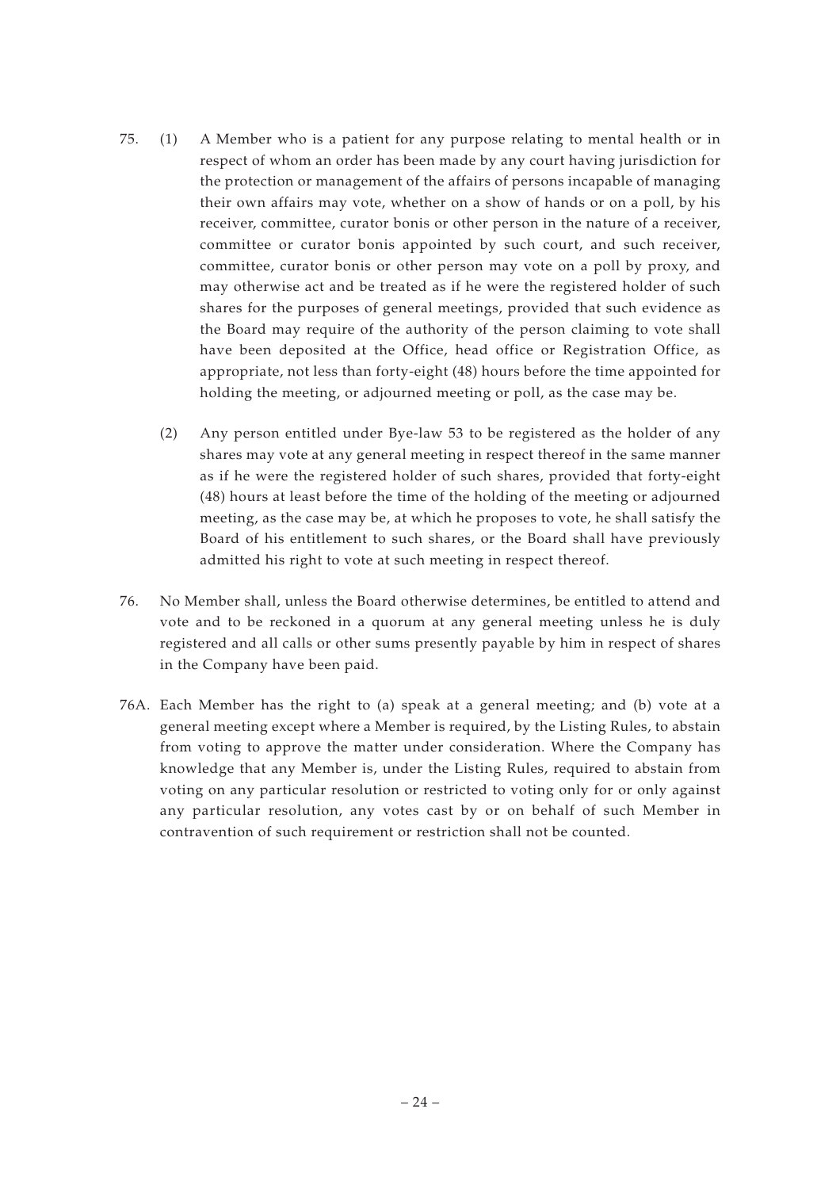75. (1) A Member who is a patient for any purpose relating to mental health or in respect of whom an order has been made by any court having jurisdiction for the protection or management of the affairs of persons incapable of managing their own affairs may vote, whether on a show of hands or on a poll, by his receiver, committee, curator bonis or other person in the nature of a receiver, committee or curator bonis appointed by such court, and such receiver, committee, curator bonis or other person may vote on a poll by proxy, and may otherwise act and be treated as if he were the registered holder of such shares for the purposes of general meetings, provided that such evidence as the Board may require of the authority of the person claiming to vote shall have been deposited at the Office, head office or Registration Office, as appropriate, not less than forty-eight (48) hours before the time appointed for holding the meeting, or adjourned meeting or poll, as the case may be.

    (2) Any person entitled under Bye-law 53 to be registered as the holder of any shares may vote at any general meeting in respect thereof in the same manner as if he were the registered holder of such shares, provided that forty-eight (48) hours at least before the time of the holding of the meeting or adjourned meeting, as the case may be, at which he proposes to vote, he shall satisfy the Board of his entitlement to such shares, or the Board shall have previously admitted his right to vote at such meeting in respect thereof.

76. No Member shall, unless the Board otherwise determines, be entitled to attend and vote and to be reckoned in a quorum at any general meeting unless he is duly registered and all calls or other sums presently payable by him in respect of shares in the Company have been paid.

76A. Each Member has the right to (a) speak at a general meeting; and (b) vote at a general meeting except where a Member is required, by the Listing Rules, to abstain from voting to approve the matter under consideration. Where the Company has knowledge that any Member is, under the Listing Rules, required to abstain from voting on any particular resolution or restricted to voting only for or only against any particular resolution, any votes cast by or on behalf of such Member in contravention of such requirement or restriction shall not be counted.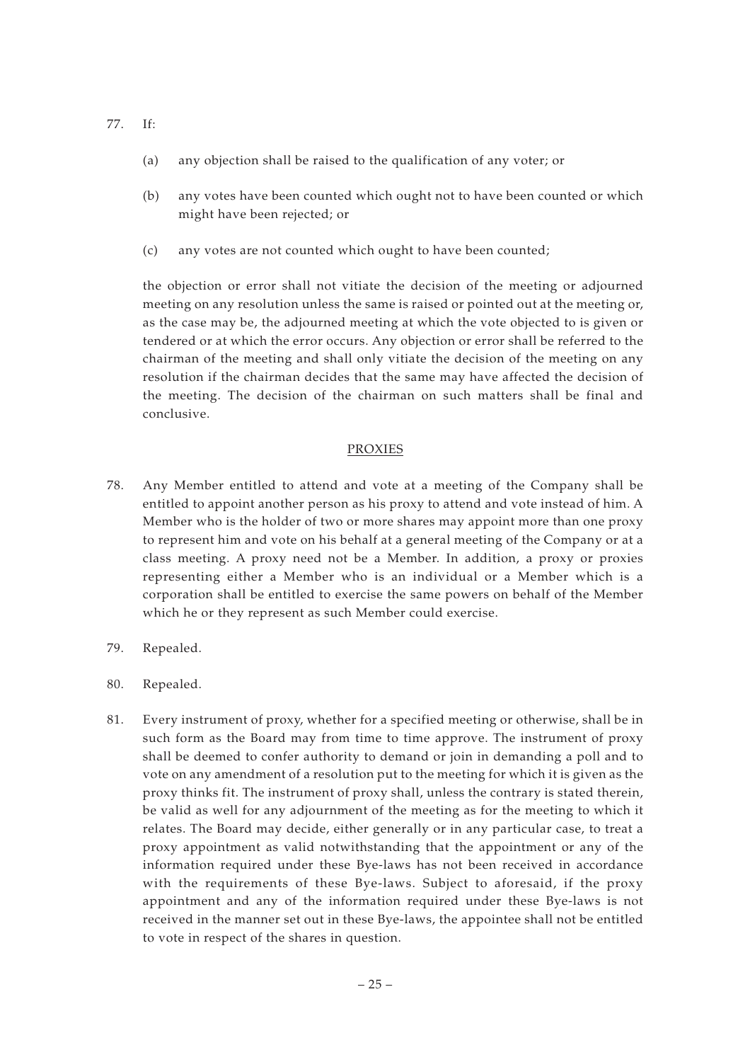77. If:

    (a) any objection shall be raised to the qualification of any voter; or

    (b) any votes have been counted which ought not to have been counted or which might have been rejected; or

    (c) any votes are not counted which ought to have been counted;

    the objection or error shall not vitiate the decision of the meeting or adjourned meeting on any resolution unless the same is raised or pointed out at the meeting or, as the case may be, the adjourned meeting at which the vote objected to is given or tendered or at which the error occurs. Any objection or error shall be referred to the chairman of the meeting and shall only vitiate the decision of the meeting on any resolution if the chairman decides that the same may have affected the decision of the meeting. The decision of the chairman on such matters shall be final and conclusive.

## PROXIES

78. Any Member entitled to attend and vote at a meeting of the Company shall be entitled to appoint another person as his proxy to attend and vote instead of him. A Member who is the holder of two or more shares may appoint more than one proxy to represent him and vote on his behalf at a general meeting of the Company or at a class meeting. A proxy need not be a Member. In addition, a proxy or proxies representing either a Member who is an individual or a Member which is a corporation shall be entitled to exercise the same powers on behalf of the Member which he or they represent as such Member could exercise.

79. Repealed.

80. Repealed.

81. Every instrument of proxy, whether for a specified meeting or otherwise, shall be in such form as the Board may from time to time approve. The instrument of proxy shall be deemed to confer authority to demand or join in demanding a poll and to vote on any amendment of a resolution put to the meeting for which it is given as the proxy thinks fit. The instrument of proxy shall, unless the contrary is stated therein, be valid as well for any adjournment of the meeting as for the meeting to which it relates. The Board may decide, either generally or in any particular case, to treat a proxy appointment as valid notwithstanding that the appointment or any of the information required under these Bye-laws has not been received in accordance with the requirements of these Bye-laws. Subject to aforesaid, if the proxy appointment and any of the information required under these Bye-laws is not received in the manner set out in these Bye-laws, the appointee shall not be entitled to vote in respect of the shares in question.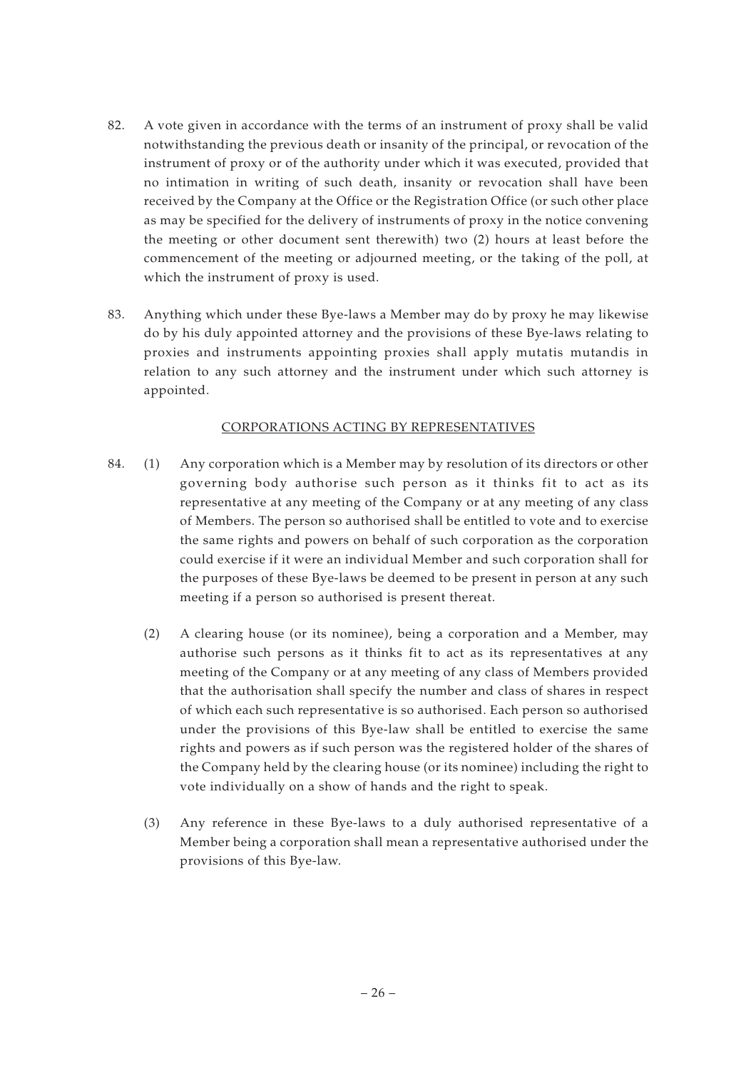82. A vote given in accordance with the terms of an instrument of proxy shall be valid notwithstanding the previous death or insanity of the principal, or revocation of the instrument of proxy or of the authority under which it was executed, provided that no intimation in writing of such death, insanity or revocation shall have been received by the Company at the Office or the Registration Office (or such other place as may be specified for the delivery of instruments of proxy in the notice convening the meeting or other document sent therewith) two (2) hours at least before the commencement of the meeting or adjourned meeting, or the taking of the poll, at which the instrument of proxy is used.

83. Anything which under these Bye-laws a Member may do by proxy he may likewise do by his duly appointed attorney and the provisions of these Bye-laws relating to proxies and instruments appointing proxies shall apply mutatis mutandis in relation to any such attorney and the instrument under which such attorney is appointed.

## CORPORATIONS ACTING BY REPRESENTATIVES

84. (1) Any corporation which is a Member may by resolution of its directors or other governing body authorise such person as it thinks fit to act as its representative at any meeting of the Company or at any meeting of any class of Members. The person so authorised shall be entitled to vote and to exercise the same rights and powers on behalf of such corporation as the corporation could exercise if it were an individual Member and such corporation shall for the purposes of these Bye-laws be deemed to be present in person at any such meeting if a person so authorised is present thereat.

    (2) A clearing house (or its nominee), being a corporation and a Member, may authorise such persons as it thinks fit to act as its representatives at any meeting of the Company or at any meeting of any class of Members provided that the authorisation shall specify the number and class of shares in respect of which each such representative is so authorised. Each person so authorised under the provisions of this Bye-law shall be entitled to exercise the same rights and powers as if such person was the registered holder of the shares of the Company held by the clearing house (or its nominee) including the right to vote individually on a show of hands and the right to speak.

    (3) Any reference in these Bye-laws to a duly authorised representative of a Member being a corporation shall mean a representative authorised under the provisions of this Bye-law.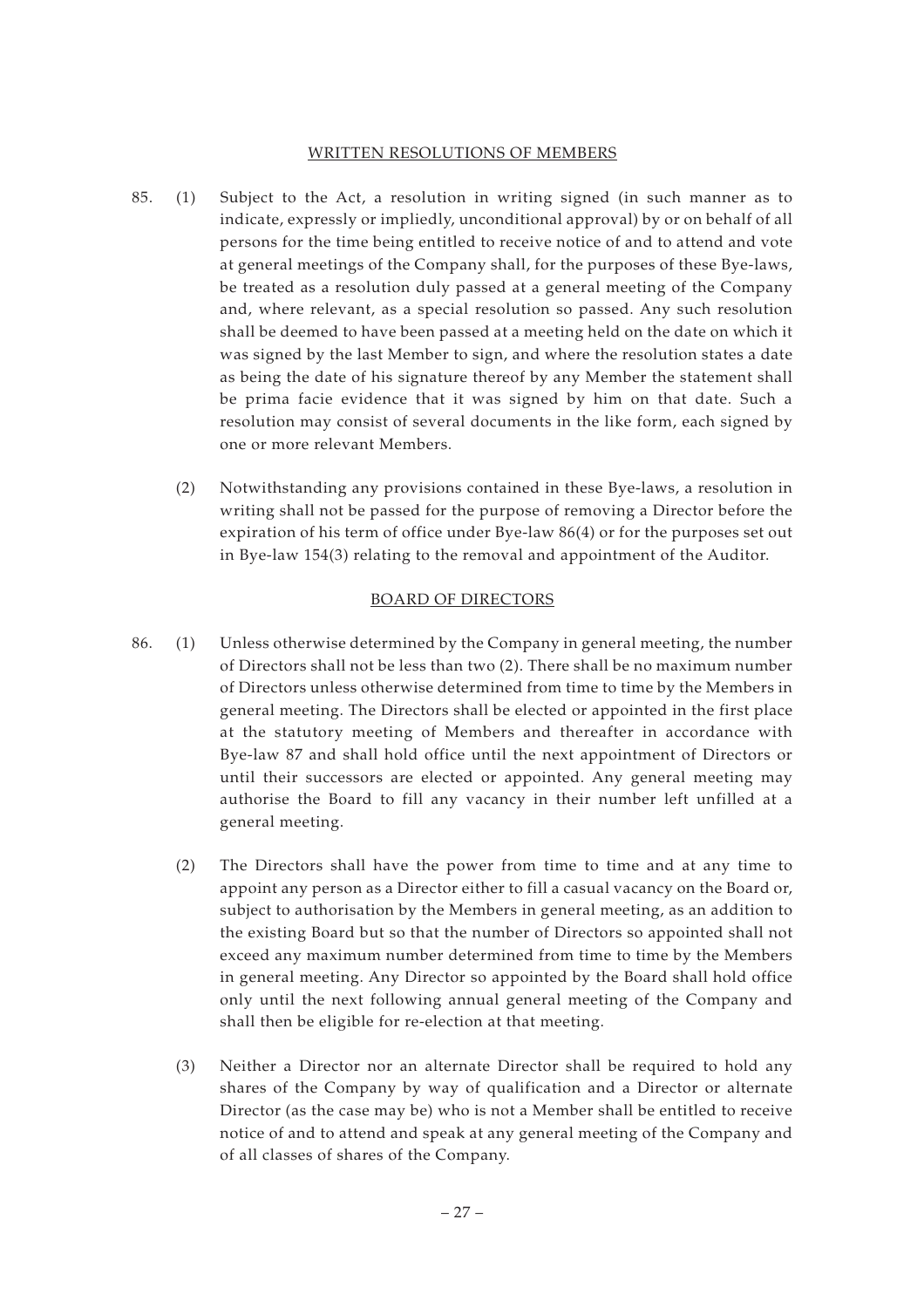## WRITTEN RESOLUTIONS OF MEMBERS

85. (1) Subject to the Act, a resolution in writing signed (in such manner as to indicate, expressly or impliedly, unconditional approval) by or on behalf of all persons for the time being entitled to receive notice of and to attend and vote at general meetings of the Company shall, for the purposes of these Bye-laws, be treated as a resolution duly passed at a general meeting of the Company and, where relevant, as a special resolution so passed. Any such resolution shall be deemed to have been passed at a meeting held on the date on which it was signed by the last Member to sign, and where the resolution states a date as being the date of his signature thereof by any Member the statement shall be prima facie evidence that it was signed by him on that date. Such a resolution may consist of several documents in the like form, each signed by one or more relevant Members.

(2) Notwithstanding any provisions contained in these Bye-laws, a resolution in writing shall not be passed for the purpose of removing a Director before the expiration of his term of office under Bye-law 86(4) or for the purposes set out in Bye-law 154(3) relating to the removal and appointment of the Auditor.

## BOARD OF DIRECTORS

86. (1) Unless otherwise determined by the Company in general meeting, the number of Directors shall not be less than two (2). There shall be no maximum number of Directors unless otherwise determined from time to time by the Members in general meeting. The Directors shall be elected or appointed in the first place at the statutory meeting of Members and thereafter in accordance with Bye-law 87 and shall hold office until the next appointment of Directors or until their successors are elected or appointed. Any general meeting may authorise the Board to fill any vacancy in their number left unfilled at a general meeting.

(2) The Directors shall have the power from time to time and at any time to appoint any person as a Director either to fill a casual vacancy on the Board or, subject to authorisation by the Members in general meeting, as an addition to the existing Board but so that the number of Directors so appointed shall not exceed any maximum number determined from time to time by the Members in general meeting. Any Director so appointed by the Board shall hold office only until the next following annual general meeting of the Company and shall then be eligible for re-election at that meeting.

(3) Neither a Director nor an alternate Director shall be required to hold any shares of the Company by way of qualification and a Director or alternate Director (as the case may be) who is not a Member shall be entitled to receive notice of and to attend and speak at any general meeting of the Company and of all classes of shares of the Company.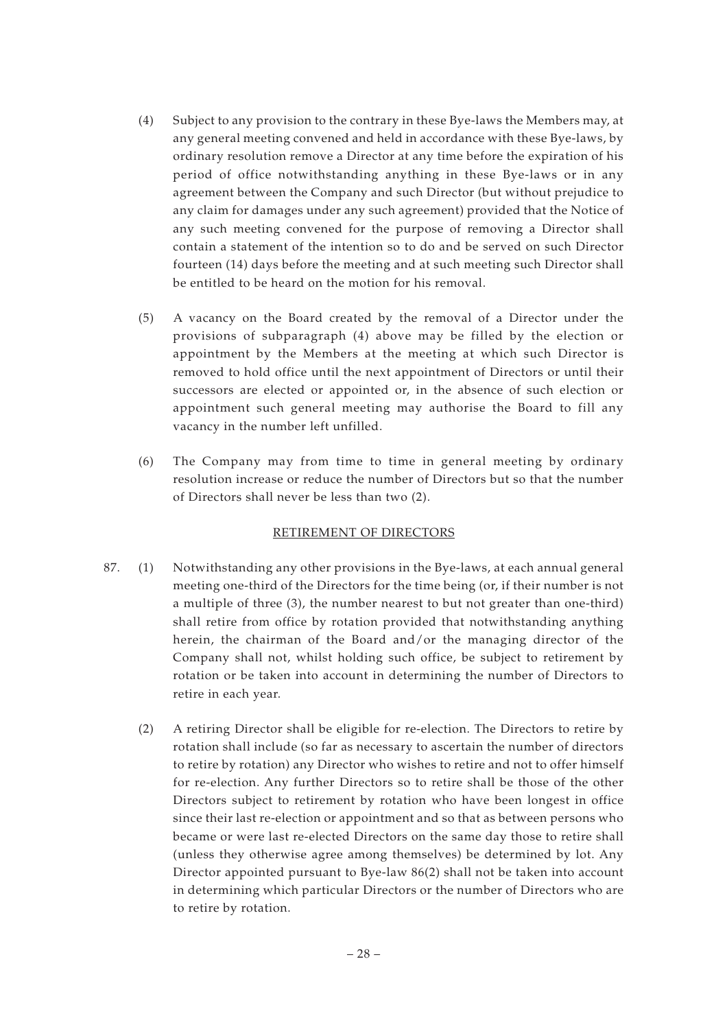(4) Subject to any provision to the contrary in these Bye-laws the Members may, at any general meeting convened and held in accordance with these Bye-laws, by ordinary resolution remove a Director at any time before the expiration of his period of office notwithstanding anything in these Bye-laws or in any agreement between the Company and such Director (but without prejudice to any claim for damages under any such agreement) provided that the Notice of any such meeting convened for the purpose of removing a Director shall contain a statement of the intention so to do and be served on such Director fourteen (14) days before the meeting and at such meeting such Director shall be entitled to be heard on the motion for his removal.

(5) A vacancy on the Board created by the removal of a Director under the provisions of subparagraph (4) above may be filled by the election or appointment by the Members at the meeting at which such Director is removed to hold office until the next appointment of Directors or until their successors are elected or appointed or, in the absence of such election or appointment such general meeting may authorise the Board to fill any vacancy in the number left unfilled.

(6) The Company may from time to time in general meeting by ordinary resolution increase or reduce the number of Directors but so that the number of Directors shall never be less than two (2).

## RETIREMENT OF DIRECTORS

87. (1) Notwithstanding any other provisions in the Bye-laws, at each annual general meeting one-third of the Directors for the time being (or, if their number is not a multiple of three (3), the number nearest to but not greater than one-third) shall retire from office by rotation provided that notwithstanding anything herein, the chairman of the Board and/or the managing director of the Company shall not, whilst holding such office, be subject to retirement by rotation or be taken into account in determining the number of Directors to retire in each year.

(2) A retiring Director shall be eligible for re-election. The Directors to retire by rotation shall include (so far as necessary to ascertain the number of directors to retire by rotation) any Director who wishes to retire and not to offer himself for re-election. Any further Directors so to retire shall be those of the other Directors subject to retirement by rotation who have been longest in office since their last re-election or appointment and so that as between persons who became or were last re-elected Directors on the same day those to retire shall (unless they otherwise agree among themselves) be determined by lot. Any Director appointed pursuant to Bye-law 86(2) shall not be taken into account in determining which particular Directors or the number of Directors who are to retire by rotation.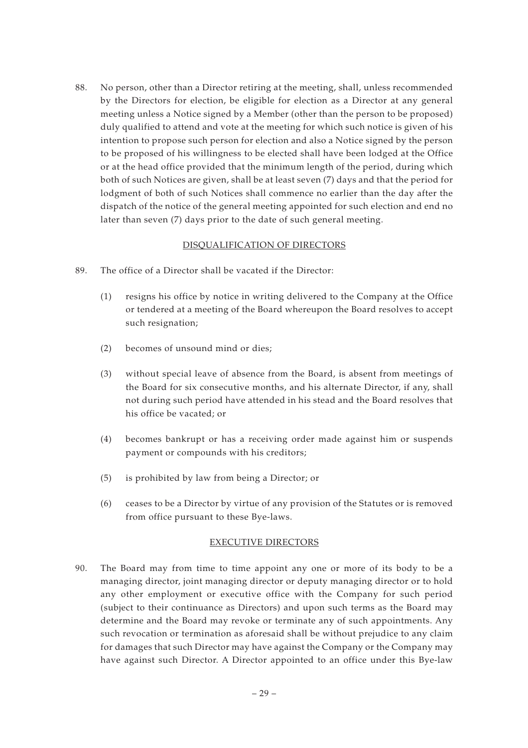88. No person, other than a Director retiring at the meeting, shall, unless recommended by the Directors for election, be eligible for election as a Director at any general meeting unless a Notice signed by a Member (other than the person to be proposed) duly qualified to attend and vote at the meeting for which such notice is given of his intention to propose such person for election and also a Notice signed by the person to be proposed of his willingness to be elected shall have been lodged at the Office or at the head office provided that the minimum length of the period, during which both of such Notices are given, shall be at least seven (7) days and that the period for lodgment of both of such Notices shall commence no earlier than the day after the dispatch of the notice of the general meeting appointed for such election and end no later than seven (7) days prior to the date of such general meeting.

## DISQUALIFICATION OF DIRECTORS

89. The office of a Director shall be vacated if the Director:

    (1) resigns his office by notice in writing delivered to the Company at the Office or tendered at a meeting of the Board whereupon the Board resolves to accept such resignation;

    (2) becomes of unsound mind or dies;

    (3) without special leave of absence from the Board, is absent from meetings of the Board for six consecutive months, and his alternate Director, if any, shall not during such period have attended in his stead and the Board resolves that his office be vacated; or

    (4) becomes bankrupt or has a receiving order made against him or suspends payment or compounds with his creditors;

    (5) is prohibited by law from being a Director; or

    (6) ceases to be a Director by virtue of any provision of the Statutes or is removed from office pursuant to these Bye-laws.

## EXECUTIVE DIRECTORS

90. The Board may from time to time appoint any one or more of its body to be a managing director, joint managing director or deputy managing director or to hold any other employment or executive office with the Company for such period (subject to their continuance as Directors) and upon such terms as the Board may determine and the Board may revoke or terminate any of such appointments. Any such revocation or termination as aforesaid shall be without prejudice to any claim for damages that such Director may have against the Company or the Company may have against such Director. A Director appointed to an office under this Bye-law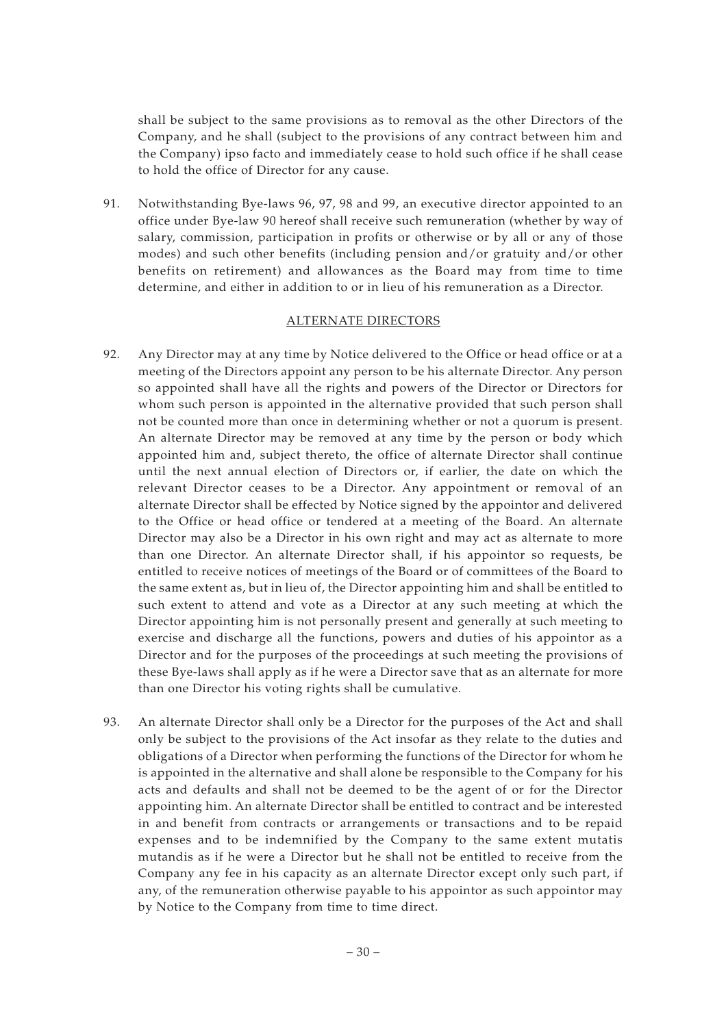shall be subject to the same provisions as to removal as the other Directors of the Company, and he shall (subject to the provisions of any contract between him and the Company) ipso facto and immediately cease to hold such office if he shall cease to hold the office of Director for any cause.

91. Notwithstanding Bye-laws 96, 97, 98 and 99, an executive director appointed to an office under Bye-law 90 hereof shall receive such remuneration (whether by way of salary, commission, participation in profits or otherwise or by all or any of those modes) and such other benefits (including pension and/or gratuity and/or other benefits on retirement) and allowances as the Board may from time to time determine, and either in addition to or in lieu of his remuneration as a Director.

## ALTERNATE DIRECTORS

92. Any Director may at any time by Notice delivered to the Office or head office or at a meeting of the Directors appoint any person to be his alternate Director. Any person so appointed shall have all the rights and powers of the Director or Directors for whom such person is appointed in the alternative provided that such person shall not be counted more than once in determining whether or not a quorum is present. An alternate Director may be removed at any time by the person or body which appointed him and, subject thereto, the office of alternate Director shall continue until the next annual election of Directors or, if earlier, the date on which the relevant Director ceases to be a Director. Any appointment or removal of an alternate Director shall be effected by Notice signed by the appointor and delivered to the Office or head office or tendered at a meeting of the Board. An alternate Director may also be a Director in his own right and may act as alternate to more than one Director. An alternate Director shall, if his appointor so requests, be entitled to receive notices of meetings of the Board or of committees of the Board to the same extent as, but in lieu of, the Director appointing him and shall be entitled to such extent to attend and vote as a Director at any such meeting at which the Director appointing him is not personally present and generally at such meeting to exercise and discharge all the functions, powers and duties of his appointor as a Director and for the purposes of the proceedings at such meeting the provisions of these Bye-laws shall apply as if he were a Director save that as an alternate for more than one Director his voting rights shall be cumulative.

93. An alternate Director shall only be a Director for the purposes of the Act and shall only be subject to the provisions of the Act insofar as they relate to the duties and obligations of a Director when performing the functions of the Director for whom he is appointed in the alternative and shall alone be responsible to the Company for his acts and defaults and shall not be deemed to be the agent of or for the Director appointing him. An alternate Director shall be entitled to contract and be interested in and benefit from contracts or arrangements or transactions and to be repaid expenses and to be indemnified by the Company to the same extent mutatis mutandis as if he were a Director but he shall not be entitled to receive from the Company any fee in his capacity as an alternate Director except only such part, if any, of the remuneration otherwise payable to his appointor as such appointor may by Notice to the Company from time to time direct.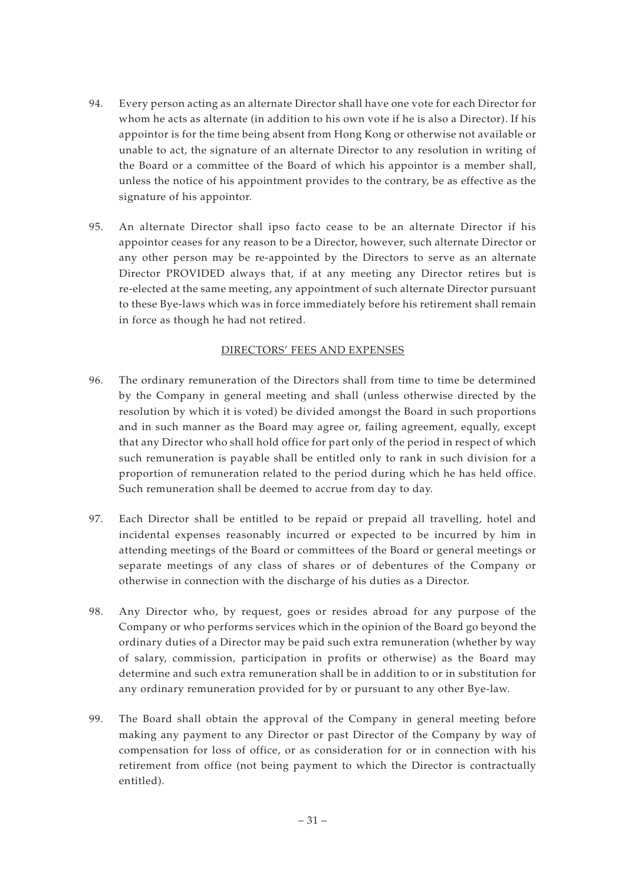94. Every person acting as an alternate Director shall have one vote for each Director for whom he acts as alternate (in addition to his own vote if he is also a Director). If his appointor is for the time being absent from Hong Kong or otherwise not available or unable to act, the signature of an alternate Director to any resolution in writing of the Board or a committee of the Board of which his appointor is a member shall, unless the notice of his appointment provides to the contrary, be as effective as the signature of his appointor.

95. An alternate Director shall ipso facto cease to be an alternate Director if his appointor ceases for any reason to be a Director, however, such alternate Director or any other person may be re-appointed by the Directors to serve as an alternate Director PROVIDED always that, if at any meeting any Director retires but is re-elected at the same meeting, any appointment of such alternate Director pursuant to these Bye-laws which was in force immediately before his retirement shall remain in force as though he had not retired.

## DIRECTORS' FEES AND EXPENSES

96. The ordinary remuneration of the Directors shall from time to time be determined by the Company in general meeting and shall (unless otherwise directed by the resolution by which it is voted) be divided amongst the Board in such proportions and in such manner as the Board may agree or, failing agreement, equally, except that any Director who shall hold office for part only of the period in respect of which such remuneration is payable shall be entitled only to rank in such division for a proportion of remuneration related to the period during which he has held office. Such remuneration shall be deemed to accrue from day to day.

97. Each Director shall be entitled to be repaid or prepaid all travelling, hotel and incidental expenses reasonably incurred or expected to be incurred by him in attending meetings of the Board or committees of the Board or general meetings or separate meetings of any class of shares or of debentures of the Company or otherwise in connection with the discharge of his duties as a Director.

98. Any Director who, by request, goes or resides abroad for any purpose of the Company or who performs services which in the opinion of the Board go beyond the ordinary duties of a Director may be paid such extra remuneration (whether by way of salary, commission, participation in profits or otherwise) as the Board may determine and such extra remuneration shall be in addition to or in substitution for any ordinary remuneration provided for by or pursuant to any other Bye-law.

99. The Board shall obtain the approval of the Company in general meeting before making any payment to any Director or past Director of the Company by way of compensation for loss of office, or as consideration for or in connection with his retirement from office (not being payment to which the Director is contractually entitled).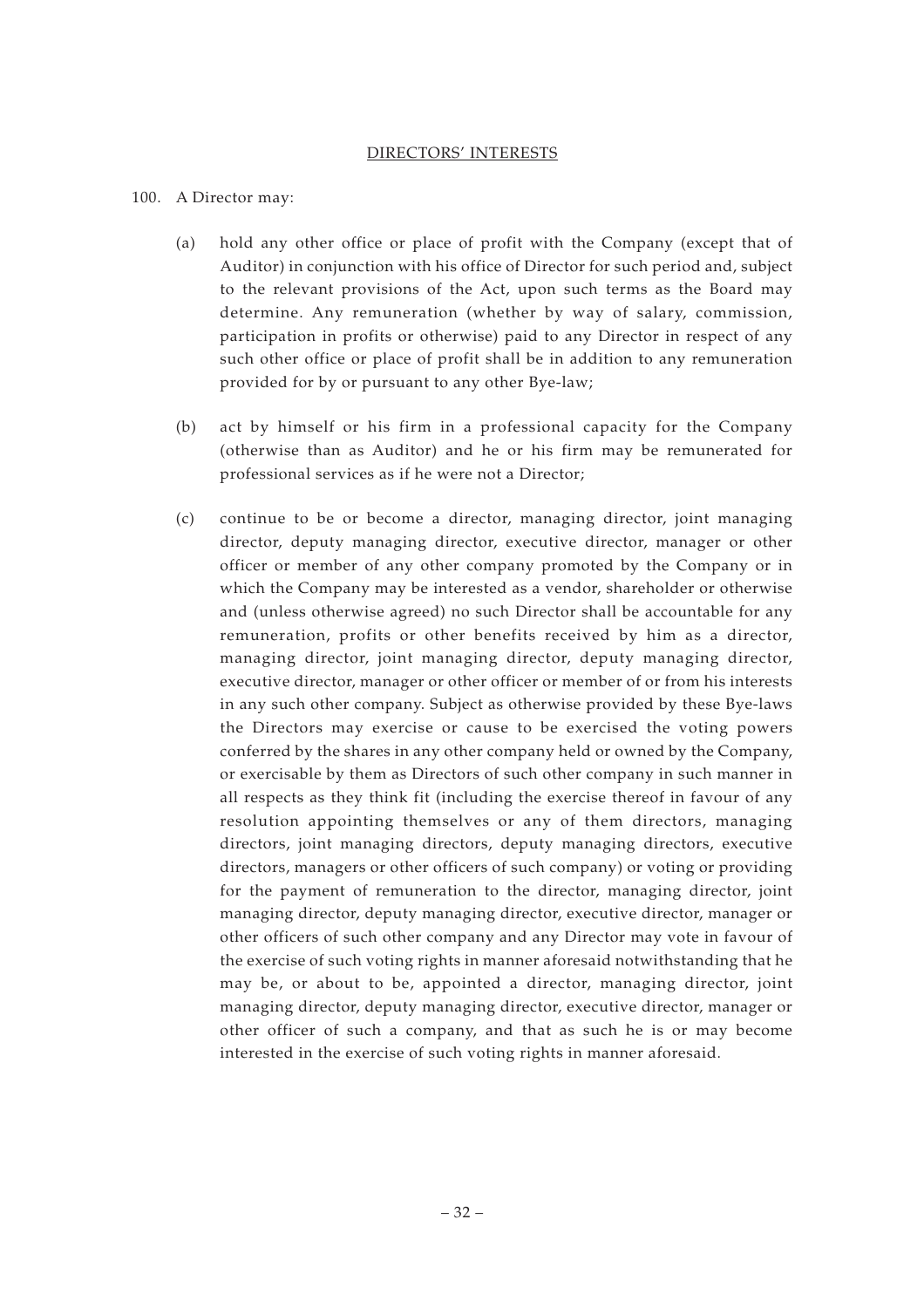## DIRECTORS' INTERESTS

100. A Director may:

(a) hold any other office or place of profit with the Company (except that of Auditor) in conjunction with his office of Director for such period and, subject to the relevant provisions of the Act, upon such terms as the Board may determine. Any remuneration (whether by way of salary, commission, participation in profits or otherwise) paid to any Director in respect of any such other office or place of profit shall be in addition to any remuneration provided for by or pursuant to any other Bye-law;

(b) act by himself or his firm in a professional capacity for the Company (otherwise than as Auditor) and he or his firm may be remunerated for professional services as if he were not a Director;

(c) continue to be or become a director, managing director, joint managing director, deputy managing director, executive director, manager or other officer or member of any other company promoted by the Company or in which the Company may be interested as a vendor, shareholder or otherwise and (unless otherwise agreed) no such Director shall be accountable for any remuneration, profits or other benefits received by him as a director, managing director, joint managing director, deputy managing director, executive director, manager or other officer or member of or from his interests in any such other company. Subject as otherwise provided by these Bye-laws the Directors may exercise or cause to be exercised the voting powers conferred by the shares in any other company held or owned by the Company, or exercisable by them as Directors of such other company in such manner in all respects as they think fit (including the exercise thereof in favour of any resolution appointing themselves or any of them directors, managing directors, joint managing directors, deputy managing directors, executive directors, managers or other officers of such company) or voting or providing for the payment of remuneration to the director, managing director, joint managing director, deputy managing director, executive director, manager or other officers of such other company and any Director may vote in favour of the exercise of such voting rights in manner aforesaid notwithstanding that he may be, or about to be, appointed a director, managing director, joint managing director, deputy managing director, executive director, manager or other officer of such a company, and that as such he is or may become interested in the exercise of such voting rights in manner aforesaid.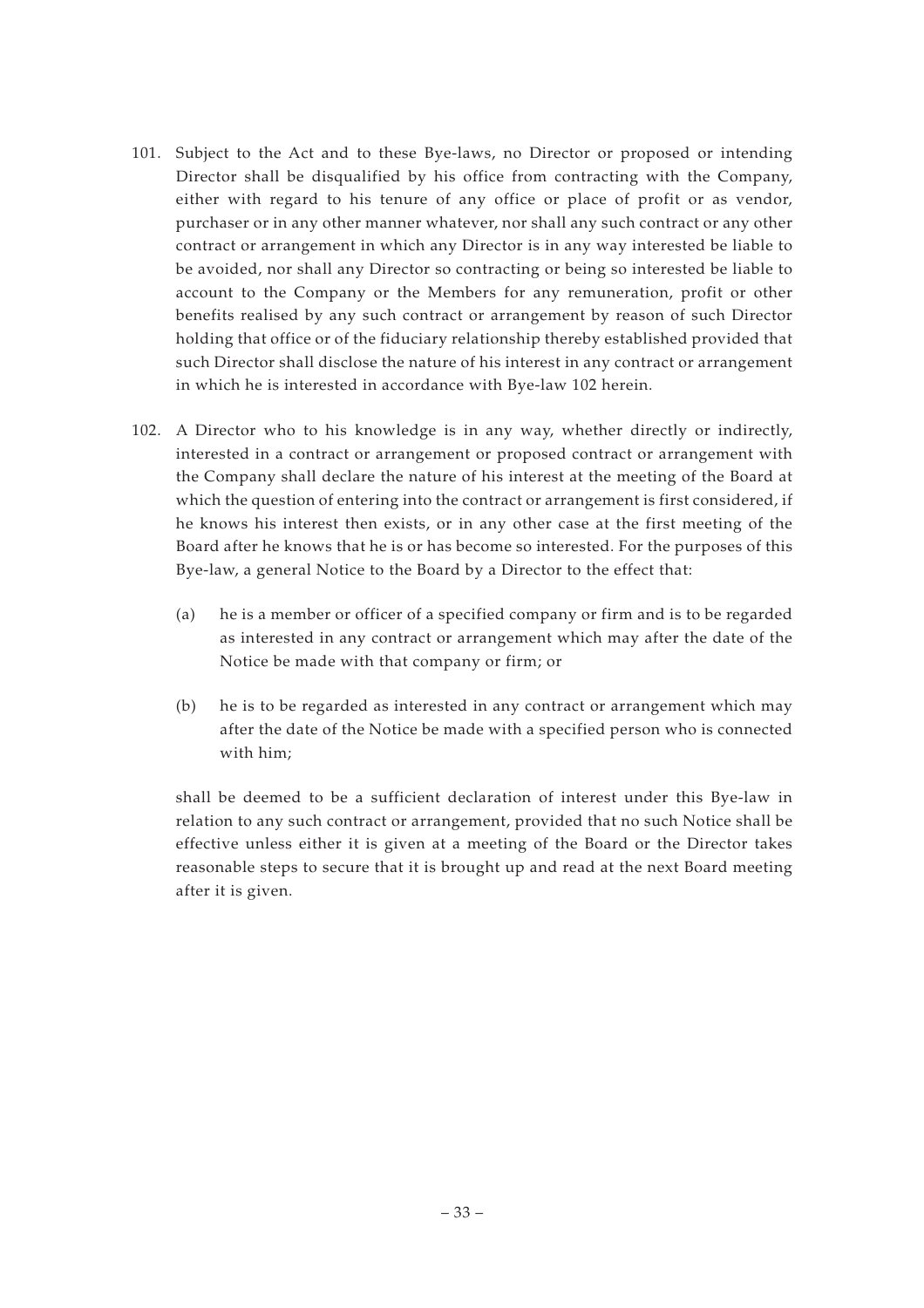101. Subject to the Act and to these Bye-laws, no Director or proposed or intending Director shall be disqualified by his office from contracting with the Company, either with regard to his tenure of any office or place of profit or as vendor, purchaser or in any other manner whatever, nor shall any such contract or any other contract or arrangement in which any Director is in any way interested be liable to be avoided, nor shall any Director so contracting or being so interested be liable to account to the Company or the Members for any remuneration, profit or other benefits realised by any such contract or arrangement by reason of such Director holding that office or of the fiduciary relationship thereby established provided that such Director shall disclose the nature of his interest in any contract or arrangement in which he is interested in accordance with Bye-law 102 herein.

102. A Director who to his knowledge is in any way, whether directly or indirectly, interested in a contract or arrangement or proposed contract or arrangement with the Company shall declare the nature of his interest at the meeting of the Board at which the question of entering into the contract or arrangement is first considered, if he knows his interest then exists, or in any other case at the first meeting of the Board after he knows that he is or has become so interested. For the purposes of this Bye-law, a general Notice to the Board by a Director to the effect that:

    (a) he is a member or officer of a specified company or firm and is to be regarded as interested in any contract or arrangement which may after the date of the Notice be made with that company or firm; or

    (b) he is to be regarded as interested in any contract or arrangement which may after the date of the Notice be made with a specified person who is connected with him;

    shall be deemed to be a sufficient declaration of interest under this Bye-law in relation to any such contract or arrangement, provided that no such Notice shall be effective unless either it is given at a meeting of the Board or the Director takes reasonable steps to secure that it is brought up and read at the next Board meeting after it is given.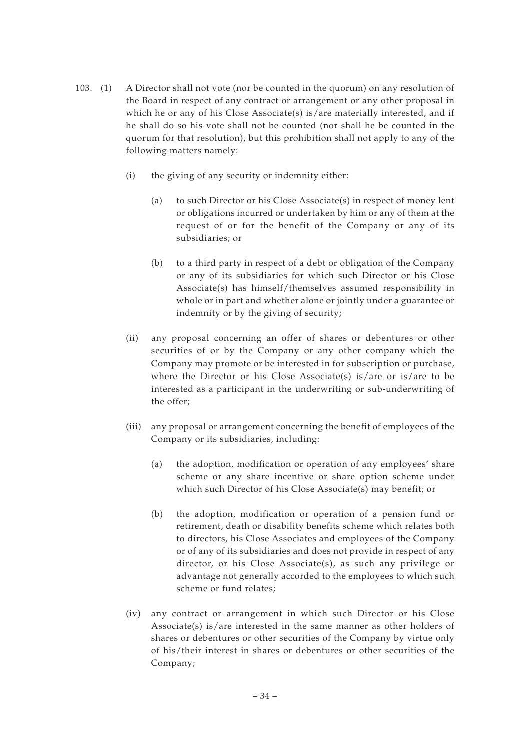103. (1) A Director shall not vote (nor be counted in the quorum) on any resolution of the Board in respect of any contract or arrangement or any other proposal in which he or any of his Close Associate(s) is/are materially interested, and if he shall do so his vote shall not be counted (nor shall he be counted in the quorum for that resolution), but this prohibition shall not apply to any of the following matters namely:

   (i) the giving of any security or indemnity either:

      (a) to such Director or his Close Associate(s) in respect of money lent or obligations incurred or undertaken by him or any of them at the request of or for the benefit of the Company or any of its subsidiaries; or

      (b) to a third party in respect of a debt or obligation of the Company or any of its subsidiaries for which such Director or his Close Associate(s) has himself/themselves assumed responsibility in whole or in part and whether alone or jointly under a guarantee or indemnity or by the giving of security;

   (ii) any proposal concerning an offer of shares or debentures or other securities of or by the Company or any other company which the Company may promote or be interested in for subscription or purchase, where the Director or his Close Associate(s) is/are or is/are to be interested as a participant in the underwriting or sub-underwriting of the offer;

   (iii) any proposal or arrangement concerning the benefit of employees of the Company or its subsidiaries, including:

      (a) the adoption, modification or operation of any employees' share scheme or any share incentive or share option scheme under which such Director of his Close Associate(s) may benefit; or

      (b) the adoption, modification or operation of a pension fund or retirement, death or disability benefits scheme which relates both to directors, his Close Associates and employees of the Company or of any of its subsidiaries and does not provide in respect of any director, or his Close Associate(s), as such any privilege or advantage not generally accorded to the employees to which such scheme or fund relates;

   (iv) any contract or arrangement in which such Director or his Close Associate(s) is/are interested in the same manner as other holders of shares or debentures or other securities of the Company by virtue only of his/their interest in shares or debentures or other securities of the Company;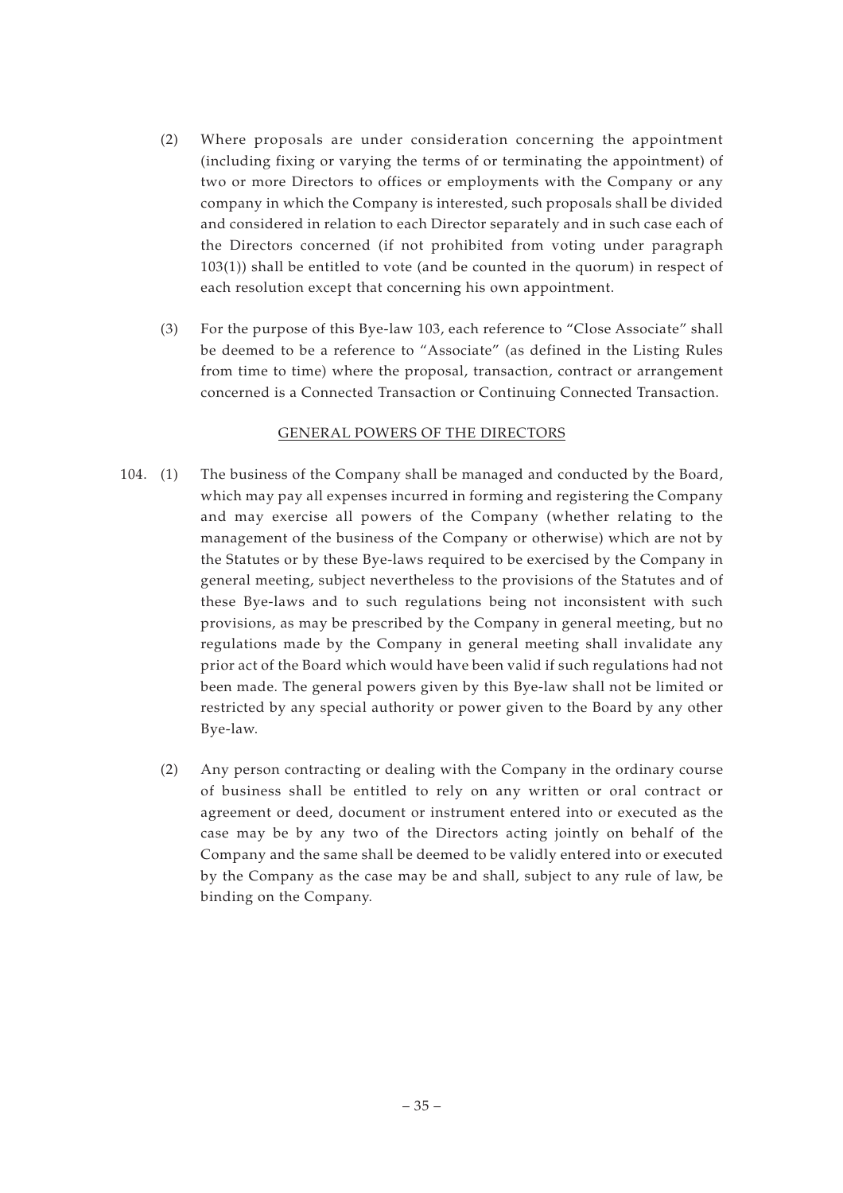(2) Where proposals are under consideration concerning the appointment (including fixing or varying the terms of or terminating the appointment) of two or more Directors to offices or employments with the Company or any company in which the Company is interested, such proposals shall be divided and considered in relation to each Director separately and in such case each of the Directors concerned (if not prohibited from voting under paragraph 103(1)) shall be entitled to vote (and be counted in the quorum) in respect of each resolution except that concerning his own appointment.

(3) For the purpose of this Bye-law 103, each reference to "Close Associate" shall be deemed to be a reference to "Associate" (as defined in the Listing Rules from time to time) where the proposal, transaction, contract or arrangement concerned is a Connected Transaction or Continuing Connected Transaction.

## GENERAL POWERS OF THE DIRECTORS

104. (1) The business of the Company shall be managed and conducted by the Board, which may pay all expenses incurred in forming and registering the Company and may exercise all powers of the Company (whether relating to the management of the business of the Company or otherwise) which are not by the Statutes or by these Bye-laws required to be exercised by the Company in general meeting, subject nevertheless to the provisions of the Statutes and of these Bye-laws and to such regulations being not inconsistent with such provisions, as may be prescribed by the Company in general meeting, but no regulations made by the Company in general meeting shall invalidate any prior act of the Board which would have been valid if such regulations had not been made. The general powers given by this Bye-law shall not be limited or restricted by any special authority or power given to the Board by any other Bye-law.

(2) Any person contracting or dealing with the Company in the ordinary course of business shall be entitled to rely on any written or oral contract or agreement or deed, document or instrument entered into or executed as the case may be by any two of the Directors acting jointly on behalf of the Company and the same shall be deemed to be validly entered into or executed by the Company as the case may be and shall, subject to any rule of law, be binding on the Company.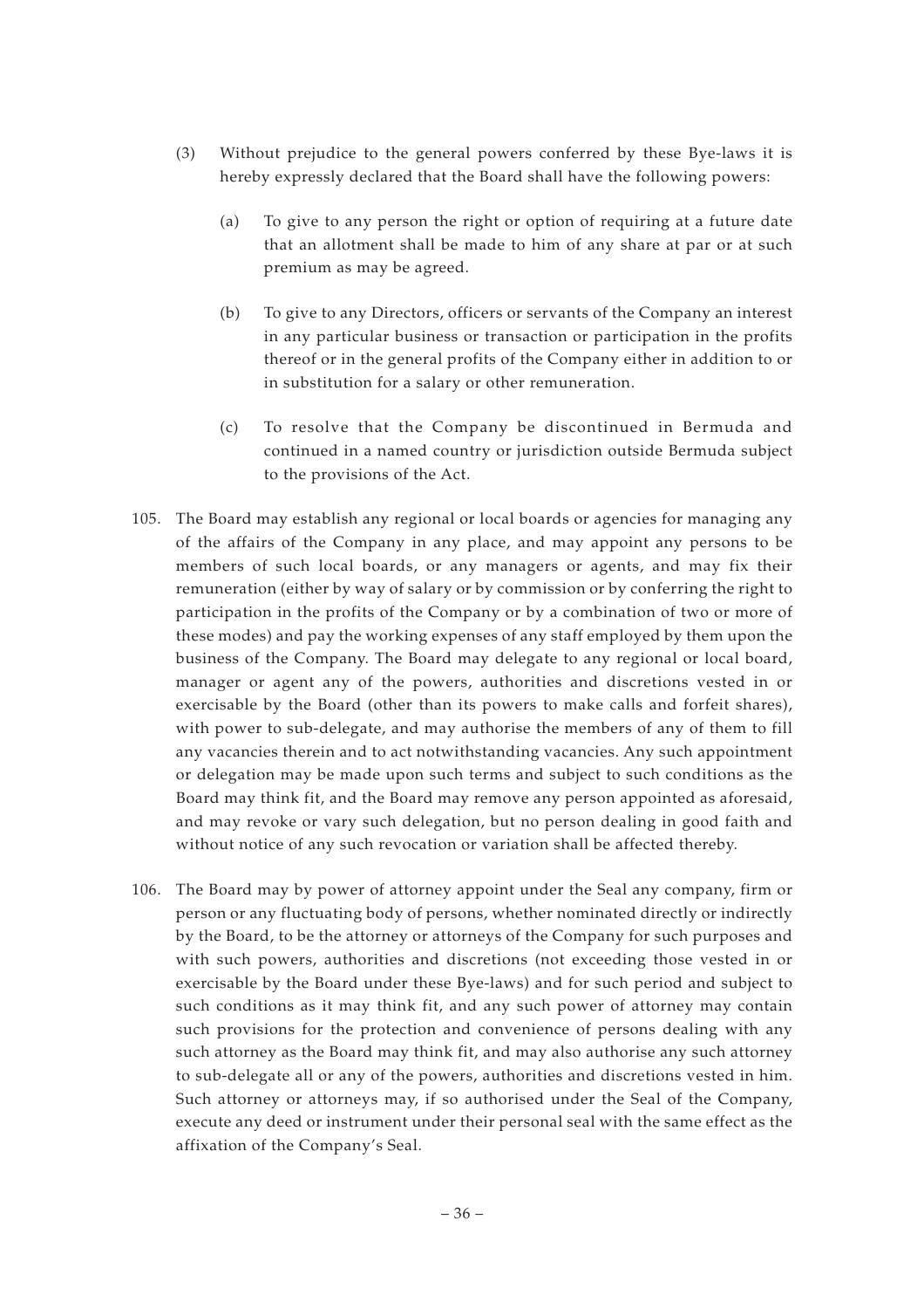(3) Without prejudice to the general powers conferred by these Bye-laws it is hereby expressly declared that the Board shall have the following powers:

(a) To give to any person the right or option of requiring at a future date that an allotment shall be made to him of any share at par or at such premium as may be agreed.

(b) To give to any Directors, officers or servants of the Company an interest in any particular business or transaction or participation in the profits thereof or in the general profits of the Company either in addition to or in substitution for a salary or other remuneration.

(c) To resolve that the Company be discontinued in Bermuda and continued in a named country or jurisdiction outside Bermuda subject to the provisions of the Act.

105. The Board may establish any regional or local boards or agencies for managing any of the affairs of the Company in any place, and may appoint any persons to be members of such local boards, or any managers or agents, and may fix their remuneration (either by way of salary or by commission or by conferring the right to participation in the profits of the Company or by a combination of two or more of these modes) and pay the working expenses of any staff employed by them upon the business of the Company. The Board may delegate to any regional or local board, manager or agent any of the powers, authorities and discretions vested in or exercisable by the Board (other than its powers to make calls and forfeit shares), with power to sub-delegate, and may authorise the members of any of them to fill any vacancies therein and to act notwithstanding vacancies. Any such appointment or delegation may be made upon such terms and subject to such conditions as the Board may think fit, and the Board may remove any person appointed as aforesaid, and may revoke or vary such delegation, but no person dealing in good faith and without notice of any such revocation or variation shall be affected thereby.

106. The Board may by power of attorney appoint under the Seal any company, firm or person or any fluctuating body of persons, whether nominated directly or indirectly by the Board, to be the attorney or attorneys of the Company for such purposes and with such powers, authorities and discretions (not exceeding those vested in or exercisable by the Board under these Bye-laws) and for such period and subject to such conditions as it may think fit, and any such power of attorney may contain such provisions for the protection and convenience of persons dealing with any such attorney as the Board may think fit, and may also authorise any such attorney to sub-delegate all or any of the powers, authorities and discretions vested in him. Such attorney or attorneys may, if so authorised under the Seal of the Company, execute any deed or instrument under their personal seal with the same effect as the affixation of the Company's Seal.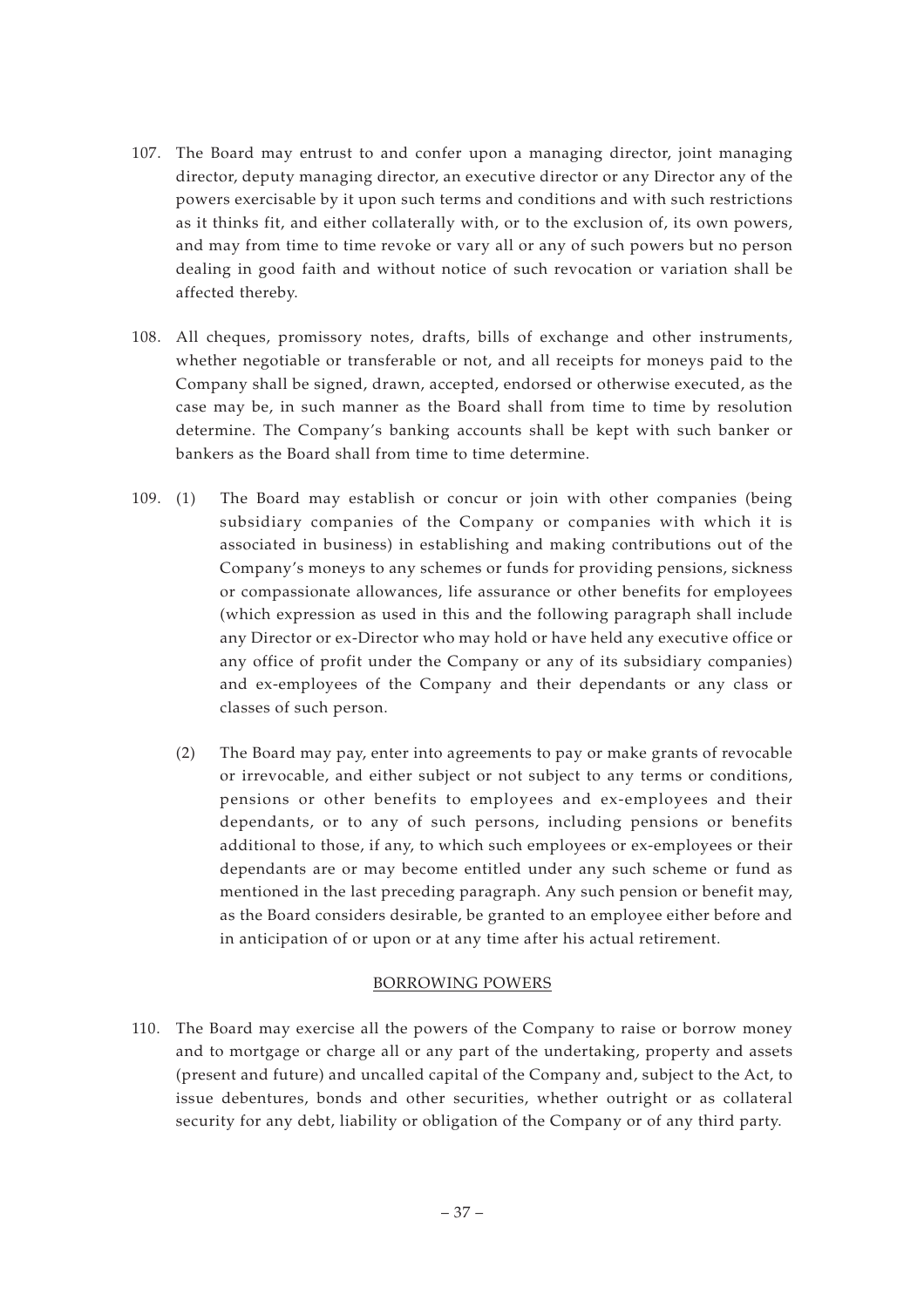107. The Board may entrust to and confer upon a managing director, joint managing director, deputy managing director, an executive director or any Director any of the powers exercisable by it upon such terms and conditions and with such restrictions as it thinks fit, and either collaterally with, or to the exclusion of, its own powers, and may from time to time revoke or vary all or any of such powers but no person dealing in good faith and without notice of such revocation or variation shall be affected thereby.

108. All cheques, promissory notes, drafts, bills of exchange and other instruments, whether negotiable or transferable or not, and all receipts for moneys paid to the Company shall be signed, drawn, accepted, endorsed or otherwise executed, as the case may be, in such manner as the Board shall from time to time by resolution determine. The Company's banking accounts shall be kept with such banker or bankers as the Board shall from time to time determine.

109. (1) The Board may establish or concur or join with other companies (being subsidiary companies of the Company or companies with which it is associated in business) in establishing and making contributions out of the Company's moneys to any schemes or funds for providing pensions, sickness or compassionate allowances, life assurance or other benefits for employees (which expression as used in this and the following paragraph shall include any Director or ex-Director who may hold or have held any executive office or any office of profit under the Company or any of its subsidiary companies) and ex-employees of the Company and their dependants or any class or classes of such person.

(2) The Board may pay, enter into agreements to pay or make grants of revocable or irrevocable, and either subject or not subject to any terms or conditions, pensions or other benefits to employees and ex-employees and their dependants, or to any of such persons, including pensions or benefits additional to those, if any, to which such employees or ex-employees or their dependants are or may become entitled under any such scheme or fund as mentioned in the last preceding paragraph. Any such pension or benefit may, as the Board considers desirable, be granted to an employee either before and in anticipation of or upon or at any time after his actual retirement.

## BORROWING POWERS

110. The Board may exercise all the powers of the Company to raise or borrow money and to mortgage or charge all or any part of the undertaking, property and assets (present and future) and uncalled capital of the Company and, subject to the Act, to issue debentures, bonds and other securities, whether outright or as collateral security for any debt, liability or obligation of the Company or of any third party.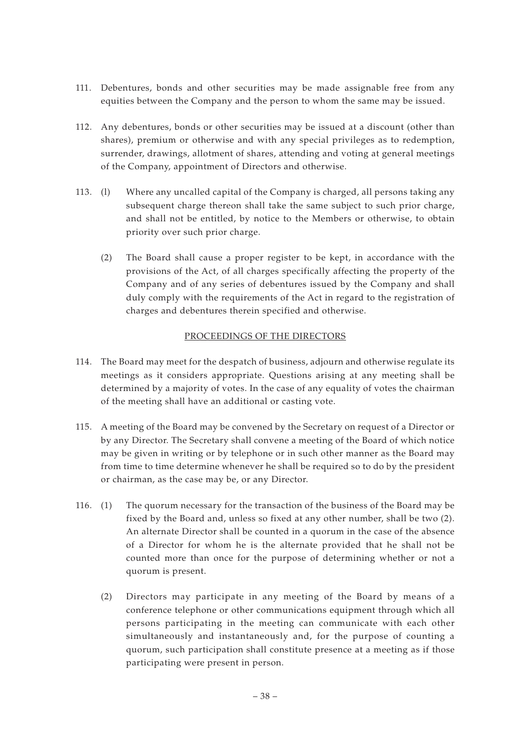111. Debentures, bonds and other securities may be made assignable free from any equities between the Company and the person to whom the same may be issued.

112. Any debentures, bonds or other securities may be issued at a discount (other than shares), premium or otherwise and with any special privileges as to redemption, surrender, drawings, allotment of shares, attending and voting at general meetings of the Company, appointment of Directors and otherwise.

113. (l) Where any uncalled capital of the Company is charged, all persons taking any subsequent charge thereon shall take the same subject to such prior charge, and shall not be entitled, by notice to the Members or otherwise, to obtain priority over such prior charge.

(2) The Board shall cause a proper register to be kept, in accordance with the provisions of the Act, of all charges specifically affecting the property of the Company and of any series of debentures issued by the Company and shall duly comply with the requirements of the Act in regard to the registration of charges and debentures therein specified and otherwise.

## PROCEEDINGS OF THE DIRECTORS

114. The Board may meet for the despatch of business, adjourn and otherwise regulate its meetings as it considers appropriate. Questions arising at any meeting shall be determined by a majority of votes. In the case of any equality of votes the chairman of the meeting shall have an additional or casting vote.

115. A meeting of the Board may be convened by the Secretary on request of a Director or by any Director. The Secretary shall convene a meeting of the Board of which notice may be given in writing or by telephone or in such other manner as the Board may from time to time determine whenever he shall be required so to do by the president or chairman, as the case may be, or any Director.

116. (1) The quorum necessary for the transaction of the business of the Board may be fixed by the Board and, unless so fixed at any other number, shall be two (2). An alternate Director shall be counted in a quorum in the case of the absence of a Director for whom he is the alternate provided that he shall not be counted more than once for the purpose of determining whether or not a quorum is present.

(2) Directors may participate in any meeting of the Board by means of a conference telephone or other communications equipment through which all persons participating in the meeting can communicate with each other simultaneously and instantaneously and, for the purpose of counting a quorum, such participation shall constitute presence at a meeting as if those participating were present in person.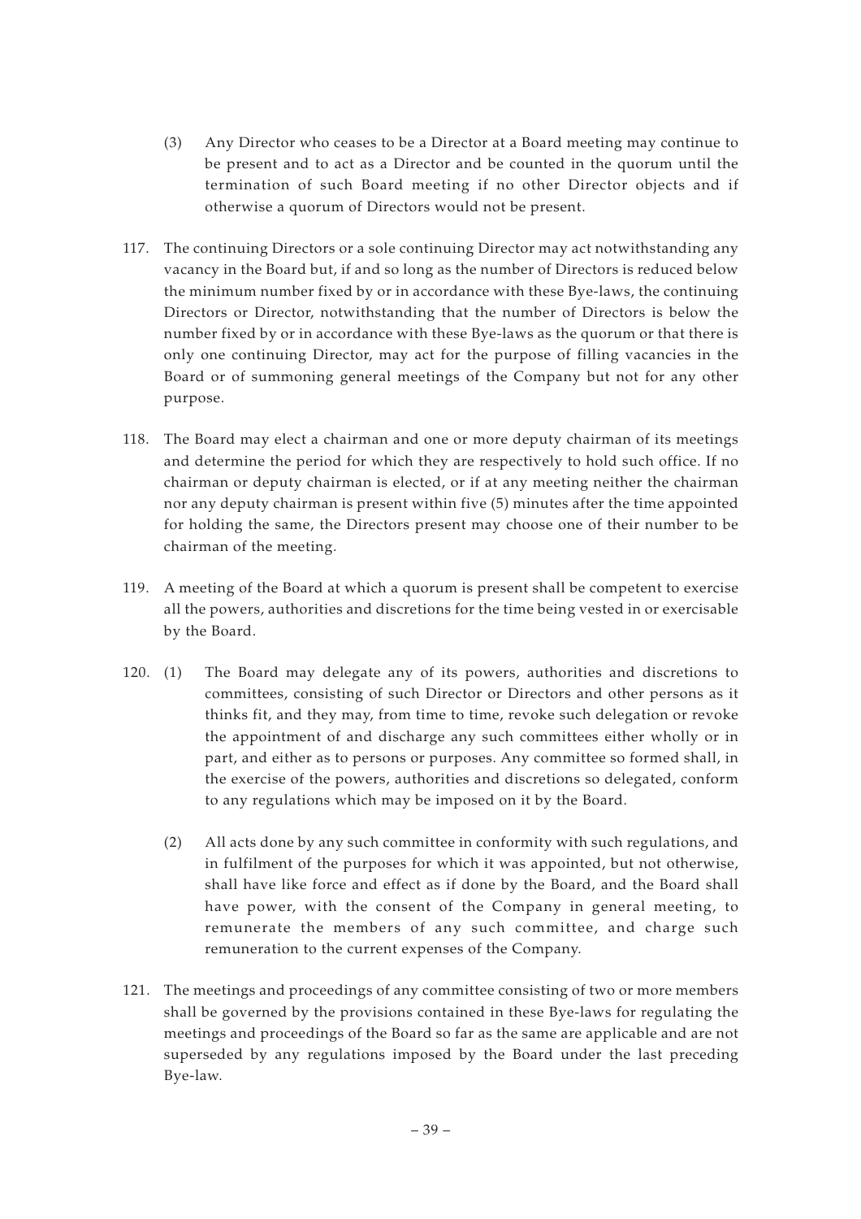(3) Any Director who ceases to be a Director at a Board meeting may continue to be present and to act as a Director and be counted in the quorum until the termination of such Board meeting if no other Director objects and if otherwise a quorum of Directors would not be present.

117. The continuing Directors or a sole continuing Director may act notwithstanding any vacancy in the Board but, if and so long as the number of Directors is reduced below the minimum number fixed by or in accordance with these Bye-laws, the continuing Directors or Director, notwithstanding that the number of Directors is below the number fixed by or in accordance with these Bye-laws as the quorum or that there is only one continuing Director, may act for the purpose of filling vacancies in the Board or of summoning general meetings of the Company but not for any other purpose.

118. The Board may elect a chairman and one or more deputy chairman of its meetings and determine the period for which they are respectively to hold such office. If no chairman or deputy chairman is elected, or if at any meeting neither the chairman nor any deputy chairman is present within five (5) minutes after the time appointed for holding the same, the Directors present may choose one of their number to be chairman of the meeting.

119. A meeting of the Board at which a quorum is present shall be competent to exercise all the powers, authorities and discretions for the time being vested in or exercisable by the Board.

120. (1) The Board may delegate any of its powers, authorities and discretions to committees, consisting of such Director or Directors and other persons as it thinks fit, and they may, from time to time, revoke such delegation or revoke the appointment of and discharge any such committees either wholly or in part, and either as to persons or purposes. Any committee so formed shall, in the exercise of the powers, authorities and discretions so delegated, conform to any regulations which may be imposed on it by the Board.

(2) All acts done by any such committee in conformity with such regulations, and in fulfilment of the purposes for which it was appointed, but not otherwise, shall have like force and effect as if done by the Board, and the Board shall have power, with the consent of the Company in general meeting, to remunerate the members of any such committee, and charge such remuneration to the current expenses of the Company.

121. The meetings and proceedings of any committee consisting of two or more members shall be governed by the provisions contained in these Bye-laws for regulating the meetings and proceedings of the Board so far as the same are applicable and are not superseded by any regulations imposed by the Board under the last preceding Bye-law.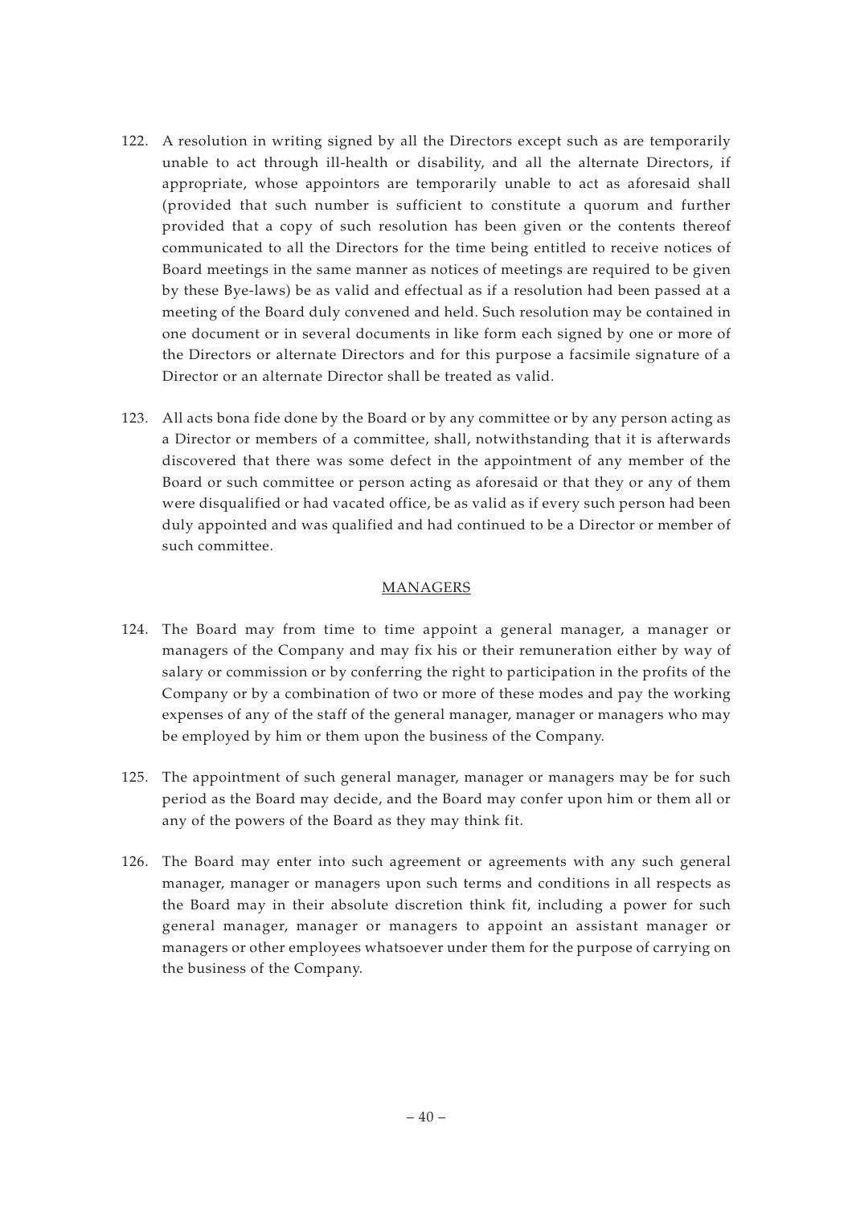122. A resolution in writing signed by all the Directors except such as are temporarily unable to act through ill-health or disability, and all the alternate Directors, if appropriate, whose appointors are temporarily unable to act as aforesaid shall (provided that such number is sufficient to constitute a quorum and further provided that a copy of such resolution has been given or the contents thereof communicated to all the Directors for the time being entitled to receive notices of Board meetings in the same manner as notices of meetings are required to be given by these Bye-laws) be as valid and effectual as if a resolution had been passed at a meeting of the Board duly convened and held. Such resolution may be contained in one document or in several documents in like form each signed by one or more of the Directors or alternate Directors and for this purpose a facsimile signature of a Director or an alternate Director shall be treated as valid.

123. All acts bona fide done by the Board or by any committee or by any person acting as a Director or members of a committee, shall, notwithstanding that it is afterwards discovered that there was some defect in the appointment of any member of the Board or such committee or person acting as aforesaid or that they or any of them were disqualified or had vacated office, be as valid as if every such person had been duly appointed and was qualified and had continued to be a Director or member of such committee.

## MANAGERS

124. The Board may from time to time appoint a general manager, a manager or managers of the Company and may fix his or their remuneration either by way of salary or commission or by conferring the right to participation in the profits of the Company or by a combination of two or more of these modes and pay the working expenses of any of the staff of the general manager, manager or managers who may be employed by him or them upon the business of the Company.

125. The appointment of such general manager, manager or managers may be for such period as the Board may decide, and the Board may confer upon him or them all or any of the powers of the Board as they may think fit.

126. The Board may enter into such agreement or agreements with any such general manager, manager or managers upon such terms and conditions in all respects as the Board may in their absolute discretion think fit, including a power for such general manager, manager or managers to appoint an assistant manager or managers or other employees whatsoever under them for the purpose of carrying on the business of the Company.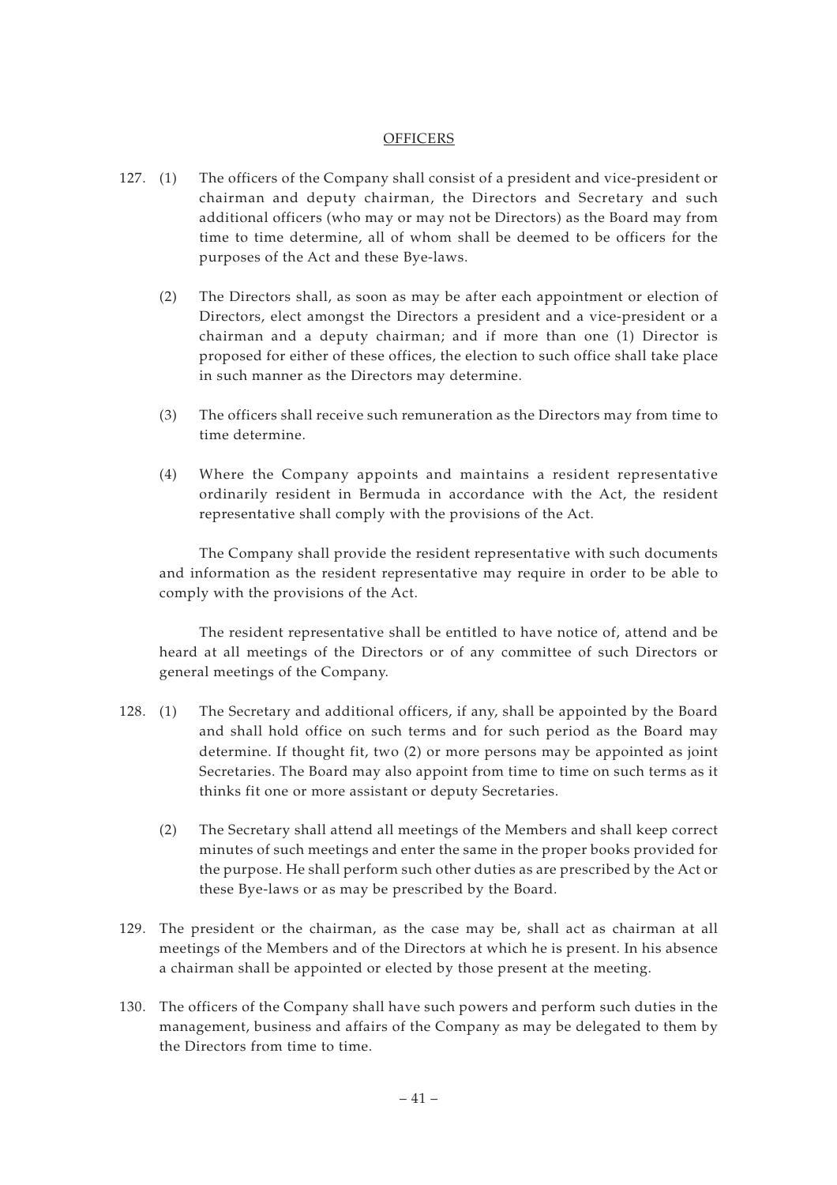## OFFICERS

127. (1) The officers of the Company shall consist of a president and vice-president or chairman and deputy chairman, the Directors and Secretary and such additional officers (who may or may not be Directors) as the Board may from time to time determine, all of whom shall be deemed to be officers for the purposes of the Act and these Bye-laws.

 (2) The Directors shall, as soon as may be after each appointment or election of Directors, elect amongst the Directors a president and a vice-president or a chairman and a deputy chairman; and if more than one (1) Director is proposed for either of these offices, the election to such office shall take place in such manner as the Directors may determine.

 (3) The officers shall receive such remuneration as the Directors may from time to time determine.

 (4) Where the Company appoints and maintains a resident representative ordinarily resident in Bermuda in accordance with the Act, the resident representative shall comply with the provisions of the Act.

 The Company shall provide the resident representative with such documents and information as the resident representative may require in order to be able to comply with the provisions of the Act.

 The resident representative shall be entitled to have notice of, attend and be heard at all meetings of the Directors or of any committee of such Directors or general meetings of the Company.

128. (1) The Secretary and additional officers, if any, shall be appointed by the Board and shall hold office on such terms and for such period as the Board may determine. If thought fit, two (2) or more persons may be appointed as joint Secretaries. The Board may also appoint from time to time on such terms as it thinks fit one or more assistant or deputy Secretaries.

 (2) The Secretary shall attend all meetings of the Members and shall keep correct minutes of such meetings and enter the same in the proper books provided for the purpose. He shall perform such other duties as are prescribed by the Act or these Bye-laws or as may be prescribed by the Board.

129. The president or the chairman, as the case may be, shall act as chairman at all meetings of the Members and of the Directors at which he is present. In his absence a chairman shall be appointed or elected by those present at the meeting.

130. The officers of the Company shall have such powers and perform such duties in the management, business and affairs of the Company as may be delegated to them by the Directors from time to time.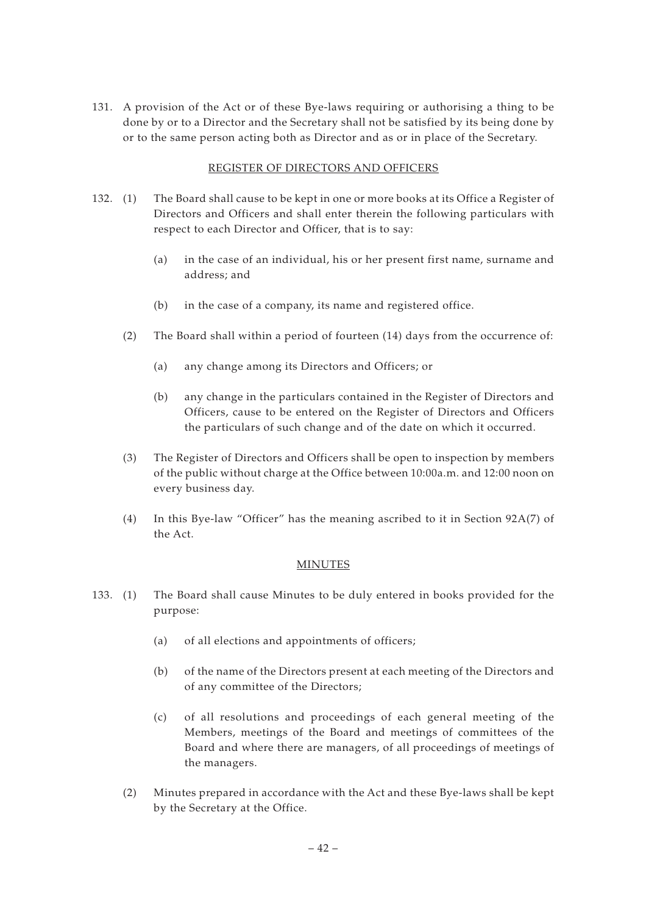131. A provision of the Act or of these Bye-laws requiring or authorising a thing to be done by or to a Director and the Secretary shall not be satisfied by its being done by or to the same person acting both as Director and as or in place of the Secretary.

## REGISTER OF DIRECTORS AND OFFICERS

132. (1) The Board shall cause to be kept in one or more books at its Office a Register of Directors and Officers and shall enter therein the following particulars with respect to each Director and Officer, that is to say:

   (a) in the case of an individual, his or her present first name, surname and address; and

   (b) in the case of a company, its name and registered office.

   (2) The Board shall within a period of fourteen (14) days from the occurrence of:

   (a) any change among its Directors and Officers; or

   (b) any change in the particulars contained in the Register of Directors and Officers, cause to be entered on the Register of Directors and Officers the particulars of such change and of the date on which it occurred.

   (3) The Register of Directors and Officers shall be open to inspection by members of the public without charge at the Office between 10:00a.m. and 12:00 noon on every business day.

   (4) In this Bye-law "Officer" has the meaning ascribed to it in Section 92A(7) of the Act.

## MINUTES

133. (1) The Board shall cause Minutes to be duly entered in books provided for the purpose:

   (a) of all elections and appointments of officers;

   (b) of the name of the Directors present at each meeting of the Directors and of any committee of the Directors;

   (c) of all resolutions and proceedings of each general meeting of the Members, meetings of the Board and meetings of committees of the Board and where there are managers, of all proceedings of meetings of the managers.

   (2) Minutes prepared in accordance with the Act and these Bye-laws shall be kept by the Secretary at the Office.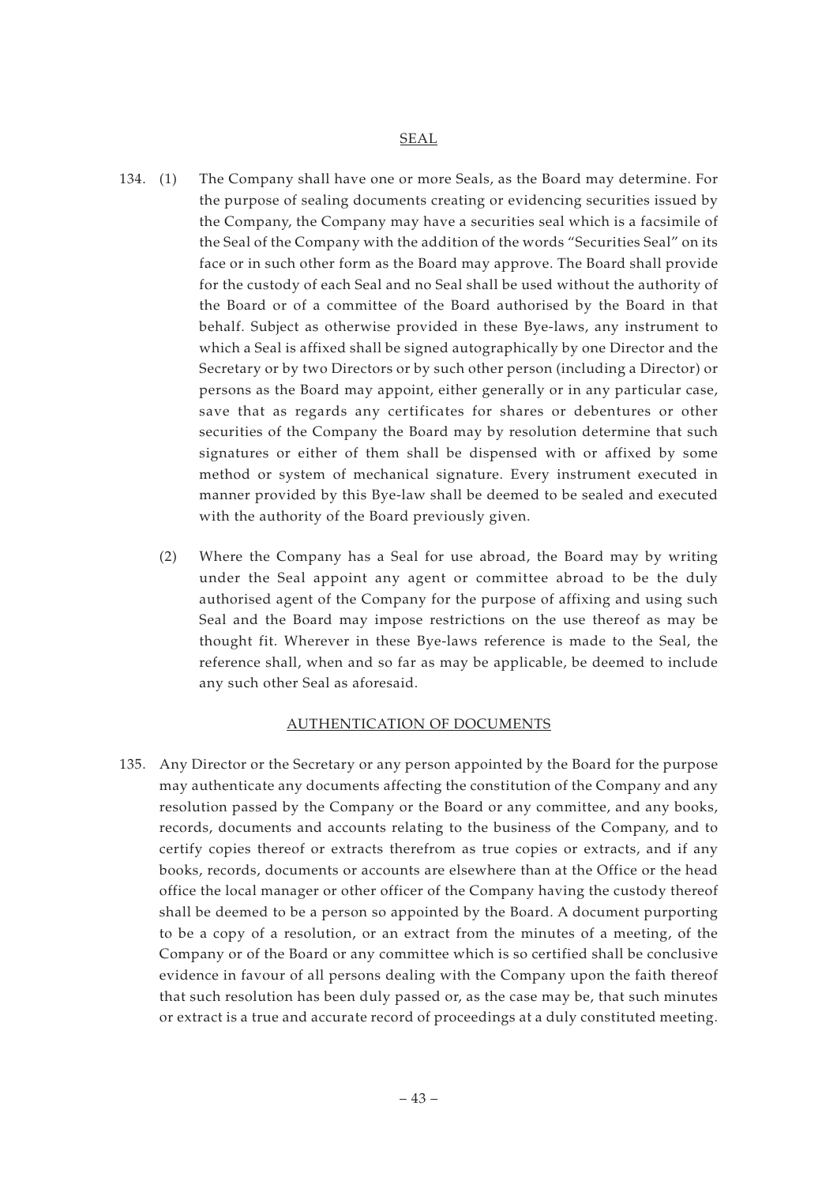## SEAL

134. (1) The Company shall have one or more Seals, as the Board may determine. For the purpose of sealing documents creating or evidencing securities issued by the Company, the Company may have a securities seal which is a facsimile of the Seal of the Company with the addition of the words "Securities Seal" on its face or in such other form as the Board may approve. The Board shall provide for the custody of each Seal and no Seal shall be used without the authority of the Board or of a committee of the Board authorised by the Board in that behalf. Subject as otherwise provided in these Bye-laws, any instrument to which a Seal is affixed shall be signed autographically by one Director and the Secretary or by two Directors or by such other person (including a Director) or persons as the Board may appoint, either generally or in any particular case, save that as regards any certificates for shares or debentures or other securities of the Company the Board may by resolution determine that such signatures or either of them shall be dispensed with or affixed by some method or system of mechanical signature. Every instrument executed in manner provided by this Bye-law shall be deemed to be sealed and executed with the authority of the Board previously given.

(2) Where the Company has a Seal for use abroad, the Board may by writing under the Seal appoint any agent or committee abroad to be the duly authorised agent of the Company for the purpose of affixing and using such Seal and the Board may impose restrictions on the use thereof as may be thought fit. Wherever in these Bye-laws reference is made to the Seal, the reference shall, when and so far as may be applicable, be deemed to include any such other Seal as aforesaid.

## AUTHENTICATION OF DOCUMENTS

135. Any Director or the Secretary or any person appointed by the Board for the purpose may authenticate any documents affecting the constitution of the Company and any resolution passed by the Company or the Board or any committee, and any books, records, documents and accounts relating to the business of the Company, and to certify copies thereof or extracts therefrom as true copies or extracts, and if any books, records, documents or accounts are elsewhere than at the Office or the head office the local manager or other officer of the Company having the custody thereof shall be deemed to be a person so appointed by the Board. A document purporting to be a copy of a resolution, or an extract from the minutes of a meeting, of the Company or of the Board or any committee which is so certified shall be conclusive evidence in favour of all persons dealing with the Company upon the faith thereof that such resolution has been duly passed or, as the case may be, that such minutes or extract is a true and accurate record of proceedings at a duly constituted meeting.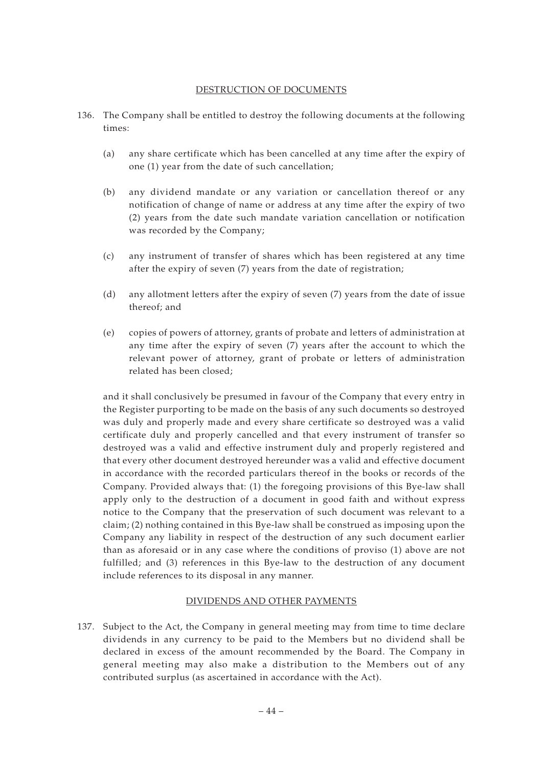## DESTRUCTION OF DOCUMENTS

136. The Company shall be entitled to destroy the following documents at the following times:

    (a) any share certificate which has been cancelled at any time after the expiry of one (1) year from the date of such cancellation;

    (b) any dividend mandate or any variation or cancellation thereof or any notification of change of name or address at any time after the expiry of two (2) years from the date such mandate variation cancellation or notification was recorded by the Company;

    (c) any instrument of transfer of shares which has been registered at any time after the expiry of seven (7) years from the date of registration;

    (d) any allotment letters after the expiry of seven (7) years from the date of issue thereof; and

    (e) copies of powers of attorney, grants of probate and letters of administration at any time after the expiry of seven (7) years after the account to which the relevant power of attorney, grant of probate or letters of administration related has been closed;

    and it shall conclusively be presumed in favour of the Company that every entry in the Register purporting to be made on the basis of any such documents so destroyed was duly and properly made and every share certificate so destroyed was a valid certificate duly and properly cancelled and that every instrument of transfer so destroyed was a valid and effective instrument duly and properly registered and that every other document destroyed hereunder was a valid and effective document in accordance with the recorded particulars thereof in the books or records of the Company. Provided always that: (1) the foregoing provisions of this Bye-law shall apply only to the destruction of a document in good faith and without express notice to the Company that the preservation of such document was relevant to a claim; (2) nothing contained in this Bye-law shall be construed as imposing upon the Company any liability in respect of the destruction of any such document earlier than as aforesaid or in any case where the conditions of proviso (1) above are not fulfilled; and (3) references in this Bye-law to the destruction of any document include references to its disposal in any manner.

## DIVIDENDS AND OTHER PAYMENTS

137. Subject to the Act, the Company in general meeting may from time to time declare dividends in any currency to be paid to the Members but no dividend shall be declared in excess of the amount recommended by the Board. The Company in general meeting may also make a distribution to the Members out of any contributed surplus (as ascertained in accordance with the Act).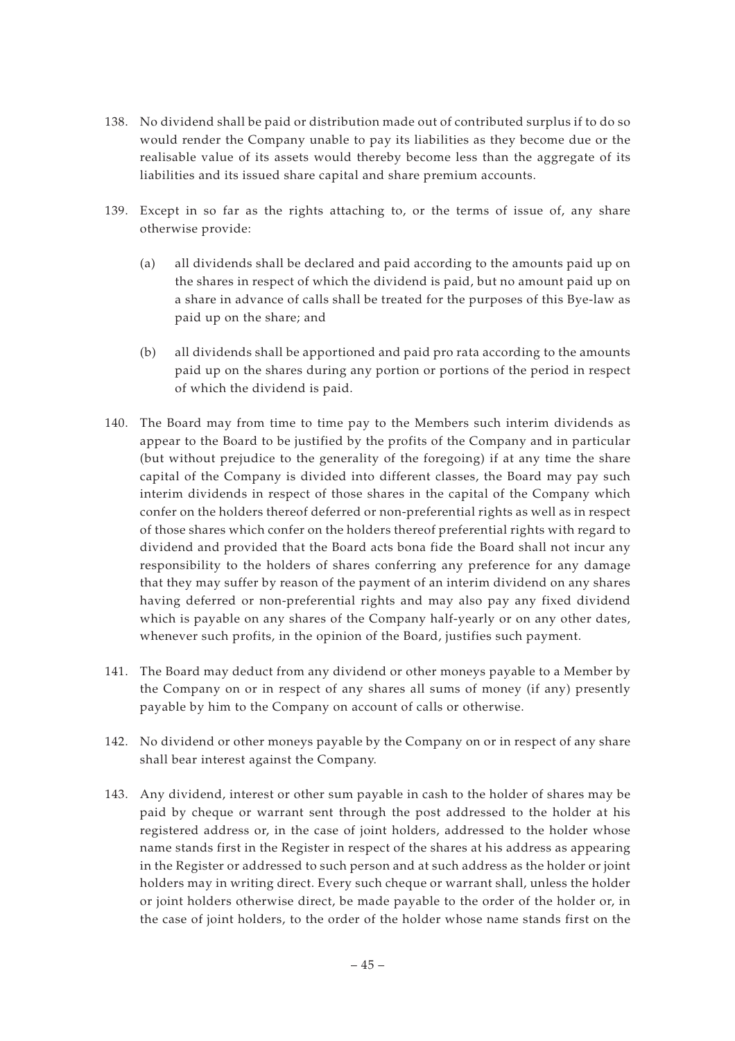138. No dividend shall be paid or distribution made out of contributed surplus if to do so would render the Company unable to pay its liabilities as they become due or the realisable value of its assets would thereby become less than the aggregate of its liabilities and its issued share capital and share premium accounts.

139. Except in so far as the rights attaching to, or the terms of issue of, any share otherwise provide:

    (a) all dividends shall be declared and paid according to the amounts paid up on the shares in respect of which the dividend is paid, but no amount paid up on a share in advance of calls shall be treated for the purposes of this Bye-law as paid up on the share; and

    (b) all dividends shall be apportioned and paid pro rata according to the amounts paid up on the shares during any portion or portions of the period in respect of which the dividend is paid.

140. The Board may from time to time pay to the Members such interim dividends as appear to the Board to be justified by the profits of the Company and in particular (but without prejudice to the generality of the foregoing) if at any time the share capital of the Company is divided into different classes, the Board may pay such interim dividends in respect of those shares in the capital of the Company which confer on the holders thereof deferred or non-preferential rights as well as in respect of those shares which confer on the holders thereof preferential rights with regard to dividend and provided that the Board acts bona fide the Board shall not incur any responsibility to the holders of shares conferring any preference for any damage that they may suffer by reason of the payment of an interim dividend on any shares having deferred or non-preferential rights and may also pay any fixed dividend which is payable on any shares of the Company half-yearly or on any other dates, whenever such profits, in the opinion of the Board, justifies such payment.

141. The Board may deduct from any dividend or other moneys payable to a Member by the Company on or in respect of any shares all sums of money (if any) presently payable by him to the Company on account of calls or otherwise.

142. No dividend or other moneys payable by the Company on or in respect of any share shall bear interest against the Company.

143. Any dividend, interest or other sum payable in cash to the holder of shares may be paid by cheque or warrant sent through the post addressed to the holder at his registered address or, in the case of joint holders, addressed to the holder whose name stands first in the Register in respect of the shares at his address as appearing in the Register or addressed to such person and at such address as the holder or joint holders may in writing direct. Every such cheque or warrant shall, unless the holder or joint holders otherwise direct, be made payable to the order of the holder or, in the case of joint holders, to the order of the holder whose name stands first on the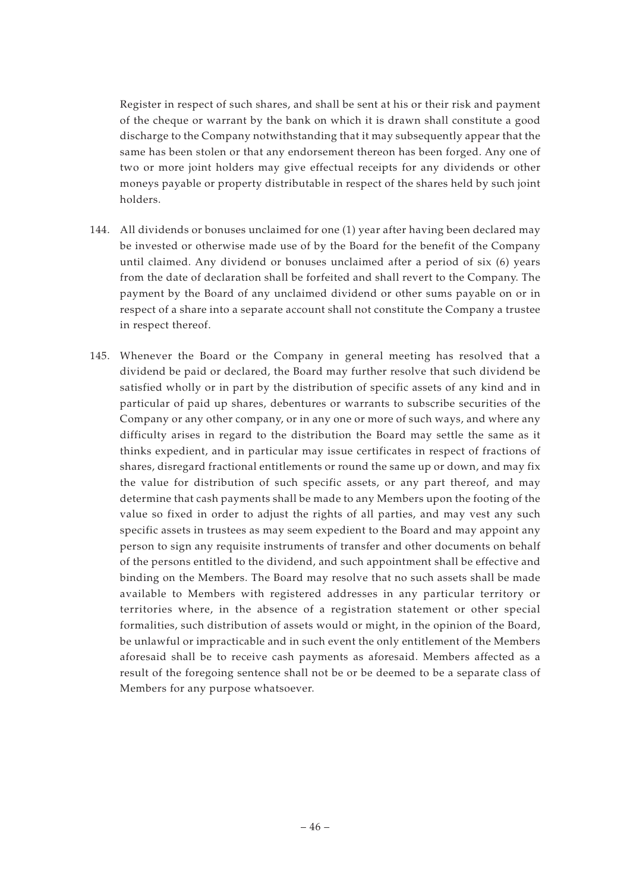Register in respect of such shares, and shall be sent at his or their risk and payment of the cheque or warrant by the bank on which it is drawn shall constitute a good discharge to the Company notwithstanding that it may subsequently appear that the same has been stolen or that any endorsement thereon has been forged. Any one of two or more joint holders may give effectual receipts for any dividends or other moneys payable or property distributable in respect of the shares held by such joint holders.

144. All dividends or bonuses unclaimed for one (1) year after having been declared may be invested or otherwise made use of by the Board for the benefit of the Company until claimed. Any dividend or bonuses unclaimed after a period of six (6) years from the date of declaration shall be forfeited and shall revert to the Company. The payment by the Board of any unclaimed dividend or other sums payable on or in respect of a share into a separate account shall not constitute the Company a trustee in respect thereof.

145. Whenever the Board or the Company in general meeting has resolved that a dividend be paid or declared, the Board may further resolve that such dividend be satisfied wholly or in part by the distribution of specific assets of any kind and in particular of paid up shares, debentures or warrants to subscribe securities of the Company or any other company, or in any one or more of such ways, and where any difficulty arises in regard to the distribution the Board may settle the same as it thinks expedient, and in particular may issue certificates in respect of fractions of shares, disregard fractional entitlements or round the same up or down, and may fix the value for distribution of such specific assets, or any part thereof, and may determine that cash payments shall be made to any Members upon the footing of the value so fixed in order to adjust the rights of all parties, and may vest any such specific assets in trustees as may seem expedient to the Board and may appoint any person to sign any requisite instruments of transfer and other documents on behalf of the persons entitled to the dividend, and such appointment shall be effective and binding on the Members. The Board may resolve that no such assets shall be made available to Members with registered addresses in any particular territory or territories where, in the absence of a registration statement or other special formalities, such distribution of assets would or might, in the opinion of the Board, be unlawful or impracticable and in such event the only entitlement of the Members aforesaid shall be to receive cash payments as aforesaid. Members affected as a result of the foregoing sentence shall not be or be deemed to be a separate class of Members for any purpose whatsoever.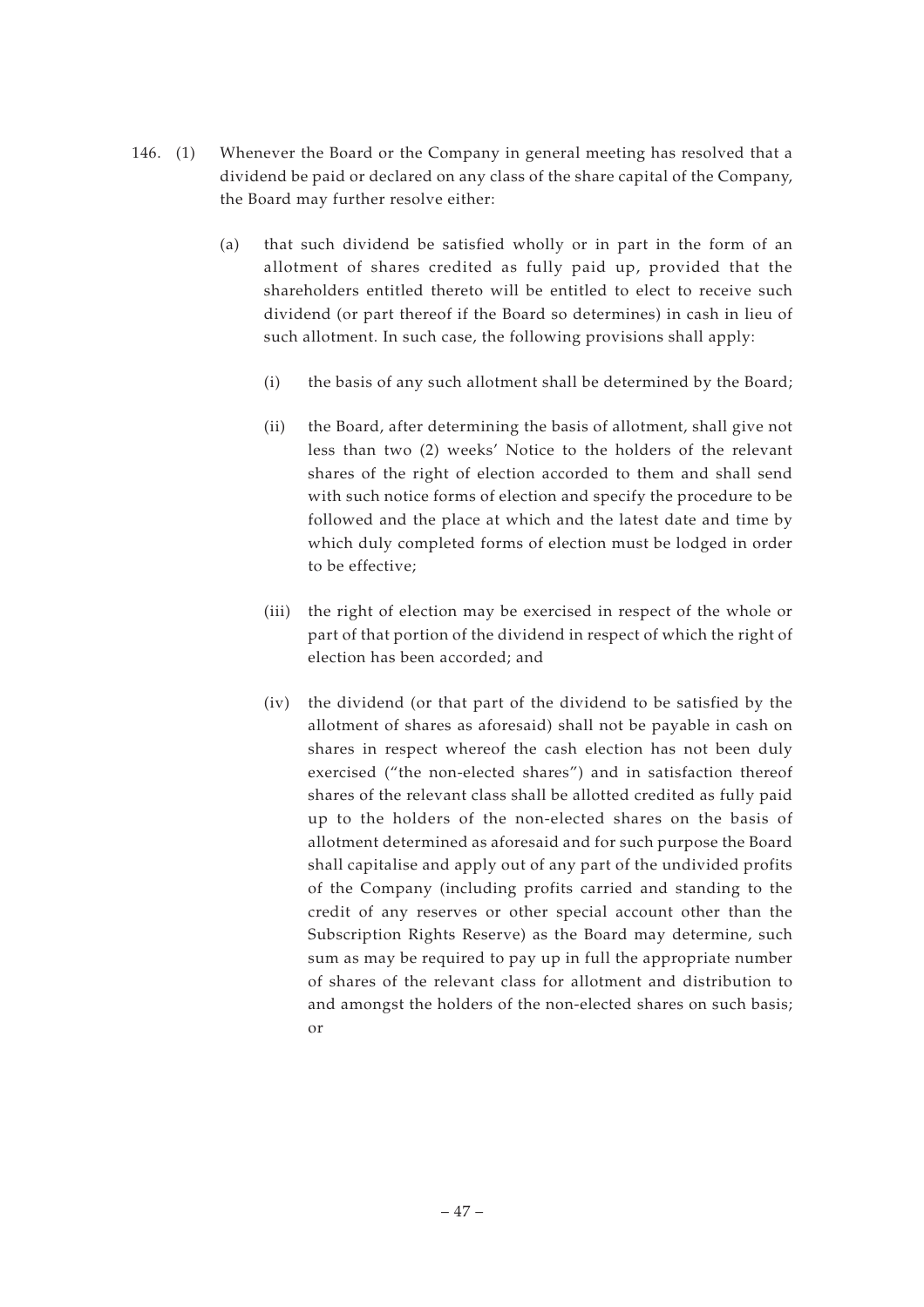146. (1) Whenever the Board or the Company in general meeting has resolved that a dividend be paid or declared on any class of the share capital of the Company, the Board may further resolve either:

   (a) that such dividend be satisfied wholly or in part in the form of an allotment of shares credited as fully paid up, provided that the shareholders entitled thereto will be entitled to elect to receive such dividend (or part thereof if the Board so determines) in cash in lieu of such allotment. In such case, the following provisions shall apply:

      (i) the basis of any such allotment shall be determined by the Board;

      (ii) the Board, after determining the basis of allotment, shall give not less than two (2) weeks' Notice to the holders of the relevant shares of the right of election accorded to them and shall send with such notice forms of election and specify the procedure to be followed and the place at which and the latest date and time by which duly completed forms of election must be lodged in order to be effective;

      (iii) the right of election may be exercised in respect of the whole or part of that portion of the dividend in respect of which the right of election has been accorded; and

      (iv) the dividend (or that part of the dividend to be satisfied by the allotment of shares as aforesaid) shall not be payable in cash on shares in respect whereof the cash election has not been duly exercised ("the non-elected shares") and in satisfaction thereof shares of the relevant class shall be allotted credited as fully paid up to the holders of the non-elected shares on the basis of allotment determined as aforesaid and for such purpose the Board shall capitalise and apply out of any part of the undivided profits of the Company (including profits carried and standing to the credit of any reserves or other special account other than the Subscription Rights Reserve) as the Board may determine, such sum as may be required to pay up in full the appropriate number of shares of the relevant class for allotment and distribution to and amongst the holders of the non-elected shares on such basis; or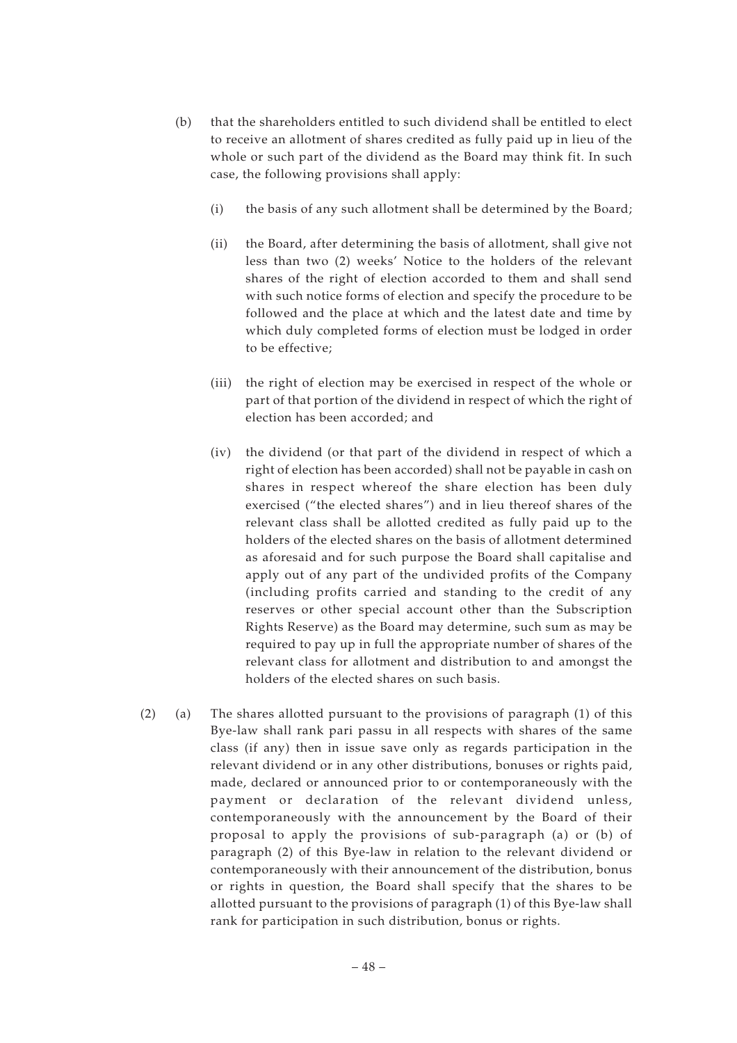(b) that the shareholders entitled to such dividend shall be entitled to elect to receive an allotment of shares credited as fully paid up in lieu of the whole or such part of the dividend as the Board may think fit. In such case, the following provisions shall apply:

  (i) the basis of any such allotment shall be determined by the Board;

  (ii) the Board, after determining the basis of allotment, shall give not less than two (2) weeks' Notice to the holders of the relevant shares of the right of election accorded to them and shall send with such notice forms of election and specify the procedure to be followed and the place at which and the latest date and time by which duly completed forms of election must be lodged in order to be effective;

  (iii) the right of election may be exercised in respect of the whole or part of that portion of the dividend in respect of which the right of election has been accorded; and

  (iv) the dividend (or that part of the dividend in respect of which a right of election has been accorded) shall not be payable in cash on shares in respect whereof the share election has been duly exercised ("the elected shares") and in lieu thereof shares of the relevant class shall be allotted credited as fully paid up to the holders of the elected shares on the basis of allotment determined as aforesaid and for such purpose the Board shall capitalise and apply out of any part of the undivided profits of the Company (including profits carried and standing to the credit of any reserves or other special account other than the Subscription Rights Reserve) as the Board may determine, such sum as may be required to pay up in full the appropriate number of shares of the relevant class for allotment and distribution to and amongst the holders of the elected shares on such basis.

(2) (a) The shares allotted pursuant to the provisions of paragraph (1) of this Bye-law shall rank pari passu in all respects with shares of the same class (if any) then in issue save only as regards participation in the relevant dividend or in any other distributions, bonuses or rights paid, made, declared or announced prior to or contemporaneously with the payment or declaration of the relevant dividend unless, contemporaneously with the announcement by the Board of their proposal to apply the provisions of sub-paragraph (a) or (b) of paragraph (2) of this Bye-law in relation to the relevant dividend or contemporaneously with their announcement of the distribution, bonus or rights in question, the Board shall specify that the shares to be allotted pursuant to the provisions of paragraph (1) of this Bye-law shall rank for participation in such distribution, bonus or rights.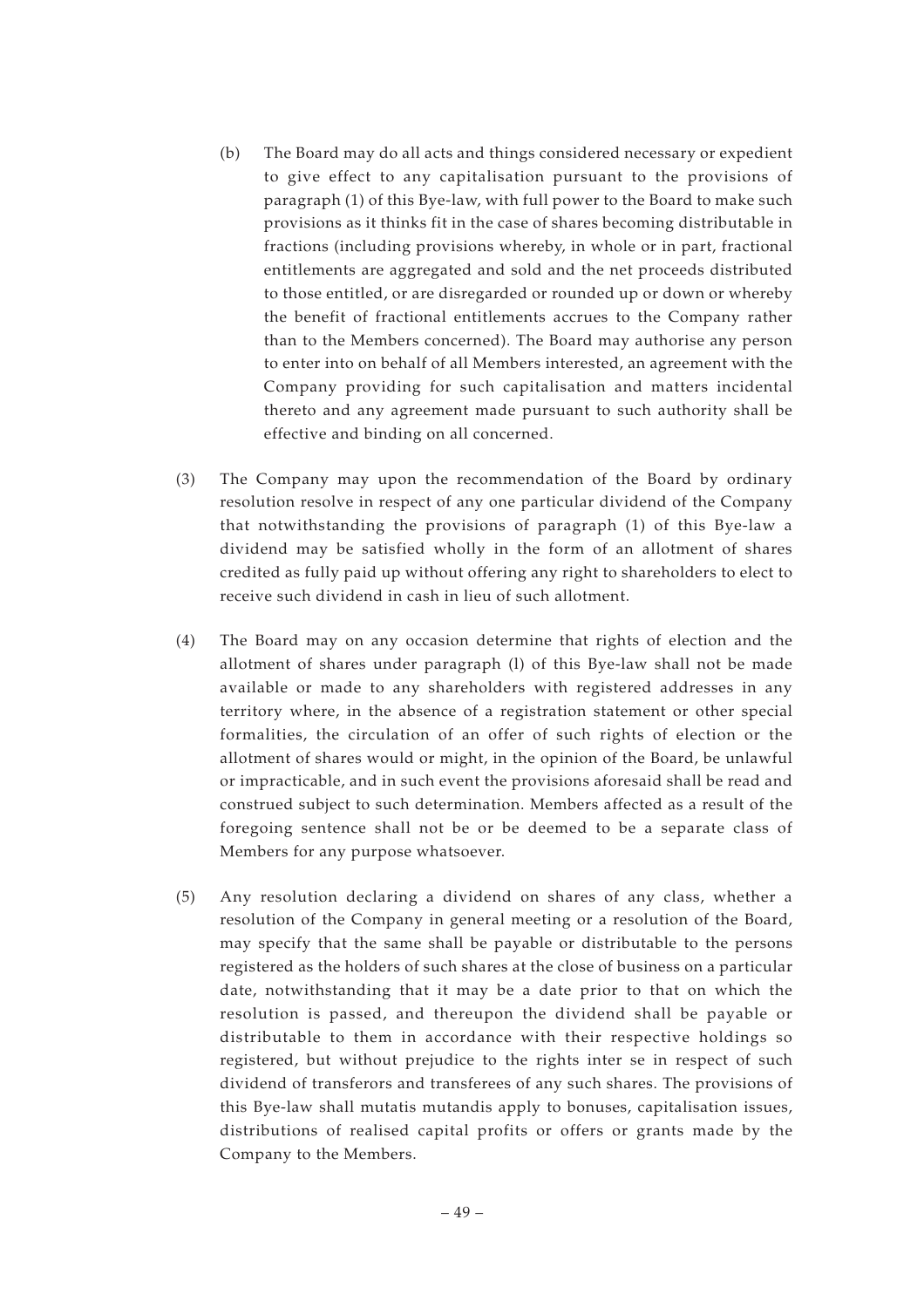(b) The Board may do all acts and things considered necessary or expedient to give effect to any capitalisation pursuant to the provisions of paragraph (1) of this Bye-law, with full power to the Board to make such provisions as it thinks fit in the case of shares becoming distributable in fractions (including provisions whereby, in whole or in part, fractional entitlements are aggregated and sold and the net proceeds distributed to those entitled, or are disregarded or rounded up or down or whereby the benefit of fractional entitlements accrues to the Company rather than to the Members concerned). The Board may authorise any person to enter into on behalf of all Members interested, an agreement with the Company providing for such capitalisation and matters incidental thereto and any agreement made pursuant to such authority shall be effective and binding on all concerned.

(3) The Company may upon the recommendation of the Board by ordinary resolution resolve in respect of any one particular dividend of the Company that notwithstanding the provisions of paragraph (1) of this Bye-law a dividend may be satisfied wholly in the form of an allotment of shares credited as fully paid up without offering any right to shareholders to elect to receive such dividend in cash in lieu of such allotment.

(4) The Board may on any occasion determine that rights of election and the allotment of shares under paragraph (l) of this Bye-law shall not be made available or made to any shareholders with registered addresses in any territory where, in the absence of a registration statement or other special formalities, the circulation of an offer of such rights of election or the allotment of shares would or might, in the opinion of the Board, be unlawful or impracticable, and in such event the provisions aforesaid shall be read and construed subject to such determination. Members affected as a result of the foregoing sentence shall not be or be deemed to be a separate class of Members for any purpose whatsoever.

(5) Any resolution declaring a dividend on shares of any class, whether a resolution of the Company in general meeting or a resolution of the Board, may specify that the same shall be payable or distributable to the persons registered as the holders of such shares at the close of business on a particular date, notwithstanding that it may be a date prior to that on which the resolution is passed, and thereupon the dividend shall be payable or distributable to them in accordance with their respective holdings so registered, but without prejudice to the rights inter se in respect of such dividend of transferors and transferees of any such shares. The provisions of this Bye-law shall mutatis mutandis apply to bonuses, capitalisation issues, distributions of realised capital profits or offers or grants made by the Company to the Members.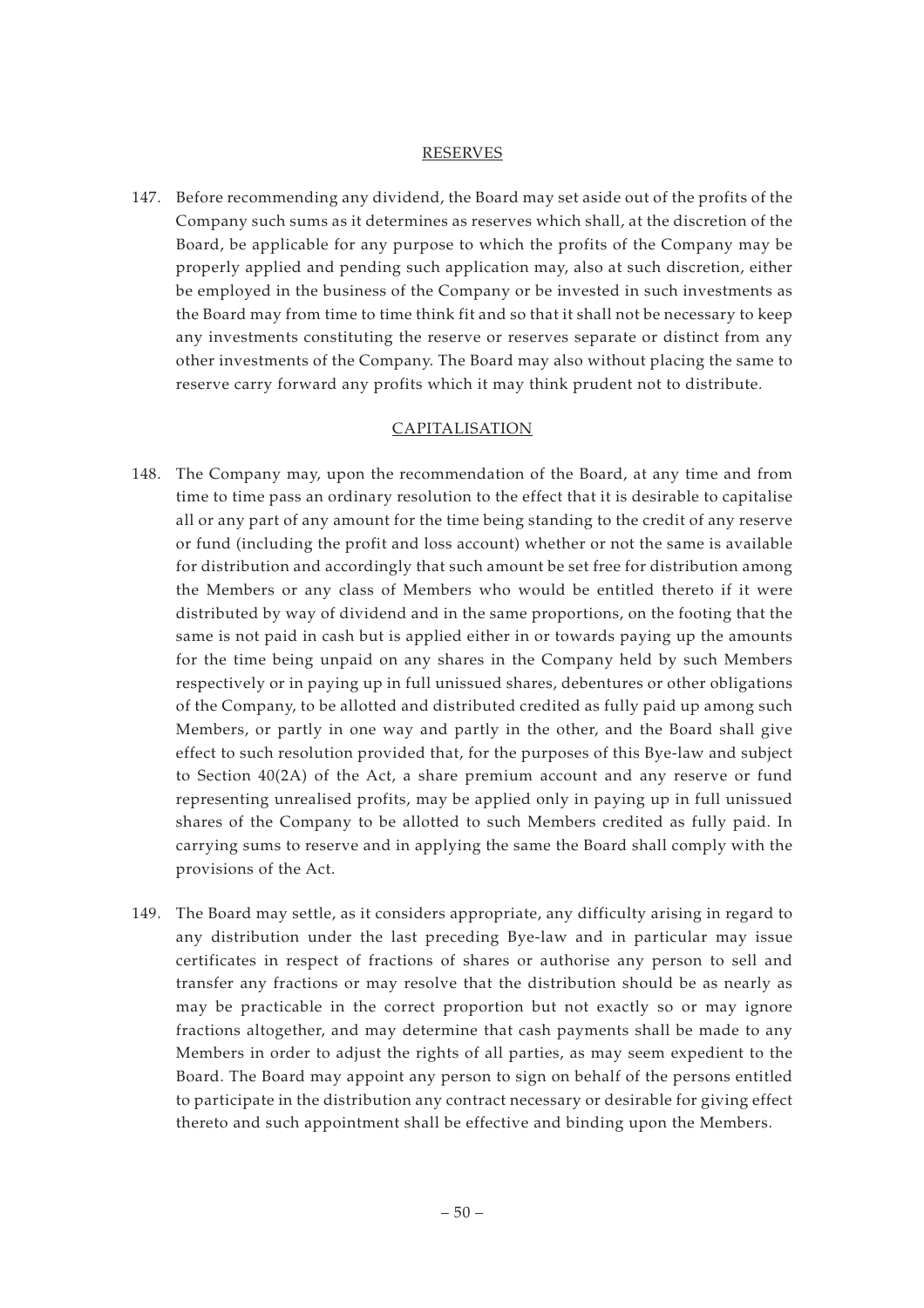## RESERVES

147. Before recommending any dividend, the Board may set aside out of the profits of the Company such sums as it determines as reserves which shall, at the discretion of the Board, be applicable for any purpose to which the profits of the Company may be properly applied and pending such application may, also at such discretion, either be employed in the business of the Company or be invested in such investments as the Board may from time to time think fit and so that it shall not be necessary to keep any investments constituting the reserve or reserves separate or distinct from any other investments of the Company. The Board may also without placing the same to reserve carry forward any profits which it may think prudent not to distribute.

## CAPITALISATION

148. The Company may, upon the recommendation of the Board, at any time and from time to time pass an ordinary resolution to the effect that it is desirable to capitalise all or any part of any amount for the time being standing to the credit of any reserve or fund (including the profit and loss account) whether or not the same is available for distribution and accordingly that such amount be set free for distribution among the Members or any class of Members who would be entitled thereto if it were distributed by way of dividend and in the same proportions, on the footing that the same is not paid in cash but is applied either in or towards paying up the amounts for the time being unpaid on any shares in the Company held by such Members respectively or in paying up in full unissued shares, debentures or other obligations of the Company, to be allotted and distributed credited as fully paid up among such Members, or partly in one way and partly in the other, and the Board shall give effect to such resolution provided that, for the purposes of this Bye-law and subject to Section 40(2A) of the Act, a share premium account and any reserve or fund representing unrealised profits, may be applied only in paying up in full unissued shares of the Company to be allotted to such Members credited as fully paid. In carrying sums to reserve and in applying the same the Board shall comply with the provisions of the Act.

149. The Board may settle, as it considers appropriate, any difficulty arising in regard to any distribution under the last preceding Bye-law and in particular may issue certificates in respect of fractions of shares or authorise any person to sell and transfer any fractions or may resolve that the distribution should be as nearly as may be practicable in the correct proportion but not exactly so or may ignore fractions altogether, and may determine that cash payments shall be made to any Members in order to adjust the rights of all parties, as may seem expedient to the Board. The Board may appoint any person to sign on behalf of the persons entitled to participate in the distribution any contract necessary or desirable for giving effect thereto and such appointment shall be effective and binding upon the Members.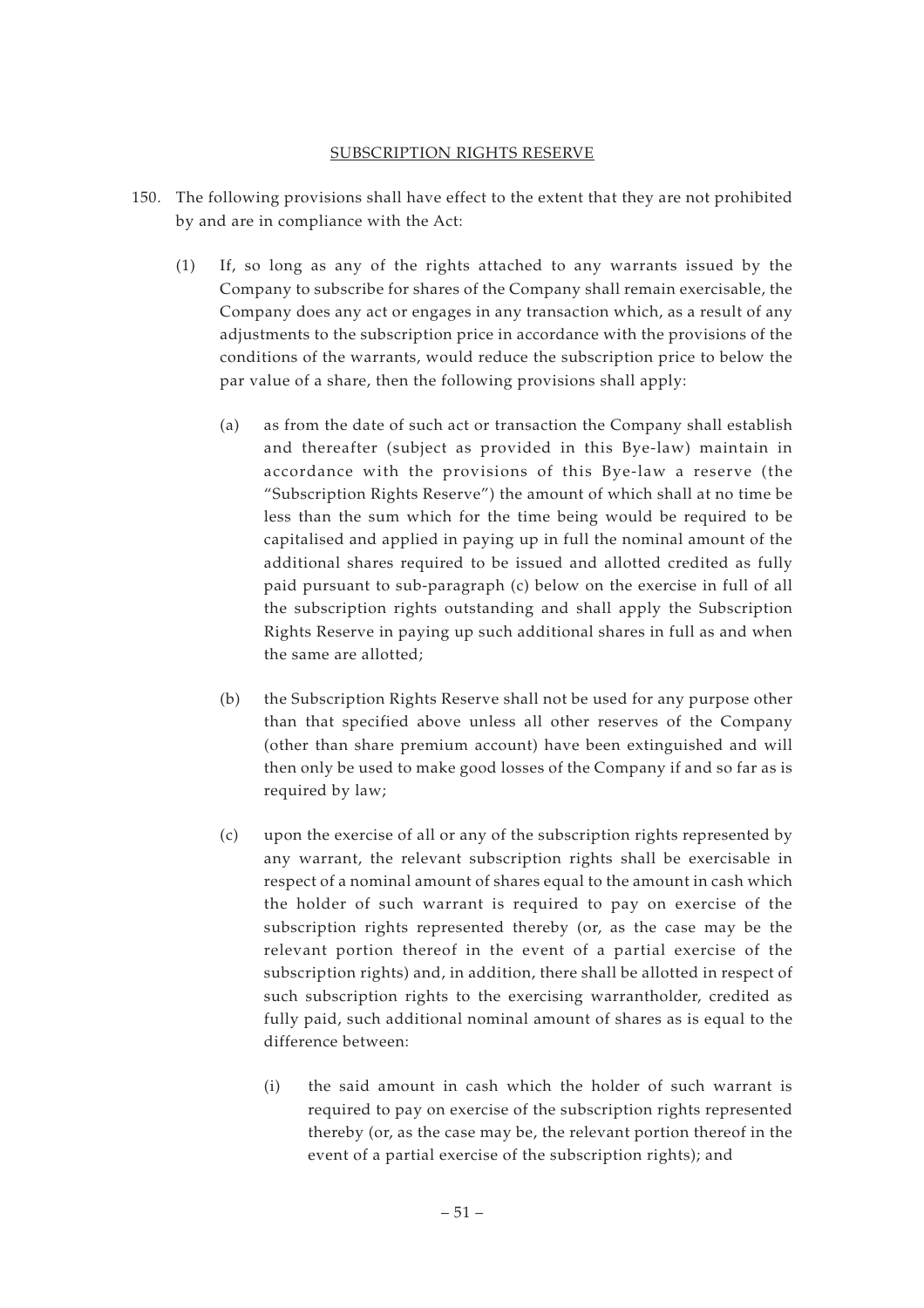## SUBSCRIPTION RIGHTS RESERVE

150. The following provisions shall have effect to the extent that they are not prohibited by and are in compliance with the Act:

   (1) If, so long as any of the rights attached to any warrants issued by the Company to subscribe for shares of the Company shall remain exercisable, the Company does any act or engages in any transaction which, as a result of any adjustments to the subscription price in accordance with the provisions of the conditions of the warrants, would reduce the subscription price to below the par value of a share, then the following provisions shall apply:

      (a) as from the date of such act or transaction the Company shall establish and thereafter (subject as provided in this Bye-law) maintain in accordance with the provisions of this Bye-law a reserve (the "Subscription Rights Reserve") the amount of which shall at no time be less than the sum which for the time being would be required to be capitalised and applied in paying up in full the nominal amount of the additional shares required to be issued and allotted credited as fully paid pursuant to sub-paragraph (c) below on the exercise in full of all the subscription rights outstanding and shall apply the Subscription Rights Reserve in paying up such additional shares in full as and when the same are allotted;

      (b) the Subscription Rights Reserve shall not be used for any purpose other than that specified above unless all other reserves of the Company (other than share premium account) have been extinguished and will then only be used to make good losses of the Company if and so far as is required by law;

      (c) upon the exercise of all or any of the subscription rights represented by any warrant, the relevant subscription rights shall be exercisable in respect of a nominal amount of shares equal to the amount in cash which the holder of such warrant is required to pay on exercise of the subscription rights represented thereby (or, as the case may be the relevant portion thereof in the event of a partial exercise of the subscription rights) and, in addition, there shall be allotted in respect of such subscription rights to the exercising warrantholder, credited as fully paid, such additional nominal amount of shares as is equal to the difference between:

         (i) the said amount in cash which the holder of such warrant is required to pay on exercise of the subscription rights represented thereby (or, as the case may be, the relevant portion thereof in the event of a partial exercise of the subscription rights); and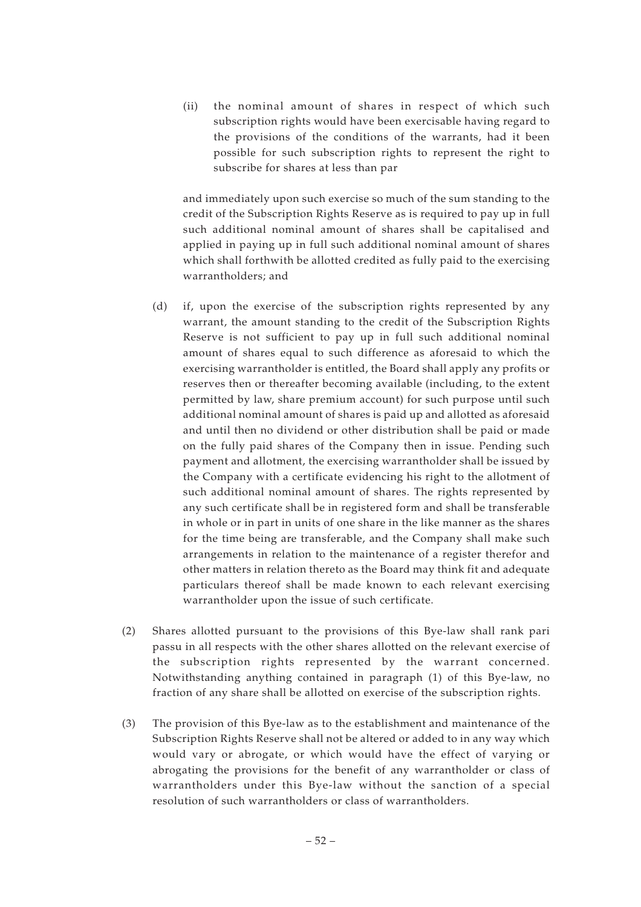(ii) the nominal amount of shares in respect of which such subscription rights would have been exercisable having regard to the provisions of the conditions of the warrants, had it been possible for such subscription rights to represent the right to subscribe for shares at less than par

and immediately upon such exercise so much of the sum standing to the credit of the Subscription Rights Reserve as is required to pay up in full such additional nominal amount of shares shall be capitalised and applied in paying up in full such additional nominal amount of shares which shall forthwith be allotted credited as fully paid to the exercising warrantholders; and

(d) if, upon the exercise of the subscription rights represented by any warrant, the amount standing to the credit of the Subscription Rights Reserve is not sufficient to pay up in full such additional nominal amount of shares equal to such difference as aforesaid to which the exercising warrantholder is entitled, the Board shall apply any profits or reserves then or thereafter becoming available (including, to the extent permitted by law, share premium account) for such purpose until such additional nominal amount of shares is paid up and allotted as aforesaid and until then no dividend or other distribution shall be paid or made on the fully paid shares of the Company then in issue. Pending such payment and allotment, the exercising warrantholder shall be issued by the Company with a certificate evidencing his right to the allotment of such additional nominal amount of shares. The rights represented by any such certificate shall be in registered form and shall be transferable in whole or in part in units of one share in the like manner as the shares for the time being are transferable, and the Company shall make such arrangements in relation to the maintenance of a register therefor and other matters in relation thereto as the Board may think fit and adequate particulars thereof shall be made known to each relevant exercising warrantholder upon the issue of such certificate.

(2) Shares allotted pursuant to the provisions of this Bye-law shall rank pari passu in all respects with the other shares allotted on the relevant exercise of the subscription rights represented by the warrant concerned. Notwithstanding anything contained in paragraph (1) of this Bye-law, no fraction of any share shall be allotted on exercise of the subscription rights.

(3) The provision of this Bye-law as to the establishment and maintenance of the Subscription Rights Reserve shall not be altered or added to in any way which would vary or abrogate, or which would have the effect of varying or abrogating the provisions for the benefit of any warrantholder or class of warrantholders under this Bye-law without the sanction of a special resolution of such warrantholders or class of warrantholders.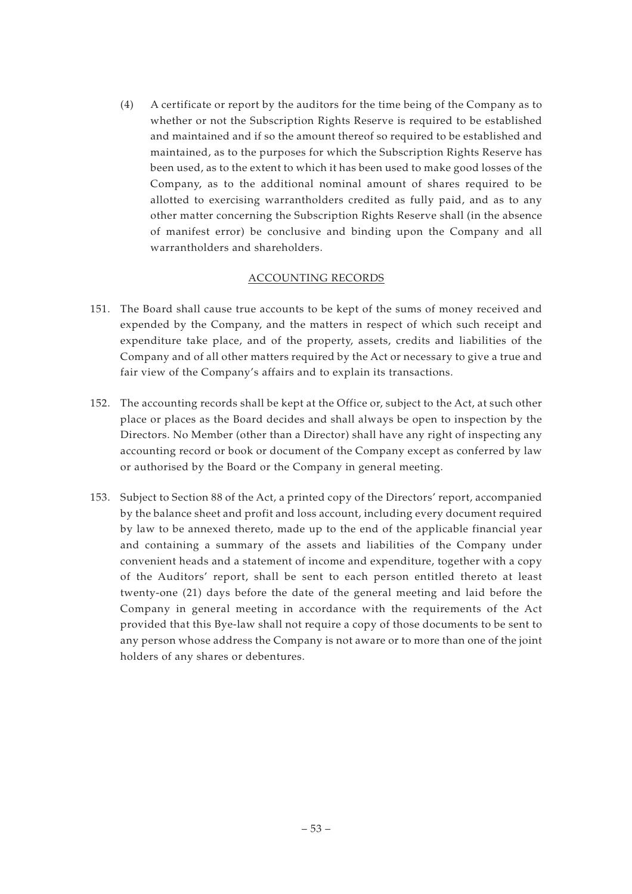(4) A certificate or report by the auditors for the time being of the Company as to whether or not the Subscription Rights Reserve is required to be established and maintained and if so the amount thereof so required to be established and maintained, as to the purposes for which the Subscription Rights Reserve has been used, as to the extent to which it has been used to make good losses of the Company, as to the additional nominal amount of shares required to be allotted to exercising warrantholders credited as fully paid, and as to any other matter concerning the Subscription Rights Reserve shall (in the absence of manifest error) be conclusive and binding upon the Company and all warrantholders and shareholders.

## ACCOUNTING RECORDS

151. The Board shall cause true accounts to be kept of the sums of money received and expended by the Company, and the matters in respect of which such receipt and expenditure take place, and of the property, assets, credits and liabilities of the Company and of all other matters required by the Act or necessary to give a true and fair view of the Company's affairs and to explain its transactions.

152. The accounting records shall be kept at the Office or, subject to the Act, at such other place or places as the Board decides and shall always be open to inspection by the Directors. No Member (other than a Director) shall have any right of inspecting any accounting record or book or document of the Company except as conferred by law or authorised by the Board or the Company in general meeting.

153. Subject to Section 88 of the Act, a printed copy of the Directors' report, accompanied by the balance sheet and profit and loss account, including every document required by law to be annexed thereto, made up to the end of the applicable financial year and containing a summary of the assets and liabilities of the Company under convenient heads and a statement of income and expenditure, together with a copy of the Auditors' report, shall be sent to each person entitled thereto at least twenty-one (21) days before the date of the general meeting and laid before the Company in general meeting in accordance with the requirements of the Act provided that this Bye-law shall not require a copy of those documents to be sent to any person whose address the Company is not aware or to more than one of the joint holders of any shares or debentures.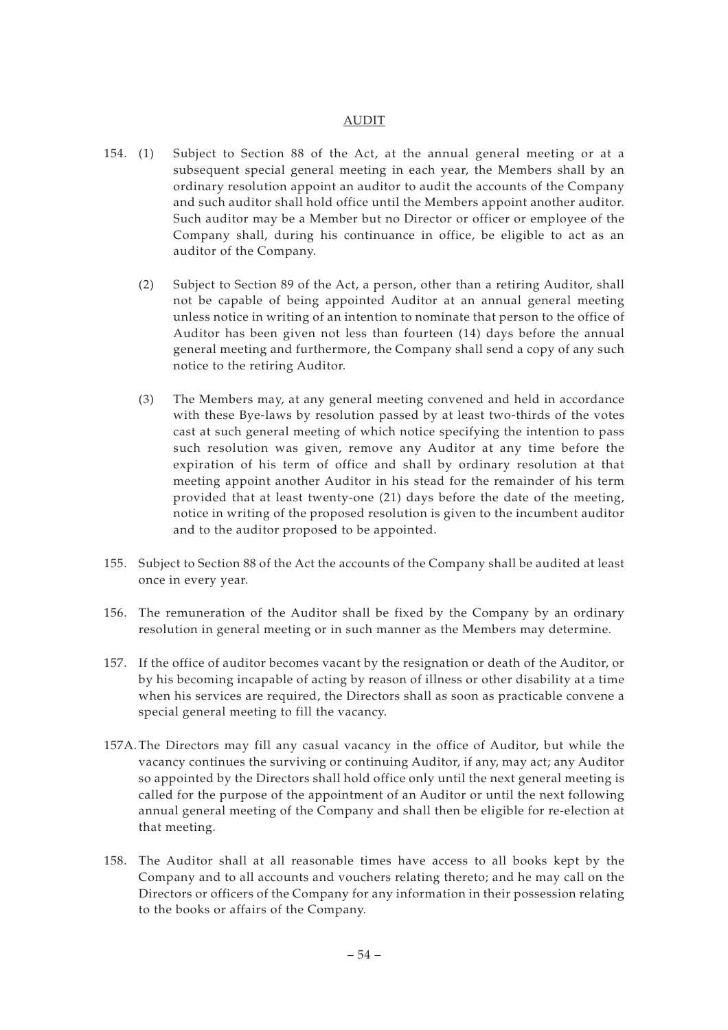## AUDIT

154. (1) Subject to Section 88 of the Act, at the annual general meeting or at a subsequent special general meeting in each year, the Members shall by an ordinary resolution appoint an auditor to audit the accounts of the Company and such auditor shall hold office until the Members appoint another auditor. Such auditor may be a Member but no Director or officer or employee of the Company shall, during his continuance in office, be eligible to act as an auditor of the Company.

(2) Subject to Section 89 of the Act, a person, other than a retiring Auditor, shall not be capable of being appointed Auditor at an annual general meeting unless notice in writing of an intention to nominate that person to the office of Auditor has been given not less than fourteen (14) days before the annual general meeting and furthermore, the Company shall send a copy of any such notice to the retiring Auditor.

(3) The Members may, at any general meeting convened and held in accordance with these Bye-laws by resolution passed by at least two-thirds of the votes cast at such general meeting of which notice specifying the intention to pass such resolution was given, remove any Auditor at any time before the expiration of his term of office and shall by ordinary resolution at that meeting appoint another Auditor in his stead for the remainder of his term provided that at least twenty-one (21) days before the date of the meeting, notice in writing of the proposed resolution is given to the incumbent auditor and to the auditor proposed to be appointed.

155. Subject to Section 88 of the Act the accounts of the Company shall be audited at least once in every year.

156. The remuneration of the Auditor shall be fixed by the Company by an ordinary resolution in general meeting or in such manner as the Members may determine.

157. If the office of auditor becomes vacant by the resignation or death of the Auditor, or by his becoming incapable of acting by reason of illness or other disability at a time when his services are required, the Directors shall as soon as practicable convene a special general meeting to fill the vacancy.

157A. The Directors may fill any casual vacancy in the office of Auditor, but while the vacancy continues the surviving or continuing Auditor, if any, may act; any Auditor so appointed by the Directors shall hold office only until the next general meeting is called for the purpose of the appointment of an Auditor or until the next following annual general meeting of the Company and shall then be eligible for re-election at that meeting.

158. The Auditor shall at all reasonable times have access to all books kept by the Company and to all accounts and vouchers relating thereto; and he may call on the Directors or officers of the Company for any information in their possession relating to the books or affairs of the Company.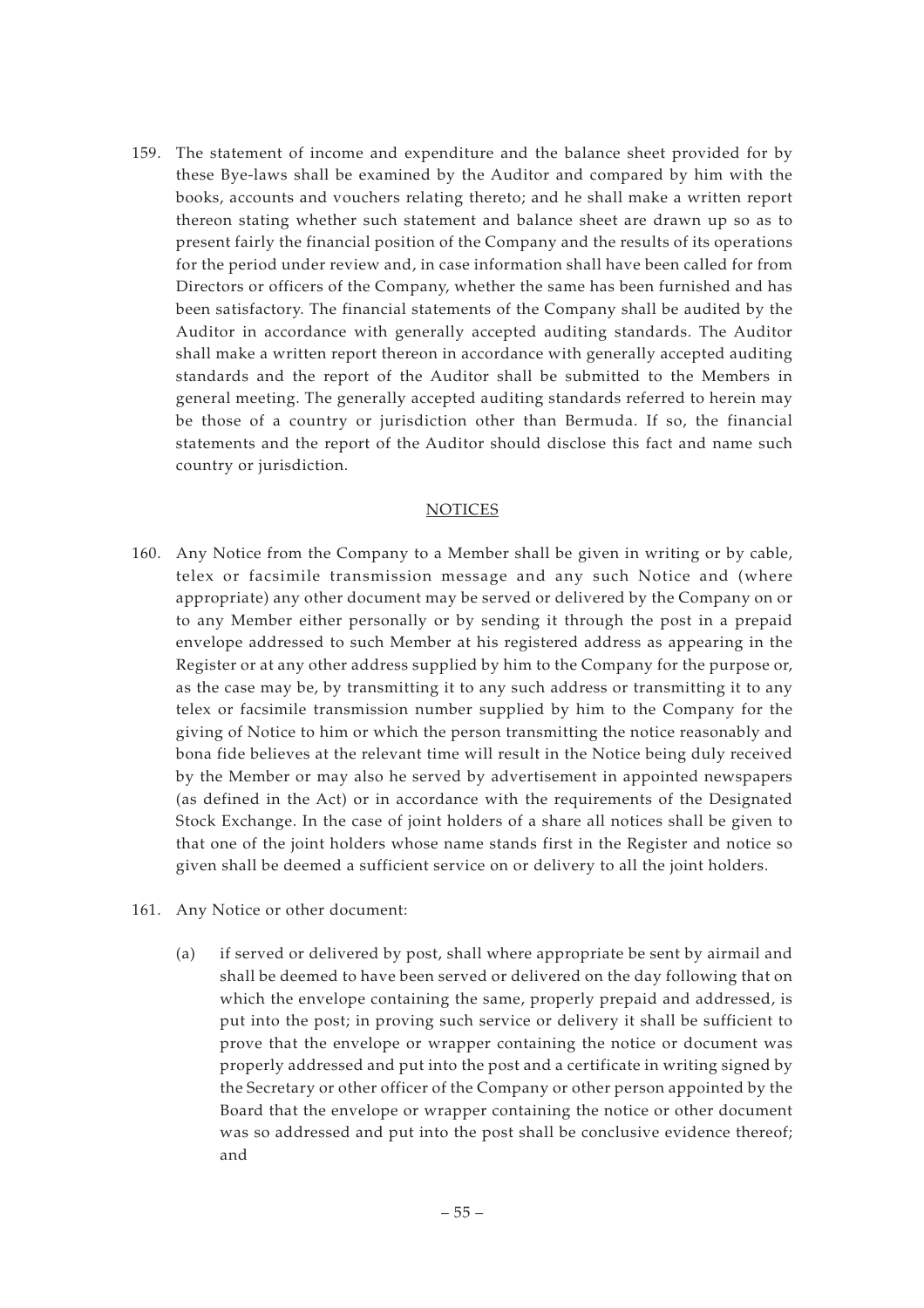159. The statement of income and expenditure and the balance sheet provided for by these Bye-laws shall be examined by the Auditor and compared by him with the books, accounts and vouchers relating thereto; and he shall make a written report thereon stating whether such statement and balance sheet are drawn up so as to present fairly the financial position of the Company and the results of its operations for the period under review and, in case information shall have been called for from Directors or officers of the Company, whether the same has been furnished and has been satisfactory. The financial statements of the Company shall be audited by the Auditor in accordance with generally accepted auditing standards. The Auditor shall make a written report thereon in accordance with generally accepted auditing standards and the report of the Auditor shall be submitted to the Members in general meeting. The generally accepted auditing standards referred to herein may be those of a country or jurisdiction other than Bermuda. If so, the financial statements and the report of the Auditor should disclose this fact and name such country or jurisdiction.

## NOTICES

160. Any Notice from the Company to a Member shall be given in writing or by cable, telex or facsimile transmission message and any such Notice and (where appropriate) any other document may be served or delivered by the Company on or to any Member either personally or by sending it through the post in a prepaid envelope addressed to such Member at his registered address as appearing in the Register or at any other address supplied by him to the Company for the purpose or, as the case may be, by transmitting it to any such address or transmitting it to any telex or facsimile transmission number supplied by him to the Company for the giving of Notice to him or which the person transmitting the notice reasonably and bona fide believes at the relevant time will result in the Notice being duly received by the Member or may also he served by advertisement in appointed newspapers (as defined in the Act) or in accordance with the requirements of the Designated Stock Exchange. In the case of joint holders of a share all notices shall be given to that one of the joint holders whose name stands first in the Register and notice so given shall be deemed a sufficient service on or delivery to all the joint holders.

161. Any Notice or other document:

    (a) if served or delivered by post, shall where appropriate be sent by airmail and shall be deemed to have been served or delivered on the day following that on which the envelope containing the same, properly prepaid and addressed, is put into the post; in proving such service or delivery it shall be sufficient to prove that the envelope or wrapper containing the notice or document was properly addressed and put into the post and a certificate in writing signed by the Secretary or other officer of the Company or other person appointed by the Board that the envelope or wrapper containing the notice or other document was so addressed and put into the post shall be conclusive evidence thereof; and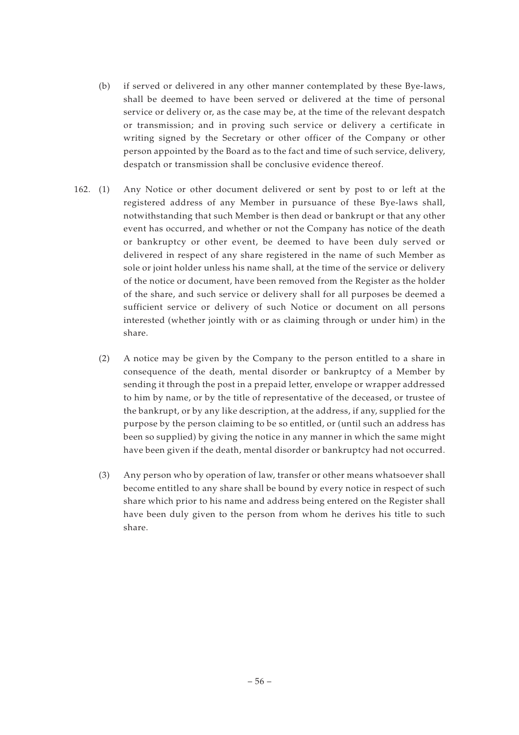(b) if served or delivered in any other manner contemplated by these Bye-laws, shall be deemed to have been served or delivered at the time of personal service or delivery or, as the case may be, at the time of the relevant despatch or transmission; and in proving such service or delivery a certificate in writing signed by the Secretary or other officer of the Company or other person appointed by the Board as to the fact and time of such service, delivery, despatch or transmission shall be conclusive evidence thereof.

162. (1) Any Notice or other document delivered or sent by post to or left at the registered address of any Member in pursuance of these Bye-laws shall, notwithstanding that such Member is then dead or bankrupt or that any other event has occurred, and whether or not the Company has notice of the death or bankruptcy or other event, be deemed to have been duly served or delivered in respect of any share registered in the name of such Member as sole or joint holder unless his name shall, at the time of the service or delivery of the notice or document, have been removed from the Register as the holder of the share, and such service or delivery shall for all purposes be deemed a sufficient service or delivery of such Notice or document on all persons interested (whether jointly with or as claiming through or under him) in the share.

(2) A notice may be given by the Company to the person entitled to a share in consequence of the death, mental disorder or bankruptcy of a Member by sending it through the post in a prepaid letter, envelope or wrapper addressed to him by name, or by the title of representative of the deceased, or trustee of the bankrupt, or by any like description, at the address, if any, supplied for the purpose by the person claiming to be so entitled, or (until such an address has been so supplied) by giving the notice in any manner in which the same might have been given if the death, mental disorder or bankruptcy had not occurred.

(3) Any person who by operation of law, transfer or other means whatsoever shall become entitled to any share shall be bound by every notice in respect of such share which prior to his name and address being entered on the Register shall have been duly given to the person from whom he derives his title to such share.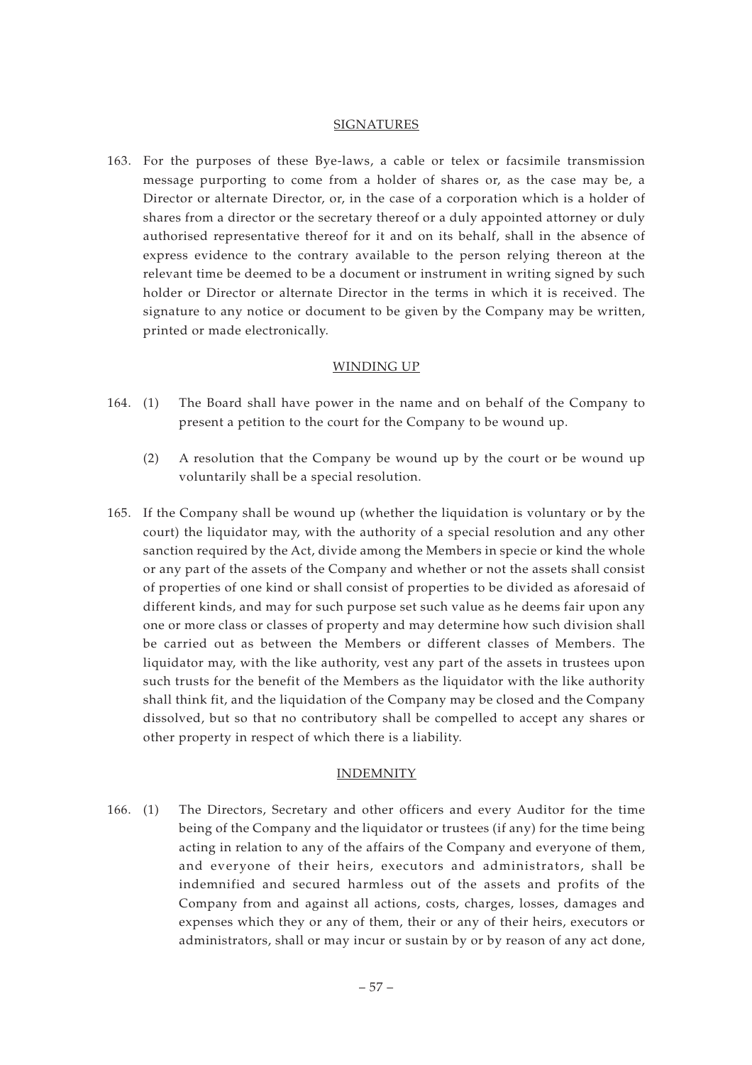## SIGNATURES

163. For the purposes of these Bye-laws, a cable or telex or facsimile transmission message purporting to come from a holder of shares or, as the case may be, a Director or alternate Director, or, in the case of a corporation which is a holder of shares from a director or the secretary thereof or a duly appointed attorney or duly authorised representative thereof for it and on its behalf, shall in the absence of express evidence to the contrary available to the person relying thereon at the relevant time be deemed to be a document or instrument in writing signed by such holder or Director or alternate Director in the terms in which it is received. The signature to any notice or document to be given by the Company may be written, printed or made electronically.

## WINDING UP

164. (1) The Board shall have power in the name and on behalf of the Company to present a petition to the court for the Company to be wound up.

(2) A resolution that the Company be wound up by the court or be wound up voluntarily shall be a special resolution.

165. If the Company shall be wound up (whether the liquidation is voluntary or by the court) the liquidator may, with the authority of a special resolution and any other sanction required by the Act, divide among the Members in specie or kind the whole or any part of the assets of the Company and whether or not the assets shall consist of properties of one kind or shall consist of properties to be divided as aforesaid of different kinds, and may for such purpose set such value as he deems fair upon any one or more class or classes of property and may determine how such division shall be carried out as between the Members or different classes of Members. The liquidator may, with the like authority, vest any part of the assets in trustees upon such trusts for the benefit of the Members as the liquidator with the like authority shall think fit, and the liquidation of the Company may be closed and the Company dissolved, but so that no contributory shall be compelled to accept any shares or other property in respect of which there is a liability.

## INDEMNITY

166. (1) The Directors, Secretary and other officers and every Auditor for the time being of the Company and the liquidator or trustees (if any) for the time being acting in relation to any of the affairs of the Company and everyone of them, and everyone of their heirs, executors and administrators, shall be indemnified and secured harmless out of the assets and profits of the Company from and against all actions, costs, charges, losses, damages and expenses which they or any of them, their or any of their heirs, executors or administrators, shall or may incur or sustain by or by reason of any act done,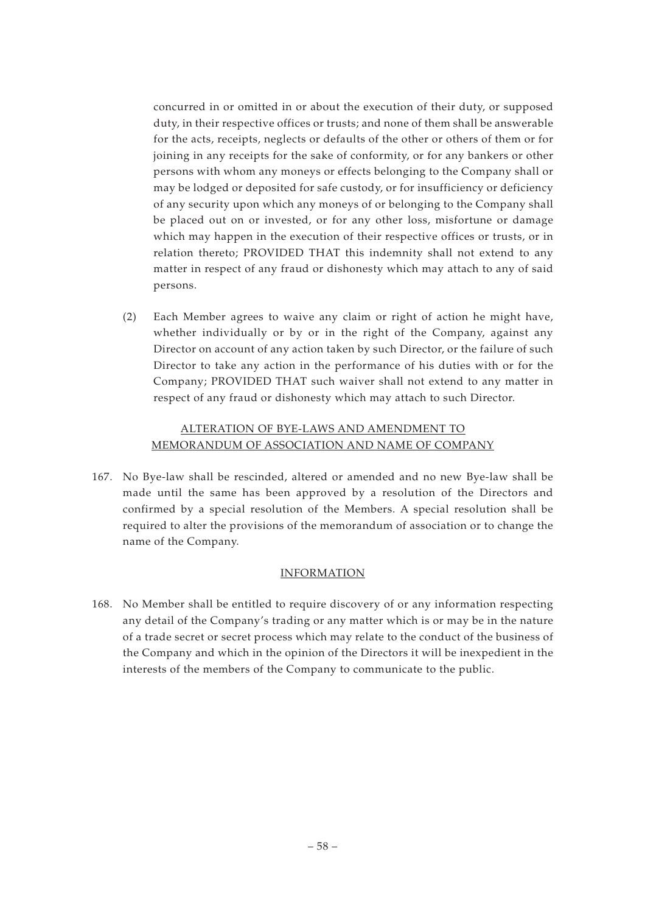concurred in or omitted in or about the execution of their duty, or supposed duty, in their respective offices or trusts; and none of them shall be answerable for the acts, receipts, neglects or defaults of the other or others of them or for joining in any receipts for the sake of conformity, or for any bankers or other persons with whom any moneys or effects belonging to the Company shall or may be lodged or deposited for safe custody, or for insufficiency or deficiency of any security upon which any moneys of or belonging to the Company shall be placed out on or invested, or for any other loss, misfortune or damage which may happen in the execution of their respective offices or trusts, or in relation thereto; PROVIDED THAT this indemnity shall not extend to any matter in respect of any fraud or dishonesty which may attach to any of said persons.

(2) Each Member agrees to waive any claim or right of action he might have, whether individually or by or in the right of the Company, against any Director on account of any action taken by such Director, or the failure of such Director to take any action in the performance of his duties with or for the Company; PROVIDED THAT such waiver shall not extend to any matter in respect of any fraud or dishonesty which may attach to such Director.

## ALTERATION OF BYE-LAWS AND AMENDMENT TO MEMORANDUM OF ASSOCIATION AND NAME OF COMPANY

167. No Bye-law shall be rescinded, altered or amended and no new Bye-law shall be made until the same has been approved by a resolution of the Directors and confirmed by a special resolution of the Members. A special resolution shall be required to alter the provisions of the memorandum of association or to change the name of the Company.

## INFORMATION

168. No Member shall be entitled to require discovery of or any information respecting any detail of the Company's trading or any matter which is or may be in the nature of a trade secret or secret process which may relate to the conduct of the business of the Company and which in the opinion of the Directors it will be inexpedient in the interests of the members of the Company to communicate to the public.